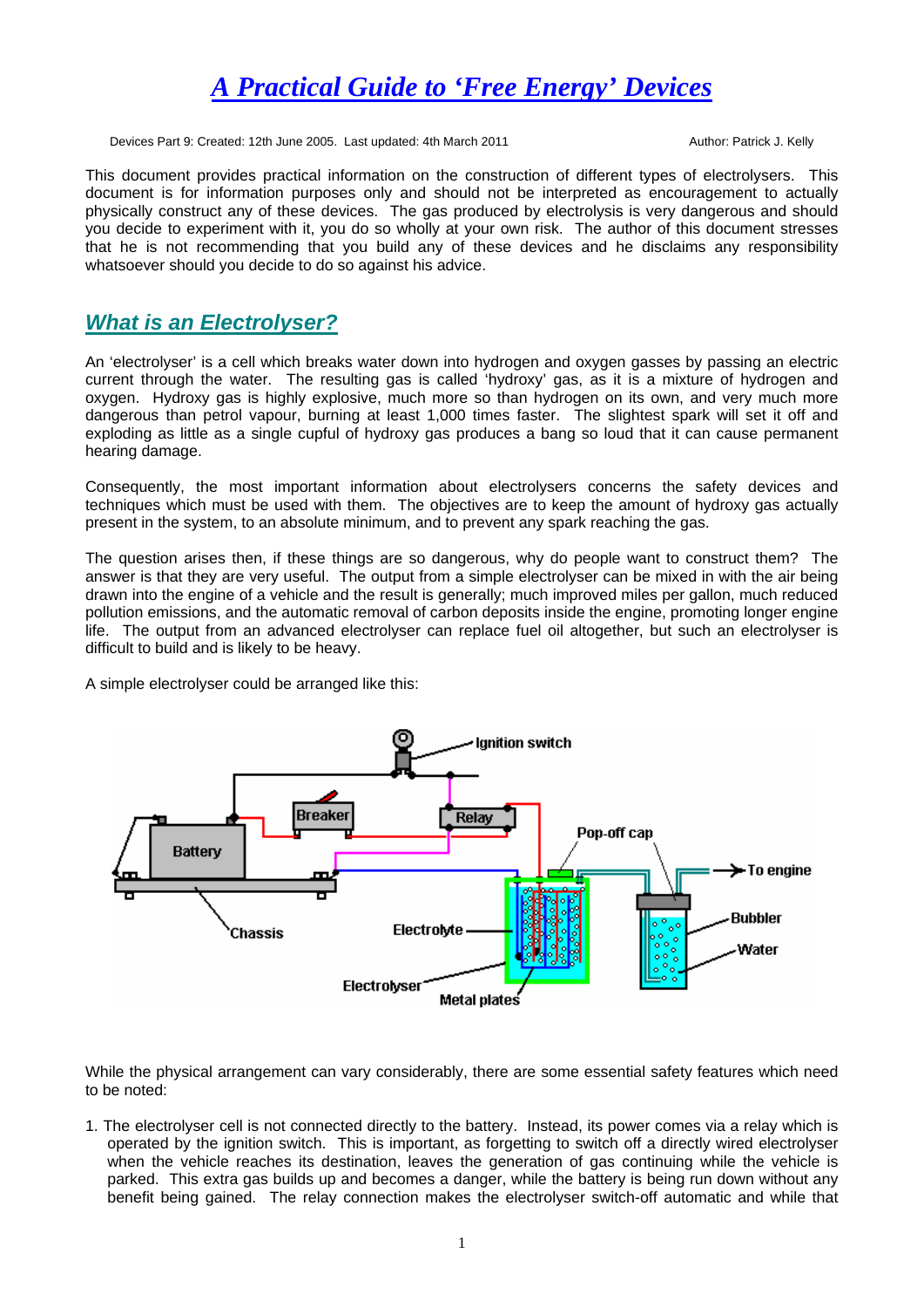# *A Practical Guide to 'Free Energy' Devices*

Devices Part 9: Created: 12th June 2005. Last updated: 4th March 2011 Author: Patrick J. Kelly

This document provides practical information on the construction of different types of electrolysers. This document is for information purposes only and should not be interpreted as encouragement to actually physically construct any of these devices. The gas produced by electrolysis is very dangerous and should you decide to experiment with it, you do so wholly at your own risk. The author of this document stresses that he is not recommending that you build any of these devices and he disclaims any responsibility whatsoever should you decide to do so against his advice.

## *What is an Electrolyser?*

An 'electrolyser' is a cell which breaks water down into hydrogen and oxygen gasses by passing an electric current through the water. The resulting gas is called 'hydroxy' gas, as it is a mixture of hydrogen and oxygen. Hydroxy gas is highly explosive, much more so than hydrogen on its own, and very much more dangerous than petrol vapour, burning at least 1,000 times faster. The slightest spark will set it off and exploding as little as a single cupful of hydroxy gas produces a bang so loud that it can cause permanent hearing damage.

Consequently, the most important information about electrolysers concerns the safety devices and techniques which must be used with them. The objectives are to keep the amount of hydroxy gas actually present in the system, to an absolute minimum, and to prevent any spark reaching the gas.

The question arises then, if these things are so dangerous, why do people want to construct them? The answer is that they are very useful. The output from a simple electrolyser can be mixed in with the air being drawn into the engine of a vehicle and the result is generally; much improved miles per gallon, much reduced pollution emissions, and the automatic removal of carbon deposits inside the engine, promoting longer engine life. The output from an advanced electrolyser can replace fuel oil altogether, but such an electrolyser is difficult to build and is likely to be heavy.

A simple electrolyser could be arranged like this:

While the physical arrangement can vary considerably, there are some essential safety features which need to be noted:

1. The electrolyser cell is not connected directly to the battery. Instead, its power comes via a relay which is operated by the ignition switch. This is important, as forgetting to switch off a directly wired electrolyser when the vehicle reaches its destination, leaves the generation of gas continuing while the vehicle is parked. This extra gas builds up and becomes a danger, while the battery is being run down without any benefit being gained. The relay connection makes the electrolyser switch-off automatic and while that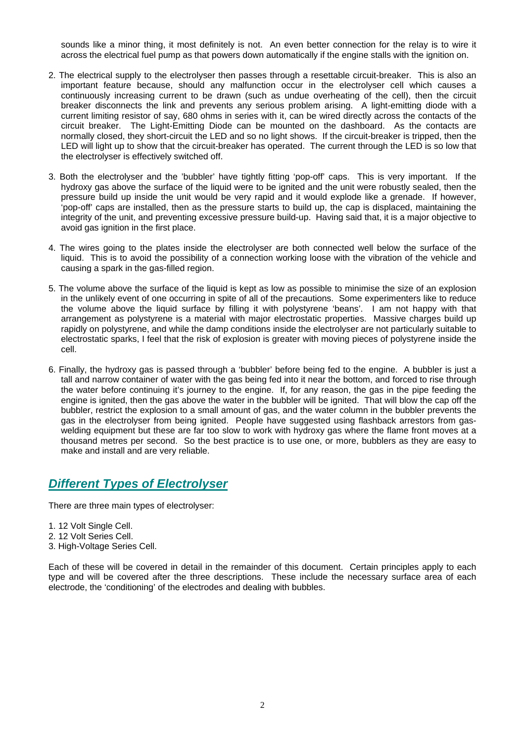sounds like a minor thing, it most definitely is not. An even better connection for the relay is to wire it across the electrical fuel pump as that powers down automatically if the engine stalls with the ignition on.

2. The electrical supply to the electrolyser then passes through a resettable circuit-breaker. This is also an important feature because, should any malfunction occur in the electrolyser cell which causes a continuously increasing current to be drawn (such as undue overheating of the cell), then the circuit breaker disconnects the link and prevents any serious problem arising. A light-emitting diode with a current limiting resistor of say, 680 ohms in series with it, can be wired directly across the contacts of the circuit breaker. The Light-Emitting Diode can be mounted on the dashboard. As the contacts are normally closed, they short-circuit the LED and so no light shows. If the circuit-breaker is tripped, then the LED will light up to show that the circuit-breaker has operated. The current through the LED is so low that the electrolyser is effectively switched off.

3. Both the electrolyser and the 'bubbler' have tightly fitting 'pop-off' caps. This is very important. If the hydroxy gas above the surface of the liquid were to be ignited and the unit were robustly sealed, then the pressure build up inside the unit would be very rapid and it would explode like a grenade. If however, 'pop-off' caps are installed, then as the pressure starts to build up, the cap is displaced, maintaining the integrity of the unit, and preventing excessive pressure build-up. Having said that, it is a major objective to avoid gas ignition in the first place.

4. The wires going to the plates inside the electrolyser are both connected well below the surface of the liquid. This is to avoid the possibility of a connection working loose with the vibration of the vehicle and causing a spark in the gas-filled region.

5. The volume above the surface of the liquid is kept as low as possible to minimise the size of an explosion in the unlikely event of one occurring in spite of all of the precautions. Some experimenters like to reduce the volume above the liquid surface by filling it with polystyrene 'beans'. I am not happy with that arrangement as polystyrene is a material with major electrostatic properties. Massive charges build up rapidly on polystyrene, and while the damp conditions inside the electrolyser are not particularly suitable to electrostatic sparks, I feel that the risk of explosion is greater with moving pieces of polystyrene inside the cell.

6. Finally, the hydroxy gas is passed through a 'bubbler' before being fed to the engine. A bubbler is just a tall and narrow container of water with the gas being fed into it near the bottom, and forced to rise through the water before continuing it's journey to the engine. If, for any reason, the gas in the pipe feeding the engine is ignited, then the gas above the water in the bubbler will be ignited. That will blow the cap off the bubbler, restrict the explosion to a small amount of gas, and the water column in the bubbler prevents the gas in the electrolyser from being ignited. People have suggested using flashback arrestors from gas-welding equipment but these are far too slow to work with hydroxy gas where the flame front moves at a thousand metres per second. So the best practice is to use one, or more, bubblers as they are easy to make and install and are very reliable.

## ***Different Types of Electrolyser***

There are three main types of electrolyser:

1. 12 Volt Single Cell.
2. 12 Volt Series Cell.
3. High-Voltage Series Cell.

Each of these will be covered in detail in the remainder of this document. Certain principles apply to each type and will be covered after the three descriptions. These include the necessary surface area of each electrode, the 'conditioning' of the electrodes and dealing with bubbles.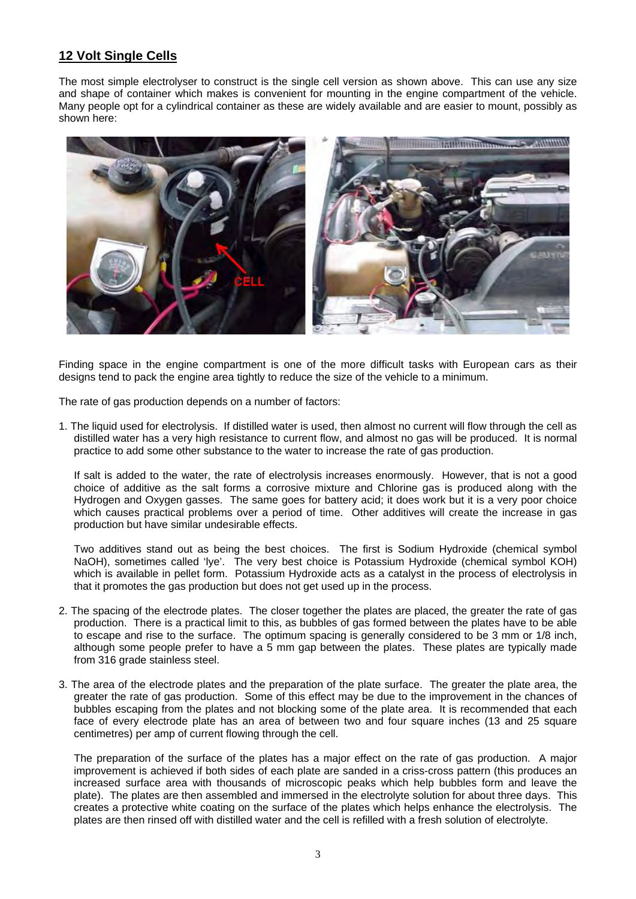## 12 Volt Single Cells

The most simple electrolyser to construct is the single cell version as shown above. This can use any size and shape of container which makes is convenient for mounting in the engine compartment of the vehicle. Many people opt for a cylindrical container as these are widely available and are easier to mount, possibly as shown here:

Finding space in the engine compartment is one of the more difficult tasks with European cars as their designs tend to pack the engine area tightly to reduce the size of the vehicle to a minimum.

The rate of gas production depends on a number of factors:

1. The liquid used for electrolysis. If distilled water is used, then almost no current will flow through the cell as distilled water has a very high resistance to current flow, and almost no gas will be produced. It is normal practice to add some other substance to the water to increase the rate of gas production.

   If salt is added to the water, the rate of electrolysis increases enormously. However, that is not a good choice of additive as the salt forms a corrosive mixture and Chlorine gas is produced along with the Hydrogen and Oxygen gasses. The same goes for battery acid; it does work but it is a very poor choice which causes practical problems over a period of time. Other additives will create the increase in gas production but have similar undesirable effects.

   Two additives stand out as being the best choices. The first is Sodium Hydroxide (chemical symbol $NaOH$), sometimes called 'lye'. The very best choice is Potassium Hydroxide (chemical symbol $KOH$) which is available in pellet form. Potassium Hydroxide acts as a catalyst in the process of electrolysis in that it promotes the gas production but does not get used up in the process.

2. The spacing of the electrode plates. The closer together the plates are placed, the greater the rate of gas production. There is a practical limit to this, as bubbles of gas formed between the plates have to be able to escape and rise to the surface. The optimum spacing is generally considered to be 3 mm or 1/8 inch, although some people prefer to have a 5 mm gap between the plates. These plates are typically made from 316 grade stainless steel.

3. The area of the electrode plates and the preparation of the plate surface. The greater the plate area, the greater the rate of gas production. Some of this effect may be due to the improvement in the chances of bubbles escaping from the plates and not blocking some of the plate area. It is recommended that each face of every electrode plate has an area of between two and four square inches (13 and 25 square centimetres) per amp of current flowing through the cell.

   The preparation of the surface of the plates has a major effect on the rate of gas production. A major improvement is achieved if both sides of each plate are sanded in a criss-cross pattern (this produces an increased surface area with thousands of microscopic peaks which help bubbles form and leave the plate). The plates are then assembled and immersed in the electrolyte solution for about three days. This creates a protective white coating on the surface of the plates which helps enhance the electrolysis. The plates are then rinsed off with distilled water and the cell is refilled with a fresh solution of electrolyte.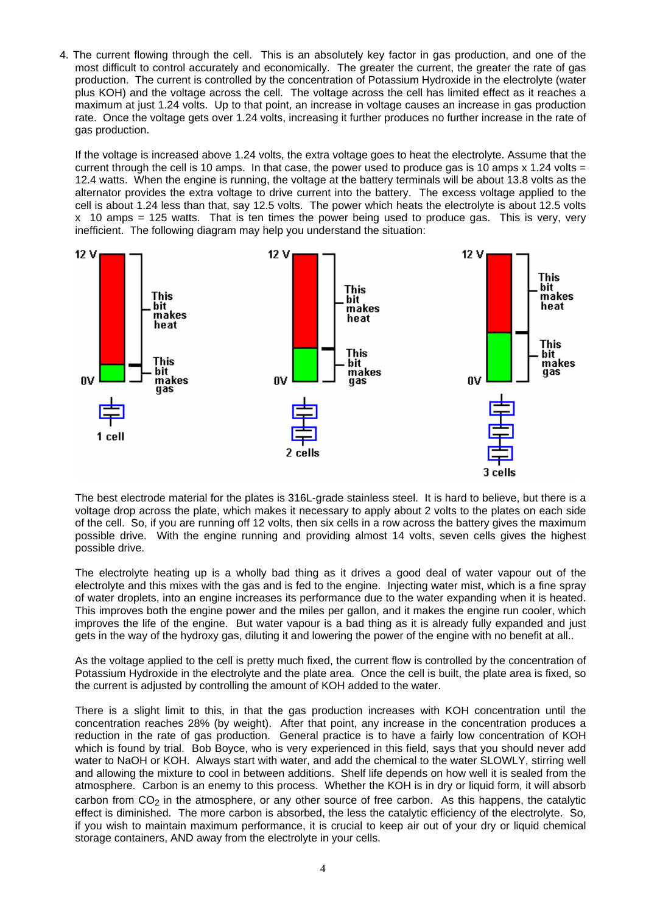4. The current flowing through the cell. This is an absolutely key factor in gas production, and one of the most difficult to control accurately and economically. The greater the current, the greater the rate of gas production. The current is controlled by the concentration of Potassium Hydroxide in the electrolyte (water plus KOH) and the voltage across the cell. The voltage across the cell has limited effect as it reaches a maximum at just 1.24 volts. Up to that point, an increase in voltage causes an increase in gas production rate. Once the voltage gets over 1.24 volts, increasing it further produces no further increase in the rate of gas production.

   If the voltage is increased above 1.24 volts, the extra voltage goes to heat the electrolyte. Assume that the current through the cell is 10 amps. In that case, the power used to produce gas is 10 amps x 1.24 volts = 12.4 watts. When the engine is running, the voltage at the battery terminals will be about 13.8 volts as the alternator provides the extra voltage to drive current into the battery. The excess voltage applied to the cell is about 1.24 less than that, say 12.5 volts. The power which heats the electrolyte is about 12.5 volts x 10 amps = 125 watts. That is ten times the power being used to produce gas. This is very, very inefficient. The following diagram may help you understand the situation:

   12 V / 0V — This bit makes heat / This bit makes gas — 1 cell

   12 V / 0V — This bit makes heat / This bit makes gas — 2 cells

   12 V / 0V — This bit makes heat / This bit makes gas — 3 cells

   The best electrode material for the plates is 316L-grade stainless steel. It is hard to believe, but there is a voltage drop across the plate, which makes it necessary to apply about 2 volts to the plates on each side of the cell. So, if you are running off 12 volts, then six cells in a row across the battery gives the maximum possible drive. With the engine running and providing almost 14 volts, seven cells gives the highest possible drive.

   The electrolyte heating up is a wholly bad thing as it drives a good deal of water vapour out of the electrolyte and this mixes with the gas and is fed to the engine. Injecting water mist, which is a fine spray of water droplets, into an engine increases its performance due to the water expanding when it is heated. This improves both the engine power and the miles per gallon, and it makes the engine run cooler, which improves the life of the engine. But water vapour is a bad thing as it is already fully expanded and just gets in the way of the hydroxy gas, diluting it and lowering the power of the engine with no benefit at all..

   As the voltage applied to the cell is pretty much fixed, the current flow is controlled by the concentration of Potassium Hydroxide in the electrolyte and the plate area. Once the cell is built, the plate area is fixed, so the current is adjusted by controlling the amount of KOH added to the water.

   There is a slight limit to this, in that the gas production increases with KOH concentration until the concentration reaches 28% (by weight). After that point, any increase in the concentration produces a reduction in the rate of gas production. General practice is to have a fairly low concentration of KOH which is found by trial. Bob Boyce, who is very experienced in this field, says that you should never add water to NaOH or KOH. Always start with water, and add the chemical to the water SLOWLY, stirring well and allowing the mixture to cool in between additions. Shelf life depends on how well it is sealed from the atmosphere. Carbon is an enemy to this process. Whether the KOH is in dry or liquid form, it will absorb carbon from $CO_2$ in the atmosphere, or any other source of free carbon. As this happens, the catalytic effect is diminished. The more carbon is absorbed, the less the catalytic efficiency of the electrolyte. So, if you wish to maintain maximum performance, it is crucial to keep air out of your dry or liquid chemical storage containers, AND away from the electrolyte in your cells.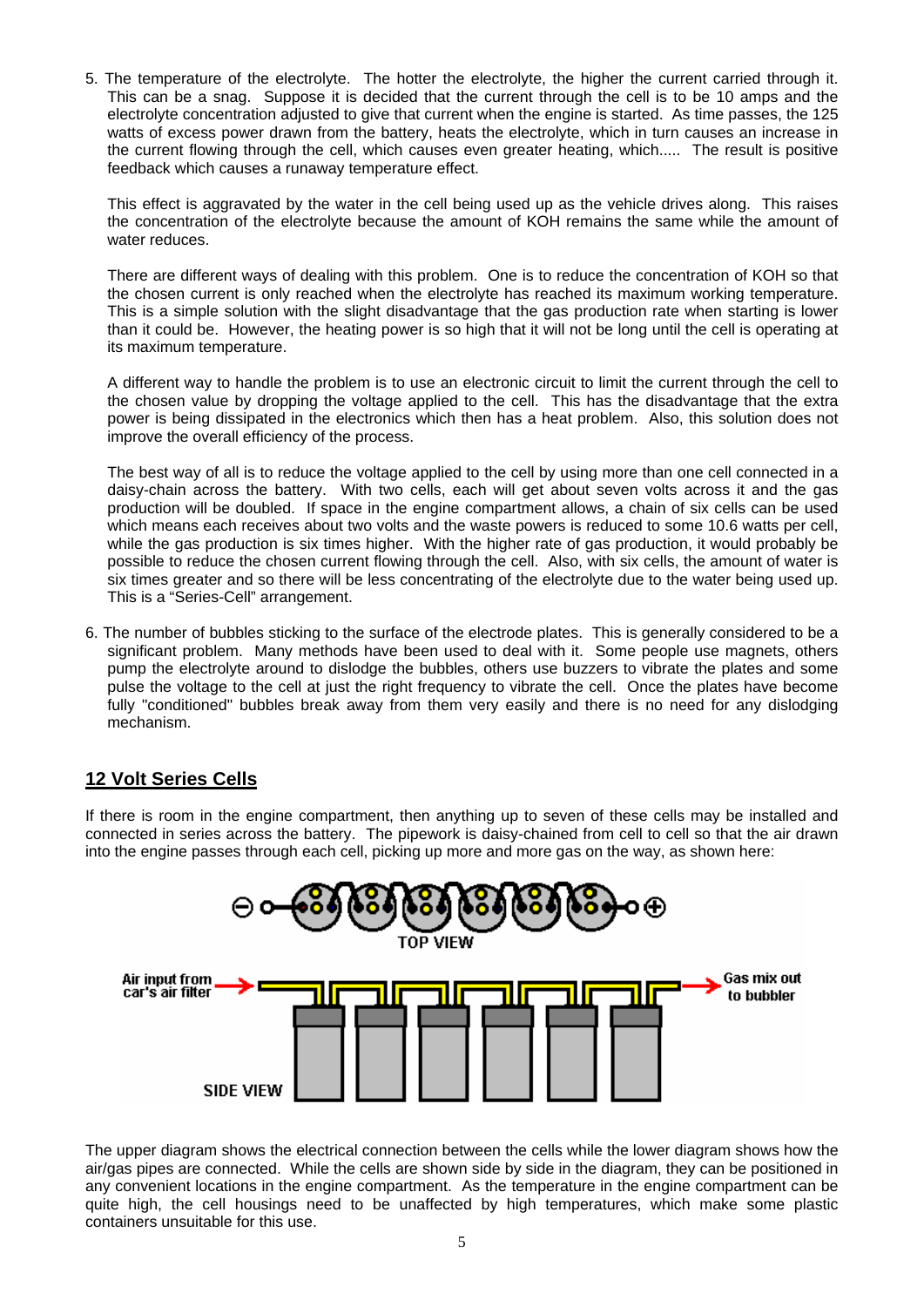5. The temperature of the electrolyte. The hotter the electrolyte, the higher the current carried through it. This can be a snag. Suppose it is decided that the current through the cell is to be 10 amps and the electrolyte concentration adjusted to give that current when the engine is started. As time passes, the 125 watts of excess power drawn from the battery, heats the electrolyte, which in turn causes an increase in the current flowing through the cell, which causes even greater heating, which..... The result is positive feedback which causes a runaway temperature effect.

   This effect is aggravated by the water in the cell being used up as the vehicle drives along. This raises the concentration of the electrolyte because the amount of KOH remains the same while the amount of water reduces.

   There are different ways of dealing with this problem. One is to reduce the concentration of KOH so that the chosen current is only reached when the electrolyte has reached its maximum working temperature. This is a simple solution with the slight disadvantage that the gas production rate when starting is lower than it could be. However, the heating power is so high that it will not be long until the cell is operating at its maximum temperature.

   A different way to handle the problem is to use an electronic circuit to limit the current through the cell to the chosen value by dropping the voltage applied to the cell. This has the disadvantage that the extra power is being dissipated in the electronics which then has a heat problem. Also, this solution does not improve the overall efficiency of the process.

   The best way of all is to reduce the voltage applied to the cell by using more than one cell connected in a daisy-chain across the battery. With two cells, each will get about seven volts across it and the gas production will be doubled. If space in the engine compartment allows, a chain of six cells can be used which means each receives about two volts and the waste powers is reduced to some 10.6 watts per cell, while the gas production is six times higher. With the higher rate of gas production, it would probably be possible to reduce the chosen current flowing through the cell. Also, with six cells, the amount of water is six times greater and so there will be less concentrating of the electrolyte due to the water being used up. This is a "Series-Cell" arrangement.

6. The number of bubbles sticking to the surface of the electrode plates. This is generally considered to be a significant problem. Many methods have been used to deal with it. Some people use magnets, others pump the electrolyte around to dislodge the bubbles, others use buzzers to vibrate the plates and some pulse the voltage to the cell at just the right frequency to vibrate the cell. Once the plates have become fully "conditioned" bubbles break away from them very easily and there is no need for any dislodging mechanism.

## 12 Volt Series Cells

If there is room in the engine compartment, then anything up to seven of these cells may be installed and connected in series across the battery. The pipework is daisy-chained from cell to cell so that the air drawn into the engine passes through each cell, picking up more and more gas on the way, as shown here:

TOP VIEW

Air input from car's air filter

Gas mix out to bubbler

SIDE VIEW

The upper diagram shows the electrical connection between the cells while the lower diagram shows how the air/gas pipes are connected. While the cells are shown side by side in the diagram, they can be positioned in any convenient locations in the engine compartment. As the temperature in the engine compartment can be quite high, the cell housings need to be unaffected by high temperatures, which make some plastic containers unsuitable for this use.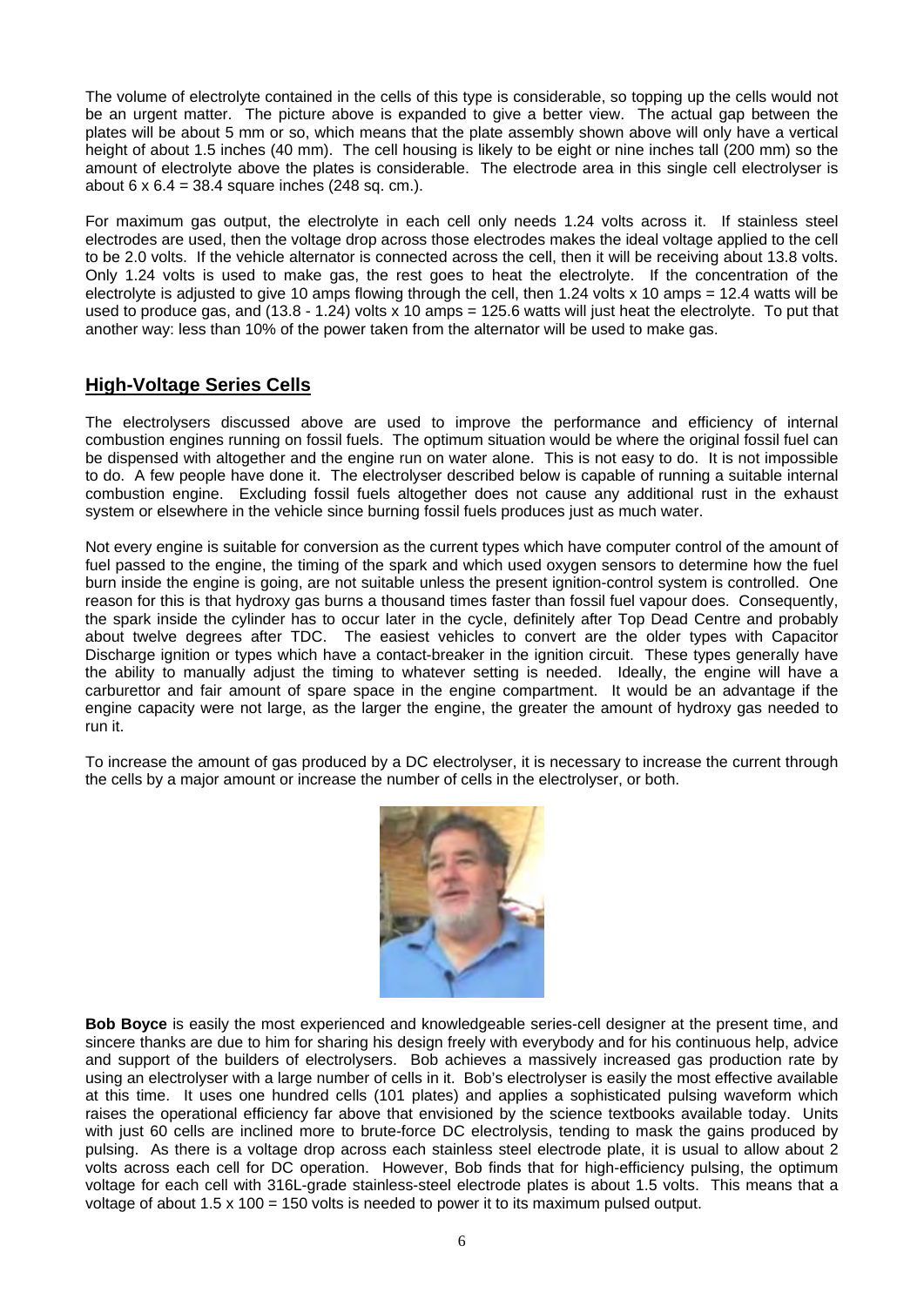The volume of electrolyte contained in the cells of this type is considerable, so topping up the cells would not be an urgent matter. The picture above is expanded to give a better view. The actual gap between the plates will be about 5 mm or so, which means that the plate assembly shown above will only have a vertical height of about 1.5 inches (40 mm). The cell housing is likely to be eight or nine inches tall (200 mm) so the amount of electrolyte above the plates is considerable. The electrode area in this single cell electrolyser is about 6 x 6.4 = 38.4 square inches (248 sq. cm.).

For maximum gas output, the electrolyte in each cell only needs 1.24 volts across it. If stainless steel electrodes are used, then the voltage drop across those electrodes makes the ideal voltage applied to the cell to be 2.0 volts. If the vehicle alternator is connected across the cell, then it will be receiving about 13.8 volts. Only 1.24 volts is used to make gas, the rest goes to heat the electrolyte. If the concentration of the electrolyte is adjusted to give 10 amps flowing through the cell, then 1.24 volts x 10 amps = 12.4 watts will be used to produce gas, and (13.8 - 1.24) volts x 10 amps = 125.6 watts will just heat the electrolyte. To put that another way: less than 10% of the power taken from the alternator will be used to make gas.

## High-Voltage Series Cells

The electrolysers discussed above are used to improve the performance and efficiency of internal combustion engines running on fossil fuels. The optimum situation would be where the original fossil fuel can be dispensed with altogether and the engine run on water alone. This is not easy to do. It is not impossible to do. A few people have done it. The electrolyser described below is capable of running a suitable internal combustion engine. Excluding fossil fuels altogether does not cause any additional rust in the exhaust system or elsewhere in the vehicle since burning fossil fuels produces just as much water.

Not every engine is suitable for conversion as the current types which have computer control of the amount of fuel passed to the engine, the timing of the spark and which used oxygen sensors to determine how the fuel burn inside the engine is going, are not suitable unless the present ignition-control system is controlled. One reason for this is that hydroxy gas burns a thousand times faster than fossil fuel vapour does. Consequently, the spark inside the cylinder has to occur later in the cycle, definitely after Top Dead Centre and probably about twelve degrees after TDC. The easiest vehicles to convert are the older types with Capacitor Discharge ignition or types which have a contact-breaker in the ignition circuit. These types generally have the ability to manually adjust the timing to whatever setting is needed. Ideally, the engine will have a carburettor and fair amount of spare space in the engine compartment. It would be an advantage if the engine capacity were not large, as the larger the engine, the greater the amount of hydroxy gas needed to run it.

To increase the amount of gas produced by a DC electrolyser, it is necessary to increase the current through the cells by a major amount or increase the number of cells in the electrolyser, or both.

**Bob Boyce** is easily the most experienced and knowledgeable series-cell designer at the present time, and sincere thanks are due to him for sharing his design freely with everybody and for his continuous help, advice and support of the builders of electrolysers. Bob achieves a massively increased gas production rate by using an electrolyser with a large number of cells in it. Bob's electrolyser is easily the most effective available at this time. It uses one hundred cells (101 plates) and applies a sophisticated pulsing waveform which raises the operational efficiency far above that envisioned by the science textbooks available today. Units with just 60 cells are inclined more to brute-force DC electrolysis, tending to mask the gains produced by pulsing. As there is a voltage drop across each stainless steel electrode plate, it is usual to allow about 2 volts across each cell for DC operation. However, Bob finds that for high-efficiency pulsing, the optimum voltage for each cell with 316L-grade stainless-steel electrode plates is about 1.5 volts. This means that a voltage of about 1.5 x 100 = 150 volts is needed to power it to its maximum pulsed output.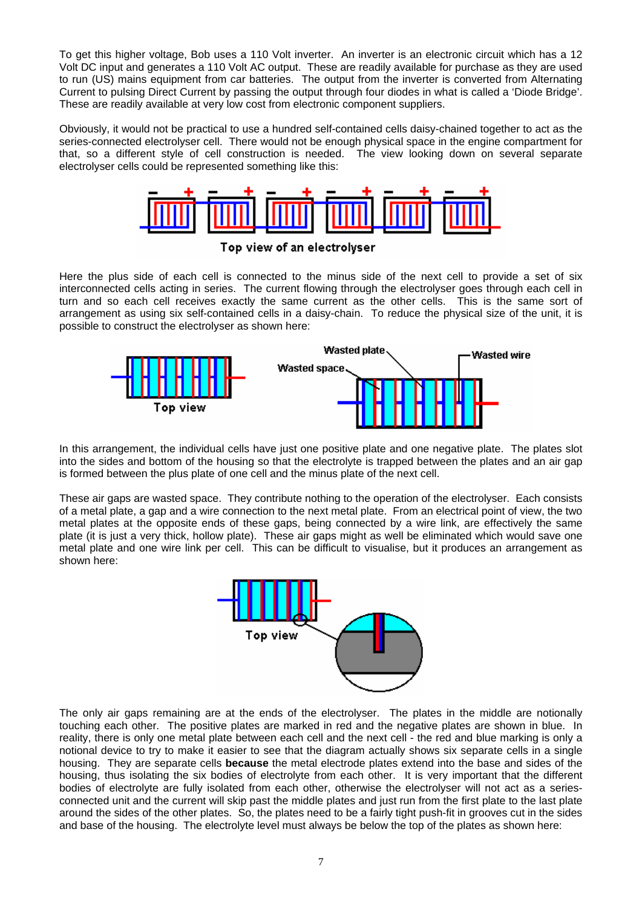To get this higher voltage, Bob uses a 110 Volt inverter. An inverter is an electronic circuit which has a 12 Volt DC input and generates a 110 Volt AC output. These are readily available for purchase as they are used to run (US) mains equipment from car batteries. The output from the inverter is converted from Alternating Current to pulsing Direct Current by passing the output through four diodes in what is called a 'Diode Bridge'. These are readily available at very low cost from electronic component suppliers.

Obviously, it would not be practical to use a hundred self-contained cells daisy-chained together to act as the series-connected electrolyser cell. There would not be enough physical space in the engine compartment for that, so a different style of cell construction is needed. The view looking down on several separate electrolyser cells could be represented something like this:

Top view of an electrolyser

Here the plus side of each cell is connected to the minus side of the next cell to provide a set of six interconnected cells acting in series. The current flowing through the electrolyser goes through each cell in turn and so each cell receives exactly the same current as the other cells. This is the same sort of arrangement as using six self-contained cells in a daisy-chain. To reduce the physical size of the unit, it is possible to construct the electrolyser as shown here:

Top view

Wasted plate

Wasted space

Wasted wire

In this arrangement, the individual cells have just one positive plate and one negative plate. The plates slot into the sides and bottom of the housing so that the electrolyte is trapped between the plates and an air gap is formed between the plus plate of one cell and the minus plate of the next cell.

These air gaps are wasted space. They contribute nothing to the operation of the electrolyser. Each consists of a metal plate, a gap and a wire connection to the next metal plate. From an electrical point of view, the two metal plates at the opposite ends of these gaps, being connected by a wire link, are effectively the same plate (it is just a very thick, hollow plate). These air gaps might as well be eliminated which would save one metal plate and one wire link per cell. This can be difficult to visualise, but it produces an arrangement as shown here:

Top view

The only air gaps remaining are at the ends of the electrolyser. The plates in the middle are notionally touching each other. The positive plates are marked in red and the negative plates are shown in blue. In reality, there is only one metal plate between each cell and the next cell - the red and blue marking is only a notional device to try to make it easier to see that the diagram actually shows six separate cells in a single housing. They are separate cells **because** the metal electrode plates extend into the base and sides of the housing, thus isolating the six bodies of electrolyte from each other. It is very important that the different bodies of electrolyte are fully isolated from each other, otherwise the electrolyser will not act as a series-connected unit and the current will skip past the middle plates and just run from the first plate to the last plate around the sides of the other plates. So, the plates need to be a fairly tight push-fit in grooves cut in the sides and base of the housing. The electrolyte level must always be below the top of the plates as shown here: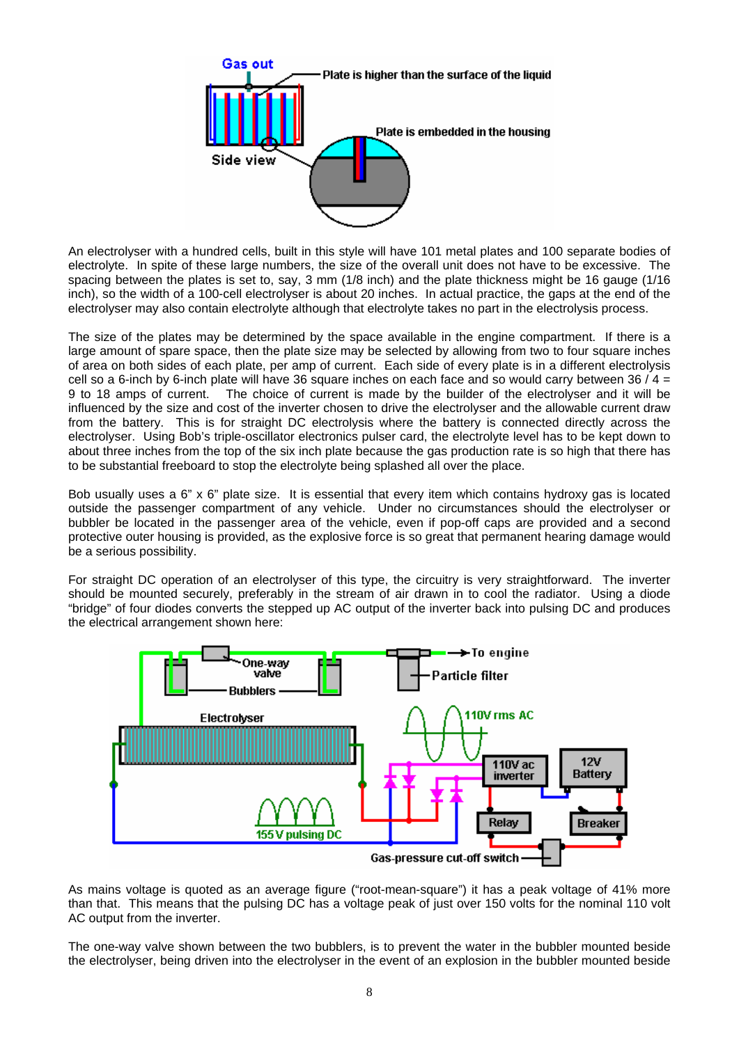An electrolyser with a hundred cells, built in this style will have 101 metal plates and 100 separate bodies of electrolyte. In spite of these large numbers, the size of the overall unit does not have to be excessive. The spacing between the plates is set to, say, 3 mm (1/8 inch) and the plate thickness might be 16 gauge (1/16 inch), so the width of a 100-cell electrolyser is about 20 inches. In actual practice, the gaps at the end of the electrolyser may also contain electrolyte although that electrolyte takes no part in the electrolysis process.

The size of the plates may be determined by the space available in the engine compartment. If there is a large amount of spare space, then the plate size may be selected by allowing from two to four square inches of area on both sides of each plate, per amp of current. Each side of every plate is in a different electrolysis cell so a 6-inch by 6-inch plate will have 36 square inches on each face and so would carry between 36 / 4 = 9 to 18 amps of current. The choice of current is made by the builder of the electrolyser and it will be influenced by the size and cost of the inverter chosen to drive the electrolyser and the allowable current draw from the battery. This is for straight DC electrolysis where the battery is connected directly across the electrolyser. Using Bob's triple-oscillator electronics pulser card, the electrolyte level has to be kept down to about three inches from the top of the six inch plate because the gas production rate is so high that there has to be substantial freeboard to stop the electrolyte being splashed all over the place.

Bob usually uses a 6" x 6" plate size. It is essential that every item which contains hydroxy gas is located outside the passenger compartment of any vehicle. Under no circumstances should the electrolyser or bubbler be located in the passenger area of the vehicle, even if pop-off caps are provided and a second protective outer housing is provided, as the explosive force is so great that permanent hearing damage would be a serious possibility.

For straight DC operation of an electrolyser of this type, the circuitry is very straightforward. The inverter should be mounted securely, preferably in the stream of air drawn in to cool the radiator. Using a diode "bridge" of four diodes converts the stepped up AC output of the inverter back into pulsing DC and produces the electrical arrangement shown here:

As mains voltage is quoted as an average figure ("root-mean-square") it has a peak voltage of 41% more than that. This means that the pulsing DC has a voltage peak of just over 150 volts for the nominal 110 volt AC output from the inverter.

The one-way valve shown between the two bubblers, is to prevent the water in the bubbler mounted beside the electrolyser, being driven into the electrolyser in the event of an explosion in the bubbler mounted beside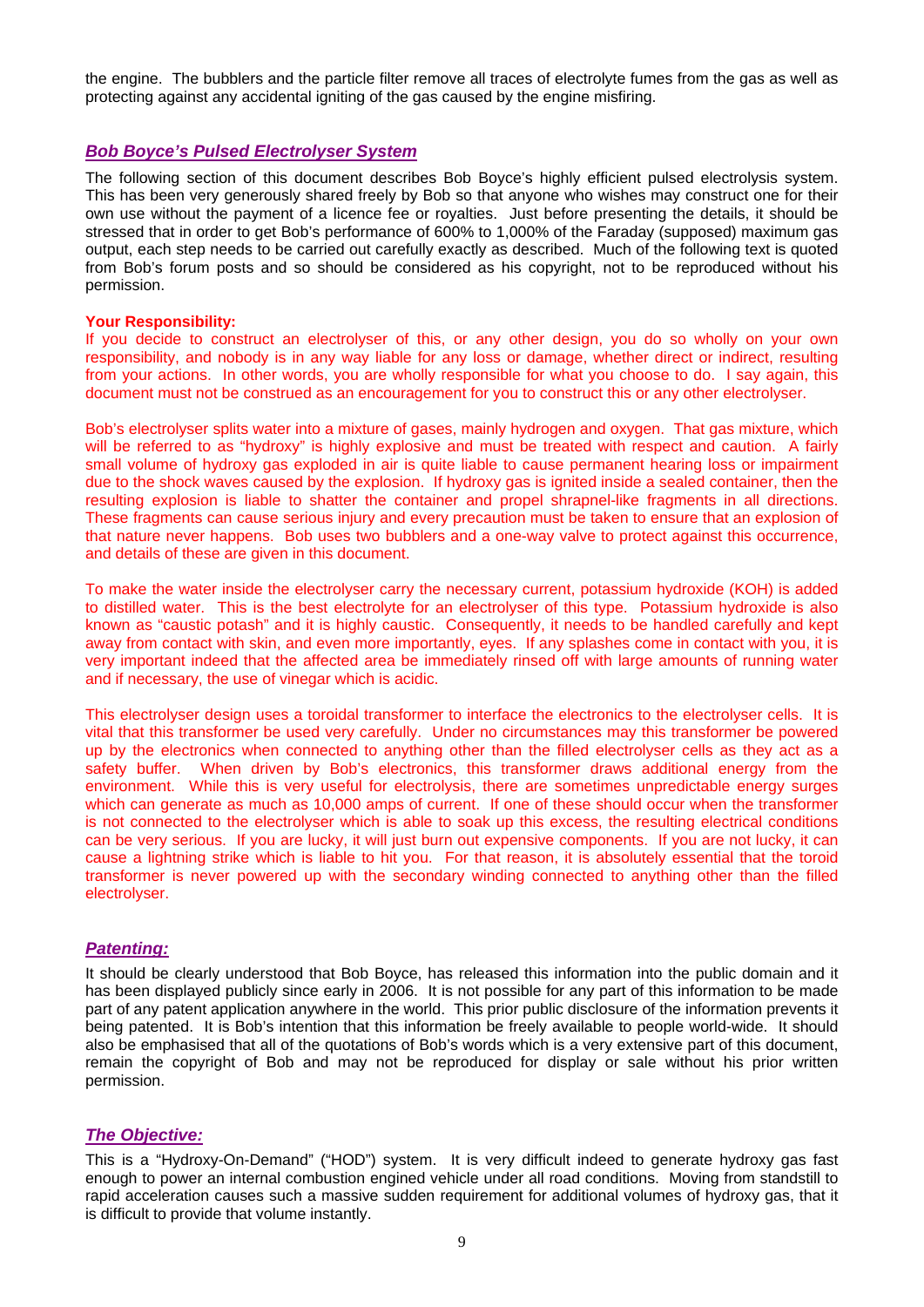the engine. The bubblers and the particle filter remove all traces of electrolyte fumes from the gas as well as protecting against any accidental igniting of the gas caused by the engine misfiring.

## *Bob Boyce's Pulsed Electrolyser System*

The following section of this document describes Bob Boyce's highly efficient pulsed electrolysis system. This has been very generously shared freely by Bob so that anyone who wishes may construct one for their own use without the payment of a licence fee or royalties. Just before presenting the details, it should be stressed that in order to get Bob's performance of 600% to 1,000% of the Faraday (supposed) maximum gas output, each step needs to be carried out carefully exactly as described. Much of the following text is quoted from Bob's forum posts and so should be considered as his copyright, not to be reproduced without his permission.

**Your Responsibility:**
If you decide to construct an electrolyser of this, or any other design, you do so wholly on your own responsibility, and nobody is in any way liable for any loss or damage, whether direct or indirect, resulting from your actions. In other words, you are wholly responsible for what you choose to do. I say again, this document must not be construed as an encouragement for you to construct this or any other electrolyser.

Bob's electrolyser splits water into a mixture of gases, mainly hydrogen and oxygen. That gas mixture, which will be referred to as "hydroxy" is highly explosive and must be treated with respect and caution. A fairly small volume of hydroxy gas exploded in air is quite liable to cause permanent hearing loss or impairment due to the shock waves caused by the explosion. If hydroxy gas is ignited inside a sealed container, then the resulting explosion is liable to shatter the container and propel shrapnel-like fragments in all directions. These fragments can cause serious injury and every precaution must be taken to ensure that an explosion of that nature never happens. Bob uses two bubblers and a one-way valve to protect against this occurrence, and details of these are given in this document.

To make the water inside the electrolyser carry the necessary current, potassium hydroxide (KOH) is added to distilled water. This is the best electrolyte for an electrolyser of this type. Potassium hydroxide is also known as "caustic potash" and it is highly caustic. Consequently, it needs to be handled carefully and kept away from contact with skin, and even more importantly, eyes. If any splashes come in contact with you, it is very important indeed that the affected area be immediately rinsed off with large amounts of running water and if necessary, the use of vinegar which is acidic.

This electrolyser design uses a toroidal transformer to interface the electronics to the electrolyser cells. It is vital that this transformer be used very carefully. Under no circumstances may this transformer be powered up by the electronics when connected to anything other than the filled electrolyser cells as they act as a safety buffer. When driven by Bob's electronics, this transformer draws additional energy from the environment. While this is very useful for electrolysis, there are sometimes unpredictable energy surges which can generate as much as 10,000 amps of current. If one of these should occur when the transformer is not connected to the electrolyser which is able to soak up this excess, the resulting electrical conditions can be very serious. If you are lucky, it will just burn out expensive components. If you are not lucky, it can cause a lightning strike which is liable to hit you. For that reason, it is absolutely essential that the toroid transformer is never powered up with the secondary winding connected to anything other than the filled electrolyser.

## *Patenting:*

It should be clearly understood that Bob Boyce, has released this information into the public domain and it has been displayed publicly since early in 2006. It is not possible for any part of this information to be made part of any patent application anywhere in the world. This prior public disclosure of the information prevents it being patented. It is Bob's intention that this information be freely available to people world-wide. It should also be emphasised that all of the quotations of Bob's words which is a very extensive part of this document, remain the copyright of Bob and may not be reproduced for display or sale without his prior written permission.

## *The Objective:*

This is a "Hydroxy-On-Demand" ("HOD") system. It is very difficult indeed to generate hydroxy gas fast enough to power an internal combustion engined vehicle under all road conditions. Moving from standstill to rapid acceleration causes such a massive sudden requirement for additional volumes of hydroxy gas, that it is difficult to provide that volume instantly.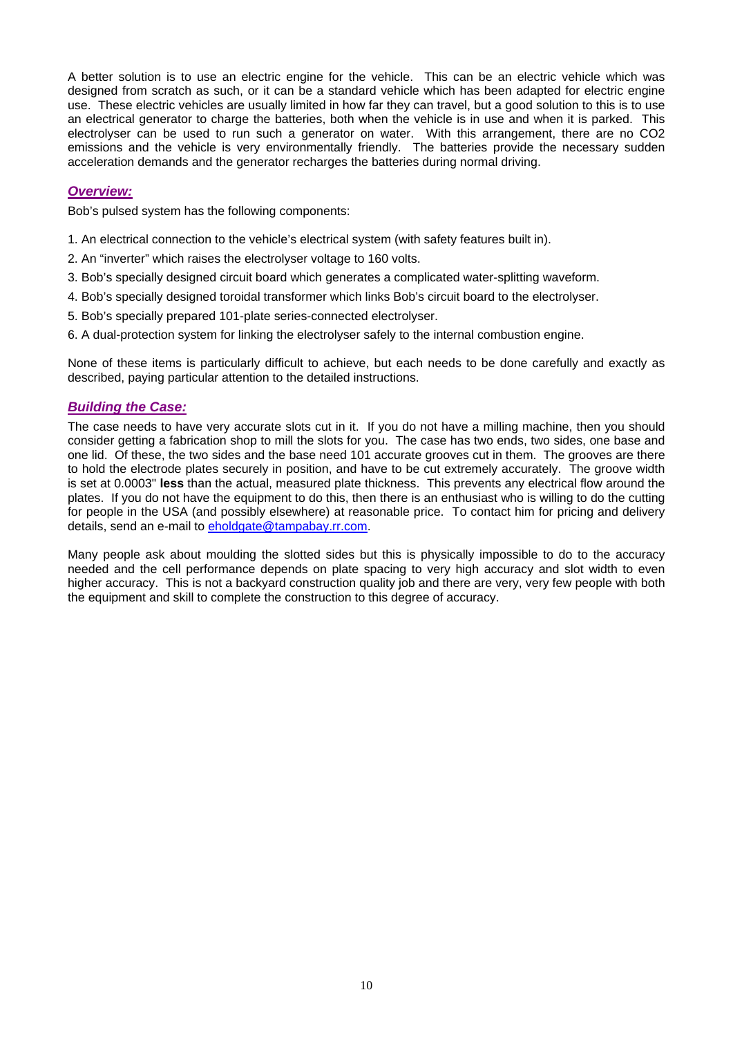A better solution is to use an electric engine for the vehicle. This can be an electric vehicle which was designed from scratch as such, or it can be a standard vehicle which has been adapted for electric engine use. These electric vehicles are usually limited in how far they can travel, but a good solution to this is to use an electrical generator to charge the batteries, both when the vehicle is in use and when it is parked. This electrolyser can be used to run such a generator on water. With this arrangement, there are no $CO_2$ emissions and the vehicle is very environmentally friendly. The batteries provide the necessary sudden acceleration demands and the generator recharges the batteries during normal driving.

## ***Overview:***

Bob's pulsed system has the following components:

1. An electrical connection to the vehicle's electrical system (with safety features built in).
2. An "inverter" which raises the electrolyser voltage to 160 volts.
3. Bob's specially designed circuit board which generates a complicated water-splitting waveform.
4. Bob's specially designed toroidal transformer which links Bob's circuit board to the electrolyser.
5. Bob's specially prepared 101-plate series-connected electrolyser.
6. A dual-protection system for linking the electrolyser safely to the internal combustion engine.

None of these items is particularly difficult to achieve, but each needs to be done carefully and exactly as described, paying particular attention to the detailed instructions.

## ***Building the Case:***

The case needs to have very accurate slots cut in it. If you do not have a milling machine, then you should consider getting a fabrication shop to mill the slots for you. The case has two ends, two sides, one base and one lid. Of these, the two sides and the base need 101 accurate grooves cut in them. The grooves are there to hold the electrode plates securely in position, and have to be cut extremely accurately. The groove width is set at 0.0003" **less** than the actual, measured plate thickness. This prevents any electrical flow around the plates. If you do not have the equipment to do this, then there is an enthusiast who is willing to do the cutting for people in the USA (and possibly elsewhere) at reasonable price. To contact him for pricing and delivery details, send an e-mail to eholdgate@tampabay.rr.com.

Many people ask about moulding the slotted sides but this is physically impossible to do to the accuracy needed and the cell performance depends on plate spacing to very high accuracy and slot width to even higher accuracy. This is not a backyard construction quality job and there are very, very few people with both the equipment and skill to complete the construction to this degree of accuracy.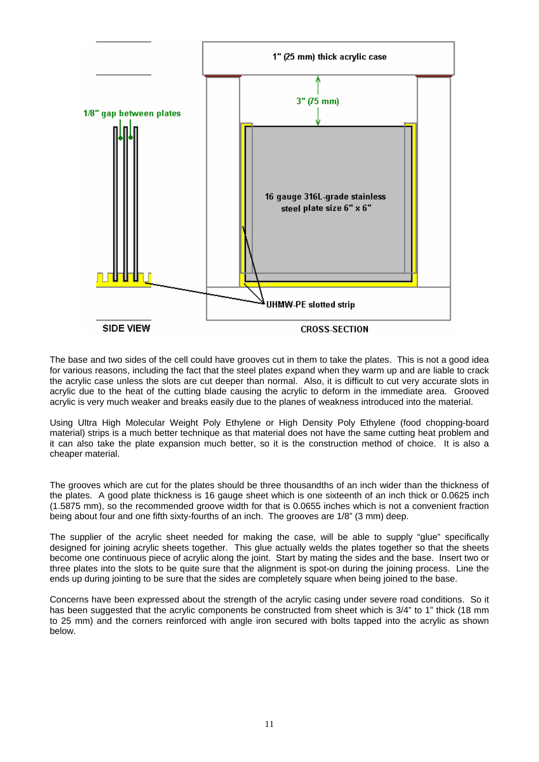1" (25 mm) thick acrylic case

3" (75 mm)

1/8" gap between plates

16 gauge 316L-grade stainless steel plate size 6" x 6"

UHMW-PE slotted strip

SIDE VIEW

CROSS-SECTION

The base and two sides of the cell could have grooves cut in them to take the plates. This is not a good idea for various reasons, including the fact that the steel plates expand when they warm up and are liable to crack the acrylic case unless the slots are cut deeper than normal. Also, it is difficult to cut very accurate slots in acrylic due to the heat of the cutting blade causing the acrylic to deform in the immediate area. Grooved acrylic is very much weaker and breaks easily due to the planes of weakness introduced into the material.

Using Ultra High Molecular Weight Poly Ethylene or High Density Poly Ethylene (food chopping-board material) strips is a much better technique as that material does not have the same cutting heat problem and it can also take the plate expansion much better, so it is the construction method of choice. It is also a cheaper material.

The grooves which are cut for the plates should be three thousandths of an inch wider than the thickness of the plates. A good plate thickness is 16 gauge sheet which is one sixteenth of an inch thick or 0.0625 inch (1.5875 mm), so the recommended groove width for that is 0.0655 inches which is not a convenient fraction being about four and one fifth sixty-fourths of an inch. The grooves are 1/8" (3 mm) deep.

The supplier of the acrylic sheet needed for making the case, will be able to supply "glue" specifically designed for joining acrylic sheets together. This glue actually welds the plates together so that the sheets become one continuous piece of acrylic along the joint. Start by mating the sides and the base. Insert two or three plates into the slots to be quite sure that the alignment is spot-on during the joining process. Line the ends up during jointing to be sure that the sides are completely square when being joined to the base.

Concerns have been expressed about the strength of the acrylic casing under severe road conditions. So it has been suggested that the acrylic components be constructed from sheet which is 3/4" to 1" thick (18 mm to 25 mm) and the corners reinforced with angle iron secured with bolts tapped into the acrylic as shown below.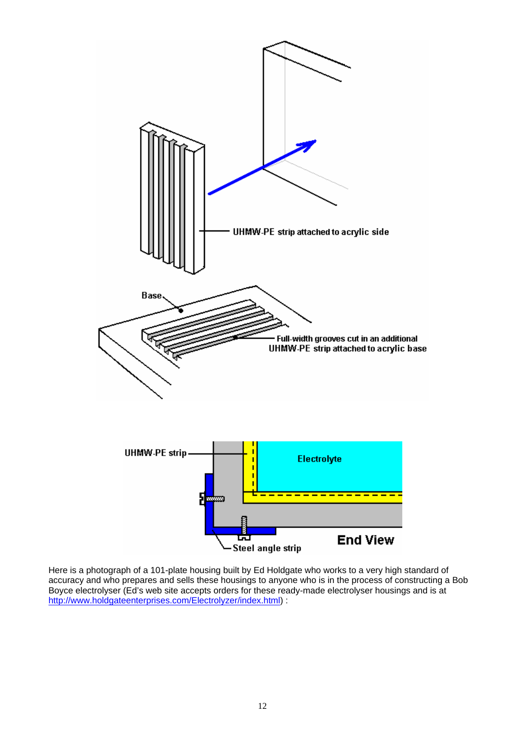UHMW-PE strip attached to acrylic side

Base

Full-width grooves cut in an additional UHMW-PE strip attached to acrylic base

UHMW-PE strip

Electrolyte

End View

Steel angle strip

Here is a photograph of a 101-plate housing built by Ed Holdgate who works to a very high standard of accuracy and who prepares and sells these housings to anyone who is in the process of constructing a Bob Boyce electrolyser (Ed's web site accepts orders for these ready-made electrolyser housings and is at http://www.holdgateenterprises.com/Electrolyzer/index.html) :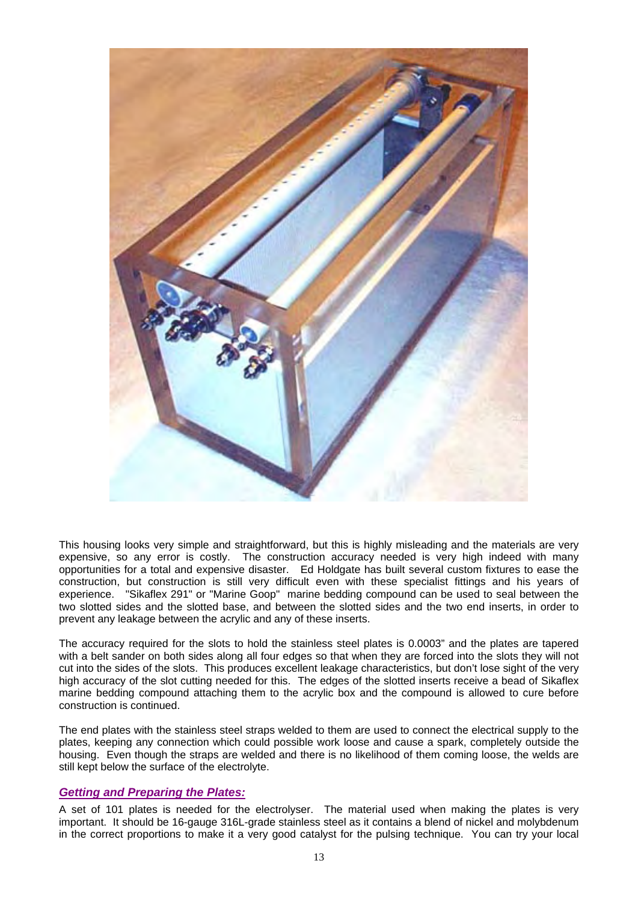This housing looks very simple and straightforward, but this is highly misleading and the materials are very expensive, so any error is costly. The construction accuracy needed is very high indeed with many opportunities for a total and expensive disaster. Ed Holdgate has built several custom fixtures to ease the construction, but construction is still very difficult even with these specialist fittings and his years of experience. "Sikaflex 291" or "Marine Goop" marine bedding compound can be used to seal between the two slotted sides and the slotted base, and between the slotted sides and the two end inserts, in order to prevent any leakage between the acrylic and any of these inserts.

The accuracy required for the slots to hold the stainless steel plates is 0.0003" and the plates are tapered with a belt sander on both sides along all four edges so that when they are forced into the slots they will not cut into the sides of the slots. This produces excellent leakage characteristics, but don't lose sight of the very high accuracy of the slot cutting needed for this. The edges of the slotted inserts receive a bead of Sikaflex marine bedding compound attaching them to the acrylic box and the compound is allowed to cure before construction is continued.

The end plates with the stainless steel straps welded to them are used to connect the electrical supply to the plates, keeping any connection which could possible work loose and cause a spark, completely outside the housing. Even though the straps are welded and there is no likelihood of them coming loose, the welds are still kept below the surface of the electrolyte.

### ***Getting and Preparing the Plates:***

A set of 101 plates is needed for the electrolyser. The material used when making the plates is very important. It should be 16-gauge 316L-grade stainless steel as it contains a blend of nickel and molybdenum in the correct proportions to make it a very good catalyst for the pulsing technique. You can try your local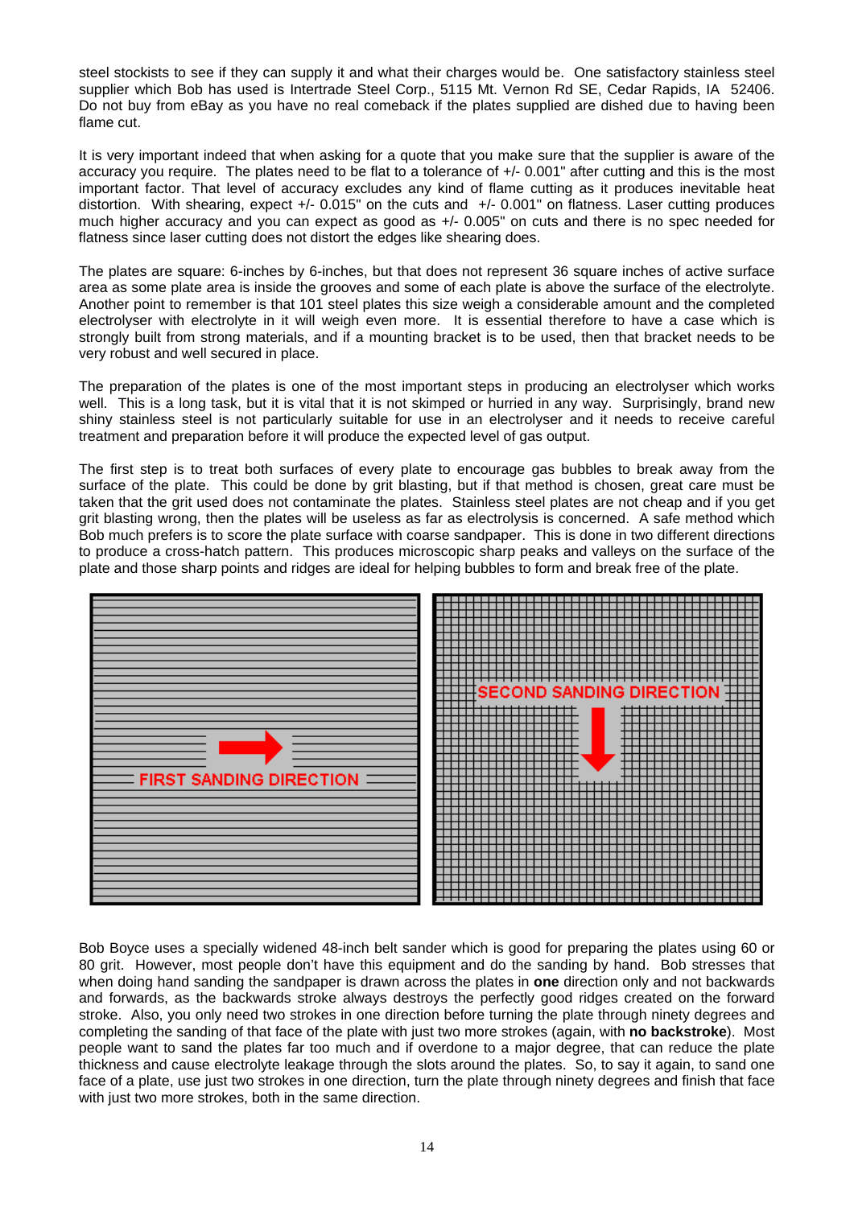steel stockists to see if they can supply it and what their charges would be. One satisfactory stainless steel supplier which Bob has used is Intertrade Steel Corp., 5115 Mt. Vernon Rd SE, Cedar Rapids, IA 52406. Do not buy from eBay as you have no real comeback if the plates supplied are dished due to having been flame cut.

It is very important indeed that when asking for a quote that you make sure that the supplier is aware of the accuracy you require. The plates need to be flat to a tolerance of +/- 0.001" after cutting and this is the most important factor. That level of accuracy excludes any kind of flame cutting as it produces inevitable heat distortion. With shearing, expect +/- 0.015" on the cuts and +/- 0.001" on flatness. Laser cutting produces much higher accuracy and you can expect as good as +/- 0.005" on cuts and there is no spec needed for flatness since laser cutting does not distort the edges like shearing does.

The plates are square: 6-inches by 6-inches, but that does not represent 36 square inches of active surface area as some plate area is inside the grooves and some of each plate is above the surface of the electrolyte. Another point to remember is that 101 steel plates this size weigh a considerable amount and the completed electrolyser with electrolyte in it will weigh even more. It is essential therefore to have a case which is strongly built from strong materials, and if a mounting bracket is to be used, then that bracket needs to be very robust and well secured in place.

The preparation of the plates is one of the most important steps in producing an electrolyser which works well. This is a long task, but it is vital that it is not skimped or hurried in any way. Surprisingly, brand new shiny stainless steel is not particularly suitable for use in an electrolyser and it needs to receive careful treatment and preparation before it will produce the expected level of gas output.

The first step is to treat both surfaces of every plate to encourage gas bubbles to break away from the surface of the plate. This could be done by grit blasting, but if that method is chosen, great care must be taken that the grit used does not contaminate the plates. Stainless steel plates are not cheap and if you get grit blasting wrong, then the plates will be useless as far as electrolysis is concerned. A safe method which Bob much prefers is to score the plate surface with coarse sandpaper. This is done in two different directions to produce a cross-hatch pattern. This produces microscopic sharp peaks and valleys on the surface of the plate and those sharp points and ridges are ideal for helping bubbles to form and break free of the plate.

FIRST SANDING DIRECTION

SECOND SANDING DIRECTION

Bob Boyce uses a specially widened 48-inch belt sander which is good for preparing the plates using 60 or 80 grit. However, most people don't have this equipment and do the sanding by hand. Bob stresses that when doing hand sanding the sandpaper is drawn across the plates in **one** direction only and not backwards and forwards, as the backwards stroke always destroys the perfectly good ridges created on the forward stroke. Also, you only need two strokes in one direction before turning the plate through ninety degrees and completing the sanding of that face of the plate with just two more strokes (again, with **no backstroke**). Most people want to sand the plates far too much and if overdone to a major degree, that can reduce the plate thickness and cause electrolyte leakage through the slots around the plates. So, to say it again, to sand one face of a plate, use just two strokes in one direction, turn the plate through ninety degrees and finish that face with just two more strokes, both in the same direction.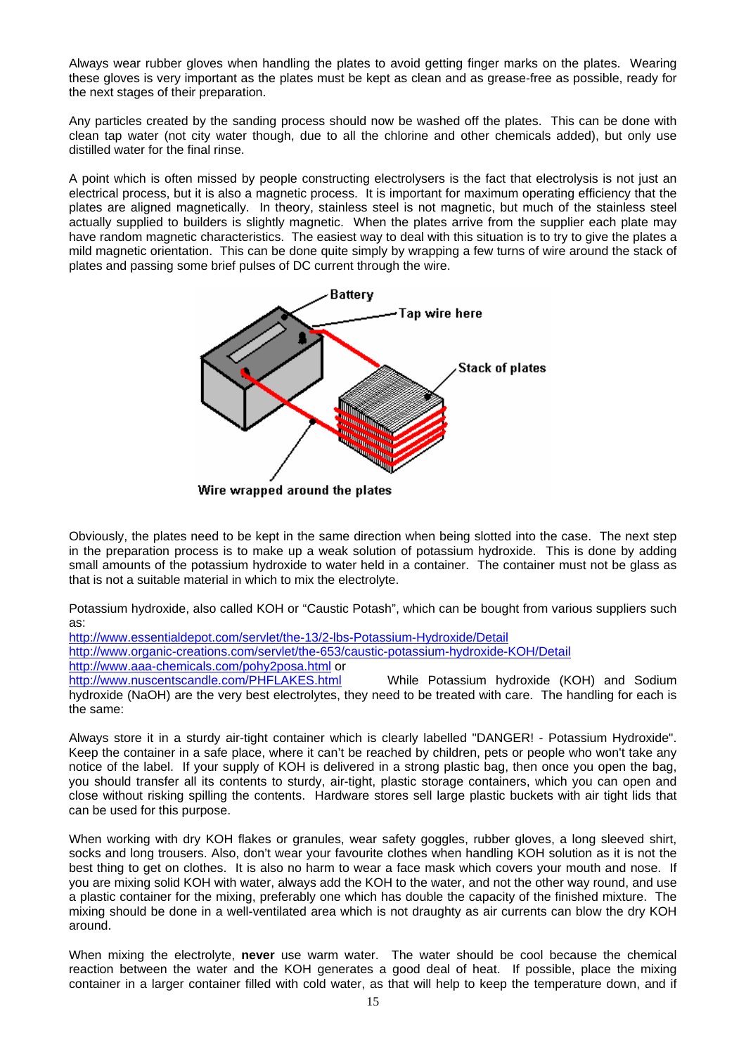Always wear rubber gloves when handling the plates to avoid getting finger marks on the plates. Wearing these gloves is very important as the plates must be kept as clean and as grease-free as possible, ready for the next stages of their preparation.

Any particles created by the sanding process should now be washed off the plates. This can be done with clean tap water (not city water though, due to all the chlorine and other chemicals added), but only use distilled water for the final rinse.

A point which is often missed by people constructing electrolysers is the fact that electrolysis is not just an electrical process, but it is also a magnetic process. It is important for maximum operating efficiency that the plates are aligned magnetically. In theory, stainless steel is not magnetic, but much of the stainless steel actually supplied to builders is slightly magnetic. When the plates arrive from the supplier each plate may have random magnetic characteristics. The easiest way to deal with this situation is to try to give the plates a mild magnetic orientation. This can be done quite simply by wrapping a few turns of wire around the stack of plates and passing some brief pulses of DC current through the wire.

Battery

Tap wire here

Stack of plates

Wire wrapped around the plates

Obviously, the plates need to be kept in the same direction when being slotted into the case. The next step in the preparation process is to make up a weak solution of potassium hydroxide. This is done by adding small amounts of the potassium hydroxide to water held in a container. The container must not be glass as that is not a suitable material in which to mix the electrolyte.

Potassium hydroxide, also called KOH or "Caustic Potash", which can be bought from various suppliers such as:
http://www.essentialdepot.com/servlet/the-13/2-lbs-Potassium-Hydroxide/Detail
http://www.organic-creations.com/servlet/the-653/caustic-potassium-hydroxide-KOH/Detail
http://www.aaa-chemicals.com/pohy2posa.html or
http://www.nuscentscandle.com/PHFLAKES.html While Potassium hydroxide (KOH) and Sodium hydroxide (NaOH) are the very best electrolytes, they need to be treated with care. The handling for each is the same:

Always store it in a sturdy air-tight container which is clearly labelled "DANGER! - Potassium Hydroxide". Keep the container in a safe place, where it can't be reached by children, pets or people who won't take any notice of the label. If your supply of KOH is delivered in a strong plastic bag, then once you open the bag, you should transfer all its contents to sturdy, air-tight, plastic storage containers, which you can open and close without risking spilling the contents. Hardware stores sell large plastic buckets with air tight lids that can be used for this purpose.

When working with dry KOH flakes or granules, wear safety goggles, rubber gloves, a long sleeved shirt, socks and long trousers. Also, don't wear your favourite clothes when handling KOH solution as it is not the best thing to get on clothes. It is also no harm to wear a face mask which covers your mouth and nose. If you are mixing solid KOH with water, always add the KOH to the water, and not the other way round, and use a plastic container for the mixing, preferably one which has double the capacity of the finished mixture. The mixing should be done in a well-ventilated area which is not draughty as air currents can blow the dry KOH around.

When mixing the electrolyte, **never** use warm water. The water should be cool because the chemical reaction between the water and the KOH generates a good deal of heat. If possible, place the mixing container in a larger container filled with cold water, as that will help to keep the temperature down, and if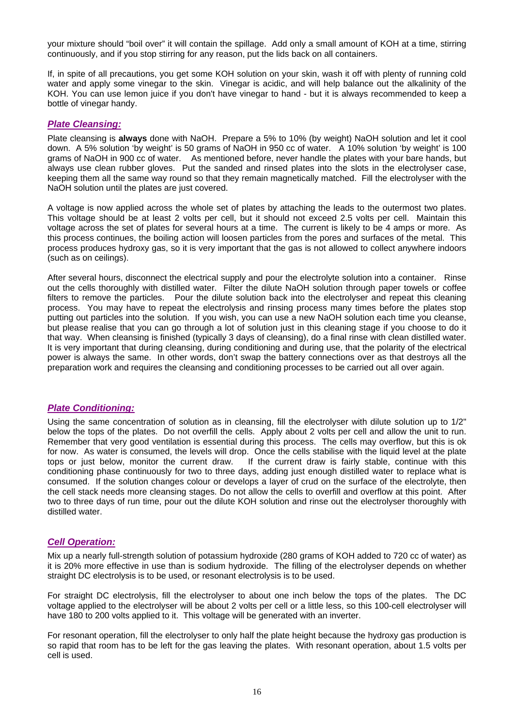your mixture should "boil over" it will contain the spillage. Add only a small amount of KOH at a time, stirring continuously, and if you stop stirring for any reason, put the lids back on all containers.

If, in spite of all precautions, you get some KOH solution on your skin, wash it off with plenty of running cold water and apply some vinegar to the skin. Vinegar is acidic, and will help balance out the alkalinity of the KOH. You can use lemon juice if you don't have vinegar to hand - but it is always recommended to keep a bottle of vinegar handy.

## *Plate Cleansing:*

Plate cleansing is **always** done with NaOH. Prepare a 5% to 10% (by weight) NaOH solution and let it cool down. A 5% solution 'by weight' is 50 grams of NaOH in 950 cc of water. A 10% solution 'by weight' is 100 grams of NaOH in 900 cc of water. As mentioned before, never handle the plates with your bare hands, but always use clean rubber gloves. Put the sanded and rinsed plates into the slots in the electrolyser case, keeping them all the same way round so that they remain magnetically matched. Fill the electrolyser with the NaOH solution until the plates are just covered.

A voltage is now applied across the whole set of plates by attaching the leads to the outermost two plates. This voltage should be at least 2 volts per cell, but it should not exceed 2.5 volts per cell. Maintain this voltage across the set of plates for several hours at a time. The current is likely to be 4 amps or more. As this process continues, the boiling action will loosen particles from the pores and surfaces of the metal. This process produces hydroxy gas, so it is very important that the gas is not allowed to collect anywhere indoors (such as on ceilings).

After several hours, disconnect the electrical supply and pour the electrolyte solution into a container. Rinse out the cells thoroughly with distilled water. Filter the dilute NaOH solution through paper towels or coffee filters to remove the particles. Pour the dilute solution back into the electrolyser and repeat this cleaning process. You may have to repeat the electrolysis and rinsing process many times before the plates stop putting out particles into the solution. If you wish, you can use a new NaOH solution each time you cleanse, but please realise that you can go through a lot of solution just in this cleaning stage if you choose to do it that way. When cleansing is finished (typically 3 days of cleansing), do a final rinse with clean distilled water. It is very important that during cleansing, during conditioning and during use, that the polarity of the electrical power is always the same. In other words, don't swap the battery connections over as that destroys all the preparation work and requires the cleansing and conditioning processes to be carried out all over again.

## *Plate Conditioning:*

Using the same concentration of solution as in cleansing, fill the electrolyser with dilute solution up to 1/2" below the tops of the plates. Do not overfill the cells. Apply about 2 volts per cell and allow the unit to run. Remember that very good ventilation is essential during this process. The cells may overflow, but this is ok for now. As water is consumed, the levels will drop. Once the cells stabilise with the liquid level at the plate tops or just below, monitor the current draw. If the current draw is fairly stable, continue with this conditioning phase continuously for two to three days, adding just enough distilled water to replace what is consumed. If the solution changes colour or develops a layer of crud on the surface of the electrolyte, then the cell stack needs more cleansing stages. Do not allow the cells to overfill and overflow at this point. After two to three days of run time, pour out the dilute KOH solution and rinse out the electrolyser thoroughly with distilled water.

## *Cell Operation:*

Mix up a nearly full-strength solution of potassium hydroxide (280 grams of KOH added to 720 cc of water) as it is 20% more effective in use than is sodium hydroxide. The filling of the electrolyser depends on whether straight DC electrolysis is to be used, or resonant electrolysis is to be used.

For straight DC electrolysis, fill the electrolyser to about one inch below the tops of the plates. The DC voltage applied to the electrolyser will be about 2 volts per cell or a little less, so this 100-cell electrolyser will have 180 to 200 volts applied to it. This voltage will be generated with an inverter.

For resonant operation, fill the electrolyser to only half the plate height because the hydroxy gas production is so rapid that room has to be left for the gas leaving the plates. With resonant operation, about 1.5 volts per cell is used.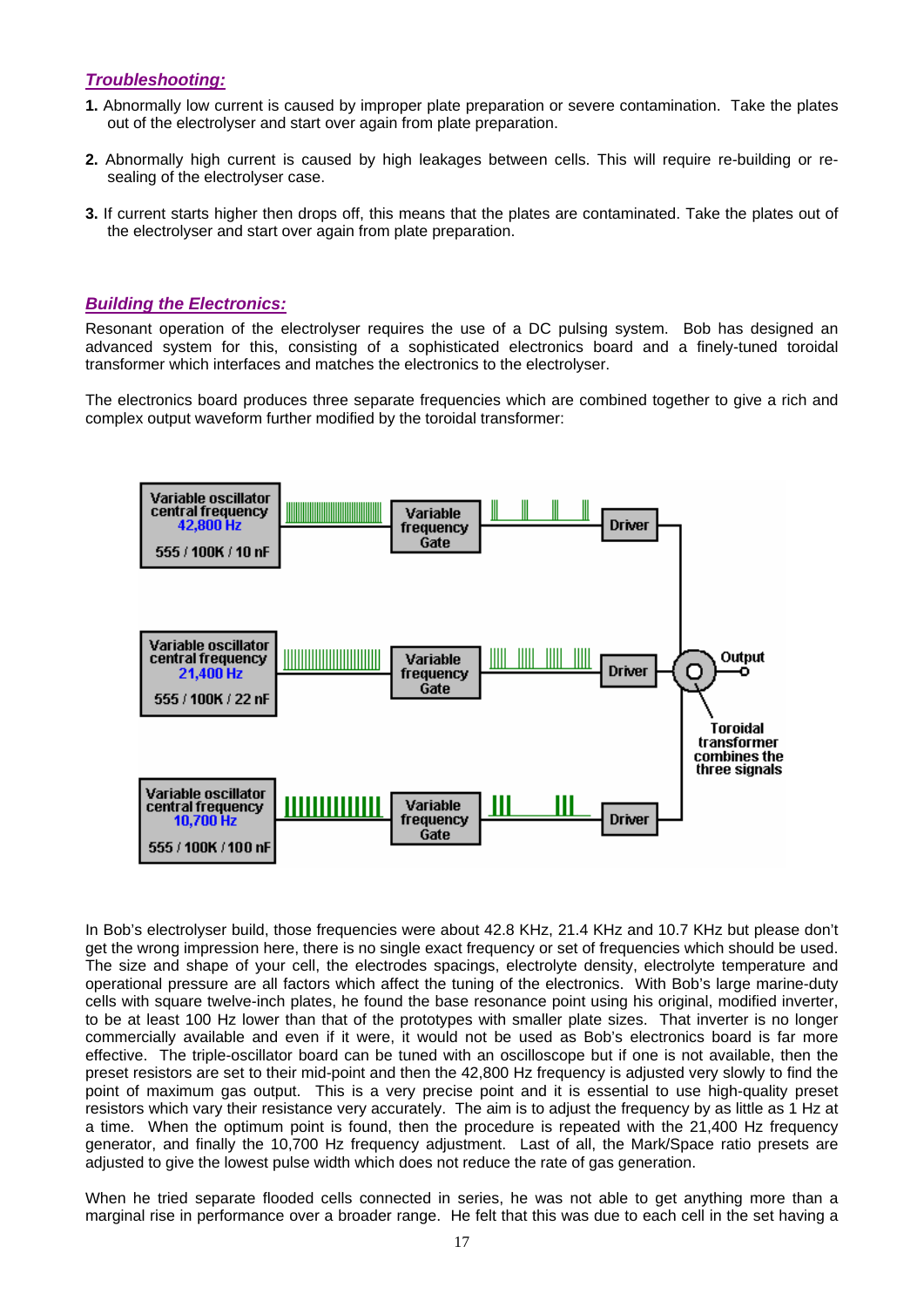## *Troubleshooting:*

**1.** Abnormally low current is caused by improper plate preparation or severe contamination. Take the plates out of the electrolyser and start over again from plate preparation.

**2.** Abnormally high current is caused by high leakages between cells. This will require re-building or re-sealing of the electrolyser case.

**3.** If current starts higher then drops off, this means that the plates are contaminated. Take the plates out of the electrolyser and start over again from plate preparation.

## *Building the Electronics:*

Resonant operation of the electrolyser requires the use of a DC pulsing system. Bob has designed an advanced system for this, consisting of a sophisticated electronics board and a finely-tuned toroidal transformer which interfaces and matches the electronics to the electrolyser.

The electronics board produces three separate frequencies which are combined together to give a rich and complex output waveform further modified by the toroidal transformer:

Variable oscillator central frequency 42,800 Hz — 555 / 100K / 10 nF → Variable frequency Gate → Driver

Variable oscillator central frequency 21,400 Hz — 555 / 100K / 22 nF → Variable frequency Gate → Driver

Variable oscillator central frequency 10,700 Hz — 555 / 100K / 100 nF → Variable frequency Gate → Driver

Toroidal transformer combines the three signals → Output

In Bob's electrolyser build, those frequencies were about 42.8 KHz, 21.4 KHz and 10.7 KHz but please don't get the wrong impression here, there is no single exact frequency or set of frequencies which should be used. The size and shape of your cell, the electrodes spacings, electrolyte density, electrolyte temperature and operational pressure are all factors which affect the tuning of the electronics. With Bob's large marine-duty cells with square twelve-inch plates, he found the base resonance point using his original, modified inverter, to be at least 100 Hz lower than that of the prototypes with smaller plate sizes. That inverter is no longer commercially available and even if it were, it would not be used as Bob's electronics board is far more effective. The triple-oscillator board can be tuned with an oscilloscope but if one is not available, then the preset resistors are set to their mid-point and then the 42,800 Hz frequency is adjusted very slowly to find the point of maximum gas output. This is a very precise point and it is essential to use high-quality preset resistors which vary their resistance very accurately. The aim is to adjust the frequency by as little as 1 Hz at a time. When the optimum point is found, then the procedure is repeated with the 21,400 Hz frequency generator, and finally the 10,700 Hz frequency adjustment. Last of all, the Mark/Space ratio presets are adjusted to give the lowest pulse width which does not reduce the rate of gas generation.

When he tried separate flooded cells connected in series, he was not able to get anything more than a marginal rise in performance over a broader range. He felt that this was due to each cell in the set having a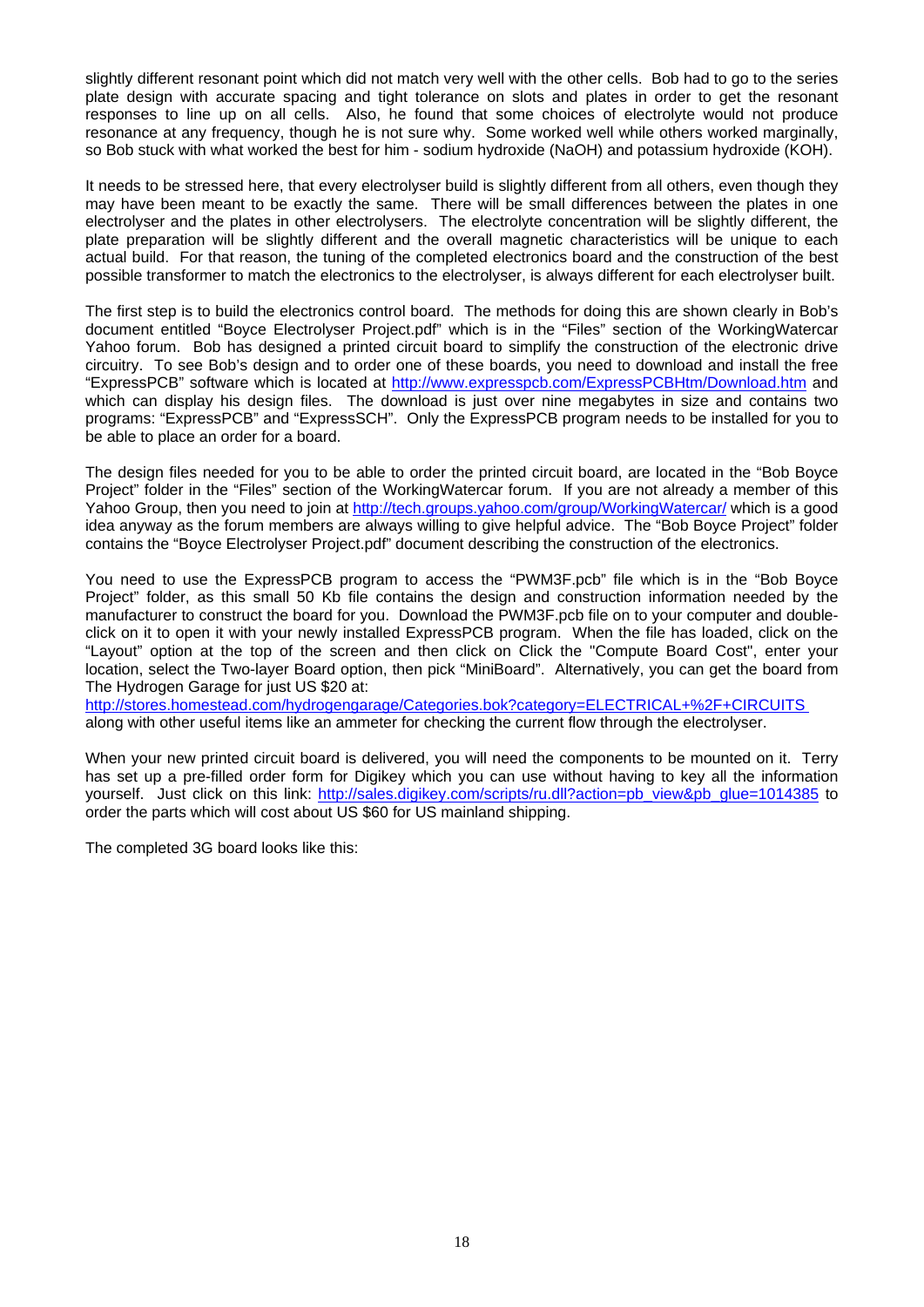slightly different resonant point which did not match very well with the other cells. Bob had to go to the series plate design with accurate spacing and tight tolerance on slots and plates in order to get the resonant responses to line up on all cells. Also, he found that some choices of electrolyte would not produce resonance at any frequency, though he is not sure why. Some worked well while others worked marginally, so Bob stuck with what worked the best for him - sodium hydroxide (NaOH) and potassium hydroxide (KOH).

It needs to be stressed here, that every electrolyser build is slightly different from all others, even though they may have been meant to be exactly the same. There will be small differences between the plates in one electrolyser and the plates in other electrolysers. The electrolyte concentration will be slightly different, the plate preparation will be slightly different and the overall magnetic characteristics will be unique to each actual build. For that reason, the tuning of the completed electronics board and the construction of the best possible transformer to match the electronics to the electrolyser, is always different for each electrolyser built.

The first step is to build the electronics control board. The methods for doing this are shown clearly in Bob's document entitled "Boyce Electrolyser Project.pdf" which is in the "Files" section of the WorkingWatercar Yahoo forum. Bob has designed a printed circuit board to simplify the construction of the electronic drive circuitry. To see Bob's design and to order one of these boards, you need to download and install the free "ExpressPCB" software which is located at http://www.expresspcb.com/ExpressPCBHtm/Download.htm and which can display his design files. The download is just over nine megabytes in size and contains two programs: "ExpressPCB" and "ExpressSCH". Only the ExpressPCB program needs to be installed for you to be able to place an order for a board.

The design files needed for you to be able to order the printed circuit board, are located in the "Bob Boyce Project" folder in the "Files" section of the WorkingWatercar forum. If you are not already a member of this Yahoo Group, then you need to join at http://tech.groups.yahoo.com/group/WorkingWatercar/ which is a good idea anyway as the forum members are always willing to give helpful advice. The "Bob Boyce Project" folder contains the "Boyce Electrolyser Project.pdf" document describing the construction of the electronics.

You need to use the ExpressPCB program to access the "PWM3F.pcb" file which is in the "Bob Boyce Project" folder, as this small 50 Kb file contains the design and construction information needed by the manufacturer to construct the board for you. Download the PWM3F.pcb file on to your computer and double-click on it to open it with your newly installed ExpressPCB program. When the file has loaded, click on the "Layout" option at the top of the screen and then click on Click the "Compute Board Cost", enter your location, select the Two-layer Board option, then pick "MiniBoard". Alternatively, you can get the board from The Hydrogen Garage for just US $20 at:
http://stores.homestead.com/hydrogengarage/Categories.bok?category=ELECTRICAL+%2F+CIRCUITS along with other useful items like an ammeter for checking the current flow through the electrolyser.

When your new printed circuit board is delivered, you will need the components to be mounted on it. Terry has set up a pre-filled order form for Digikey which you can use without having to key all the information yourself. Just click on this link: http://sales.digikey.com/scripts/ru.dll?action=pb_view&pb_glue=1014385 to order the parts which will cost about US $60 for US mainland shipping.

The completed 3G board looks like this: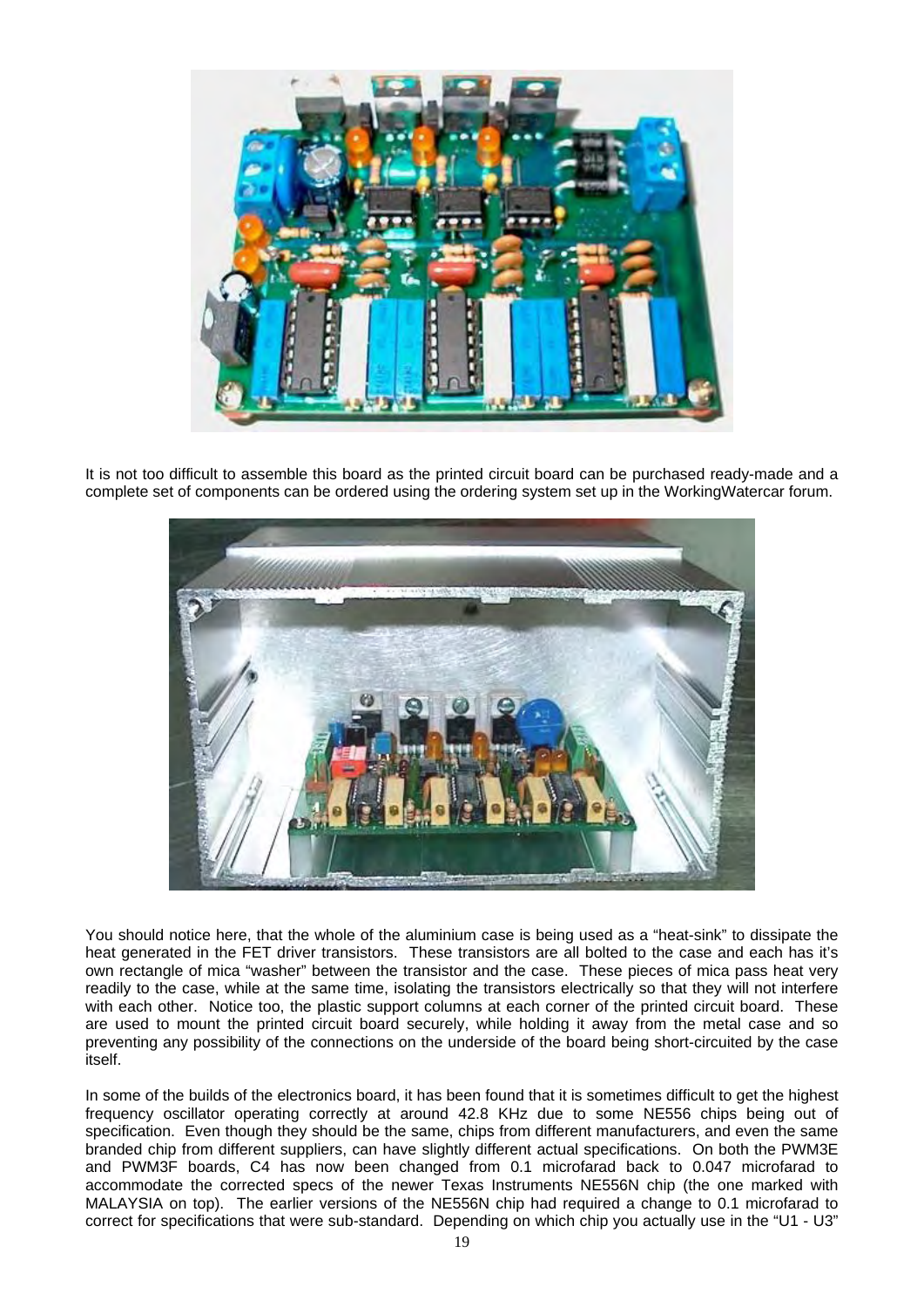It is not too difficult to assemble this board as the printed circuit board can be purchased ready-made and a complete set of components can be ordered using the ordering system set up in the WorkingWatercar forum.

You should notice here, that the whole of the aluminium case is being used as a "heat-sink" to dissipate the heat generated in the FET driver transistors. These transistors are all bolted to the case and each has it's own rectangle of mica "washer" between the transistor and the case. These pieces of mica pass heat very readily to the case, while at the same time, isolating the transistors electrically so that they will not interfere with each other. Notice too, the plastic support columns at each corner of the printed circuit board. These are used to mount the printed circuit board securely, while holding it away from the metal case and so preventing any possibility of the connections on the underside of the board being short-circuited by the case itself.

In some of the builds of the electronics board, it has been found that it is sometimes difficult to get the highest frequency oscillator operating correctly at around 42.8 KHz due to some NE556 chips being out of specification. Even though they should be the same, chips from different manufacturers, and even the same branded chip from different suppliers, can have slightly different actual specifications. On both the PWM3E and PWM3F boards, C4 has now been changed from 0.1 microfarad back to 0.047 microfarad to accommodate the corrected specs of the newer Texas Instruments NE556N chip (the one marked with MALAYSIA on top). The earlier versions of the NE556N chip had required a change to 0.1 microfarad to correct for specifications that were sub-standard. Depending on which chip you actually use in the "U1 - U3"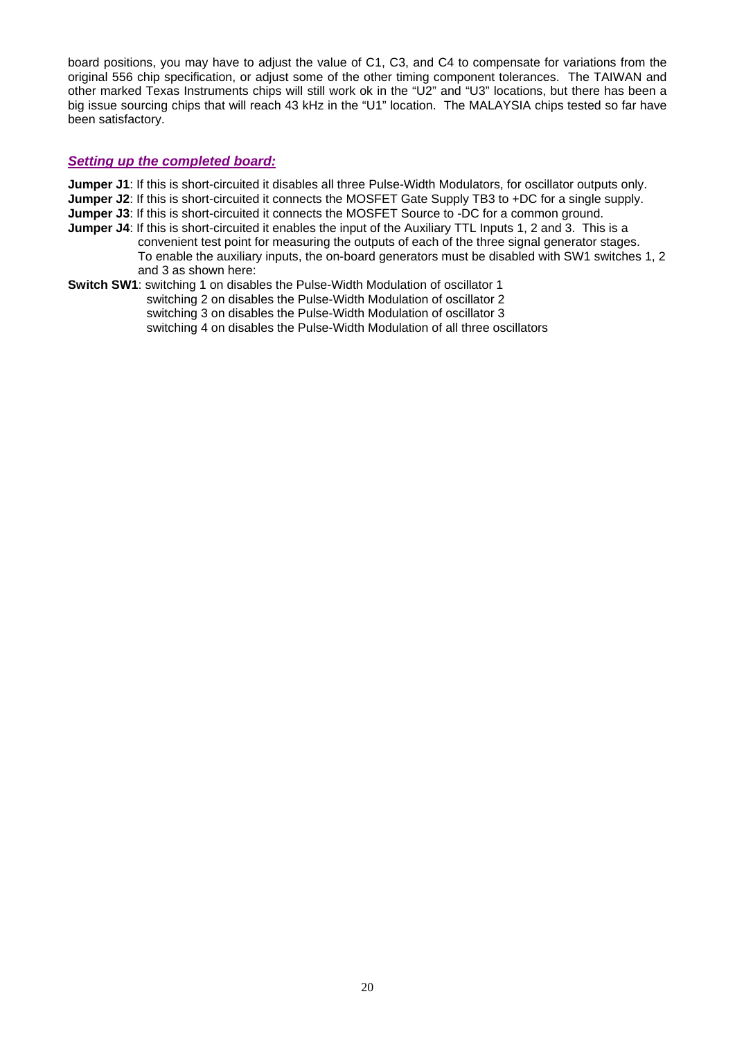board positions, you may have to adjust the value of C1, C3, and C4 to compensate for variations from the original 556 chip specification, or adjust some of the other timing component tolerances. The TAIWAN and other marked Texas Instruments chips will still work ok in the "U2" and "U3" locations, but there has been a big issue sourcing chips that will reach 43 kHz in the "U1" location. The MALAYSIA chips tested so far have been satisfactory.

## ***Setting up the completed board:***

**Jumper J1**: If this is short-circuited it disables all three Pulse-Width Modulators, for oscillator outputs only.
**Jumper J2**: If this is short-circuited it connects the MOSFET Gate Supply TB3 to +DC for a single supply.
**Jumper J3**: If this is short-circuited it connects the MOSFET Source to -DC for a common ground.
**Jumper J4**: If this is short-circuited it enables the input of the Auxiliary TTL Inputs 1, 2 and 3. This is a convenient test point for measuring the outputs of each of the three signal generator stages. To enable the auxiliary inputs, the on-board generators must be disabled with SW1 switches 1, 2 and 3 as shown here:
**Switch SW1**: switching 1 on disables the Pulse-Width Modulation of oscillator 1
switching 2 on disables the Pulse-Width Modulation of oscillator 2
switching 3 on disables the Pulse-Width Modulation of oscillator 3
switching 4 on disables the Pulse-Width Modulation of all three oscillators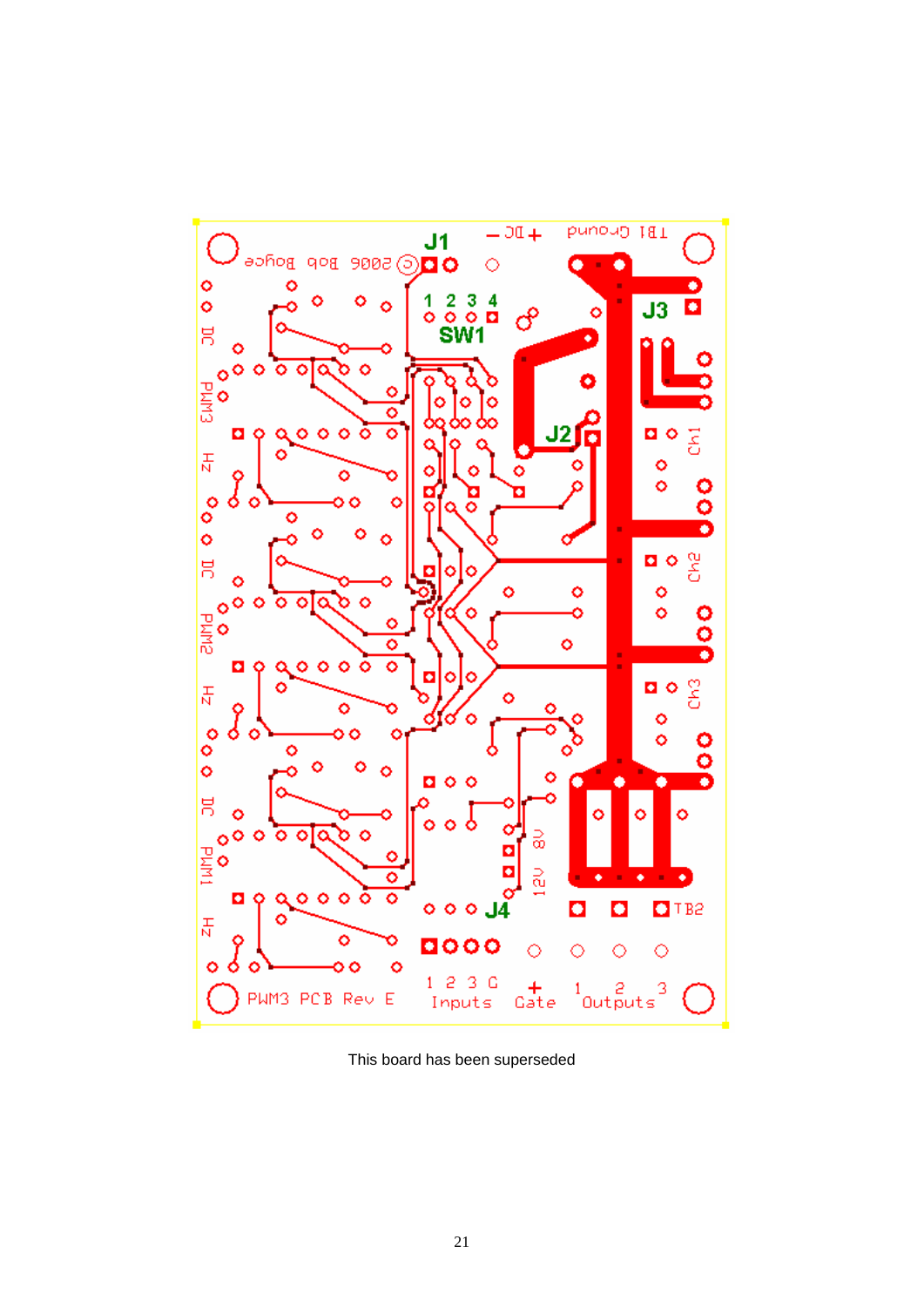This board has been superseded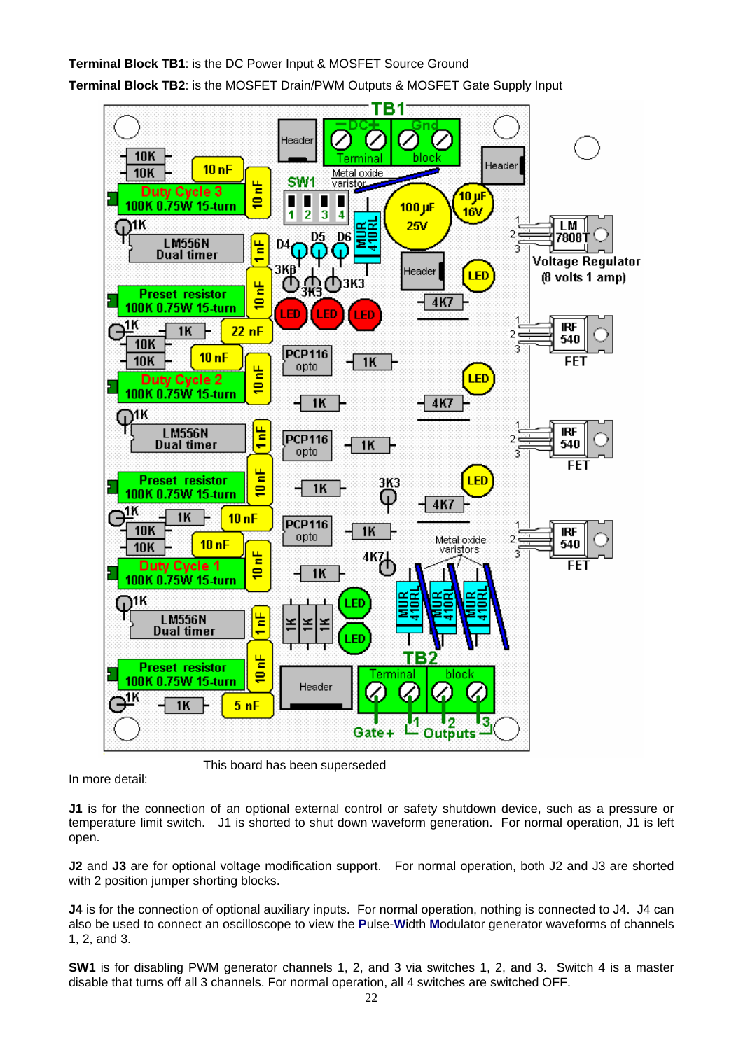**Terminal Block TB1**: is the DC Power Input & MOSFET Source Ground

**Terminal Block TB2**: is the MOSFET Drain/PWM Outputs & MOSFET Gate Supply Input

This board has been superseded

In more detail:

**J1** is for the connection of an optional external control or safety shutdown device, such as a pressure or temperature limit switch. J1 is shorted to shut down waveform generation. For normal operation, J1 is left open.

**J2** and **J3** are for optional voltage modification support. For normal operation, both J2 and J3 are shorted with 2 position jumper shorting blocks.

**J4** is for the connection of optional auxiliary inputs. For normal operation, nothing is connected to J4. J4 can also be used to connect an oscilloscope to view the **P**ulse-**W**idth **M**odulator generator waveforms of channels 1, 2, and 3.

**SW1** is for disabling PWM generator channels 1, 2, and 3 via switches 1, 2, and 3. Switch 4 is a master disable that turns off all 3 channels. For normal operation, all 4 switches are switched OFF.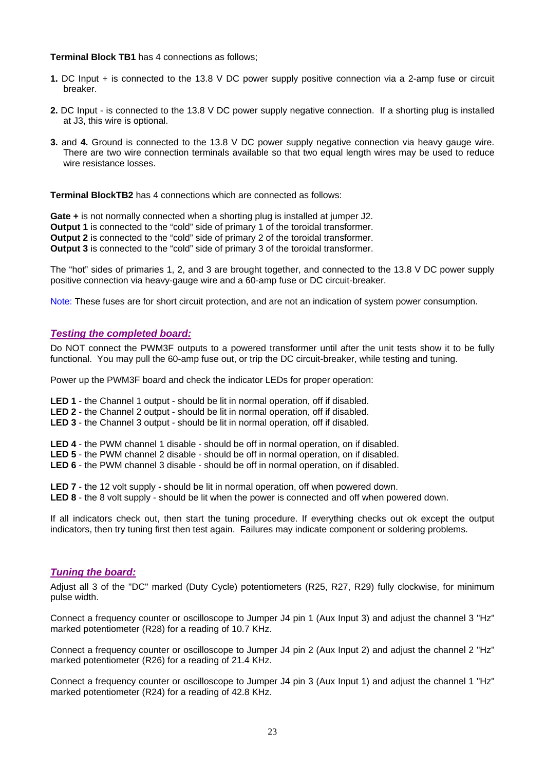**Terminal Block TB1** has 4 connections as follows;

1. DC Input + is connected to the 13.8 V DC power supply positive connection via a 2-amp fuse or circuit breaker.

2. DC Input - is connected to the 13.8 V DC power supply negative connection. If a shorting plug is installed at J3, this wire is optional.

3. and **4.** Ground is connected to the 13.8 V DC power supply negative connection via heavy gauge wire. There are two wire connection terminals available so that two equal length wires may be used to reduce wire resistance losses.

**Terminal BlockTB2** has 4 connections which are connected as follows:

**Gate +** is not normally connected when a shorting plug is installed at jumper J2.
**Output 1** is connected to the "cold" side of primary 1 of the toroidal transformer.
**Output 2** is connected to the "cold" side of primary 2 of the toroidal transformer.
**Output 3** is connected to the "cold" side of primary 3 of the toroidal transformer.

The "hot" sides of primaries 1, 2, and 3 are brought together, and connected to the 13.8 V DC power supply positive connection via heavy-gauge wire and a 60-amp fuse or DC circuit-breaker.

Note: These fuses are for short circuit protection, and are not an indication of system power consumption.

## *Testing the completed board:*

Do NOT connect the PWM3F outputs to a powered transformer until after the unit tests show it to be fully functional. You may pull the 60-amp fuse out, or trip the DC circuit-breaker, while testing and tuning.

Power up the PWM3F board and check the indicator LEDs for proper operation:

**LED 1** - the Channel 1 output - should be lit in normal operation, off if disabled.
**LED 2** - the Channel 2 output - should be lit in normal operation, off if disabled.
**LED 3** - the Channel 3 output - should be lit in normal operation, off if disabled.

**LED 4** - the PWM channel 1 disable - should be off in normal operation, on if disabled.
**LED 5** - the PWM channel 2 disable - should be off in normal operation, on if disabled.
**LED 6** - the PWM channel 3 disable - should be off in normal operation, on if disabled.

**LED 7** - the 12 volt supply - should be lit in normal operation, off when powered down.
**LED 8** - the 8 volt supply - should be lit when the power is connected and off when powered down.

If all indicators check out, then start the tuning procedure. If everything checks out ok except the output indicators, then try tuning first then test again. Failures may indicate component or soldering problems.

## *Tuning the board:*

Adjust all 3 of the "DC" marked (Duty Cycle) potentiometers (R25, R27, R29) fully clockwise, for minimum pulse width.

Connect a frequency counter or oscilloscope to Jumper J4 pin 1 (Aux Input 3) and adjust the channel 3 "Hz" marked potentiometer (R28) for a reading of 10.7 KHz.

Connect a frequency counter or oscilloscope to Jumper J4 pin 2 (Aux Input 2) and adjust the channel 2 "Hz" marked potentiometer (R26) for a reading of 21.4 KHz.

Connect a frequency counter or oscilloscope to Jumper J4 pin 3 (Aux Input 1) and adjust the channel 1 "Hz" marked potentiometer (R24) for a reading of 42.8 KHz.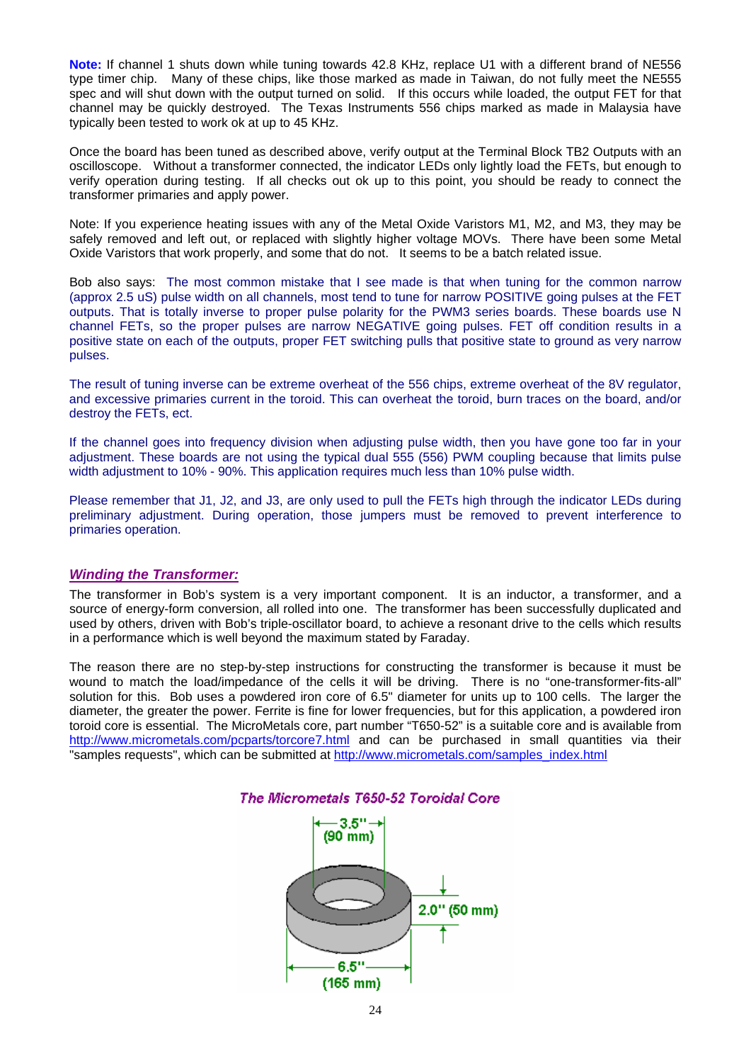**Note:** If channel 1 shuts down while tuning towards 42.8 KHz, replace U1 with a different brand of NE556 type timer chip. Many of these chips, like those marked as made in Taiwan, do not fully meet the NE555 spec and will shut down with the output turned on solid. If this occurs while loaded, the output FET for that channel may be quickly destroyed. The Texas Instruments 556 chips marked as made in Malaysia have typically been tested to work ok at up to 45 KHz.

Once the board has been tuned as described above, verify output at the Terminal Block TB2 Outputs with an oscilloscope. Without a transformer connected, the indicator LEDs only lightly load the FETs, but enough to verify operation during testing. If all checks out ok up to this point, you should be ready to connect the transformer primaries and apply power.

Note: If you experience heating issues with any of the Metal Oxide Varistors M1, M2, and M3, they may be safely removed and left out, or replaced with slightly higher voltage MOVs. There have been some Metal Oxide Varistors that work properly, and some that do not. It seems to be a batch related issue.

Bob also says: The most common mistake that I see made is that when tuning for the common narrow (approx 2.5 uS) pulse width on all channels, most tend to tune for narrow POSITIVE going pulses at the FET outputs. That is totally inverse to proper pulse polarity for the PWM3 series boards. These boards use N channel FETs, so the proper pulses are narrow NEGATIVE going pulses. FET off condition results in a positive state on each of the outputs, proper FET switching pulls that positive state to ground as very narrow pulses.

The result of tuning inverse can be extreme overheat of the 556 chips, extreme overheat of the 8V regulator, and excessive primaries current in the toroid. This can overheat the toroid, burn traces on the board, and/or destroy the FETs, ect.

If the channel goes into frequency division when adjusting pulse width, then you have gone too far in your adjustment. These boards are not using the typical dual 555 (556) PWM coupling because that limits pulse width adjustment to 10% - 90%. This application requires much less than 10% pulse width.

Please remember that J1, J2, and J3, are only used to pull the FETs high through the indicator LEDs during preliminary adjustment. During operation, those jumpers must be removed to prevent interference to primaries operation.

## *Winding the Transformer:*

The transformer in Bob's system is a very important component. It is an inductor, a transformer, and a source of energy-form conversion, all rolled into one. The transformer has been successfully duplicated and used by others, driven with Bob's triple-oscillator board, to achieve a resonant drive to the cells which results in a performance which is well beyond the maximum stated by Faraday.

The reason there are no step-by-step instructions for constructing the transformer is because it must be wound to match the load/impedance of the cells it will be driving. There is no "one-transformer-fits-all" solution for this. Bob uses a powdered iron core of 6.5" diameter for units up to 100 cells. The larger the diameter, the greater the power. Ferrite is fine for lower frequencies, but for this application, a powdered iron toroid core is essential. The MicroMetals core, part number "T650-52" is a suitable core and is available from http://www.micrometals.com/pcparts/torcore7.html and can be purchased in small quantities via their "samples requests", which can be submitted at http://www.micrometals.com/samples_index.html

*The Micrometals T650-52 Toroidal Core*

3.5" (90 mm)

2.0" (50 mm)

6.5" (165 mm)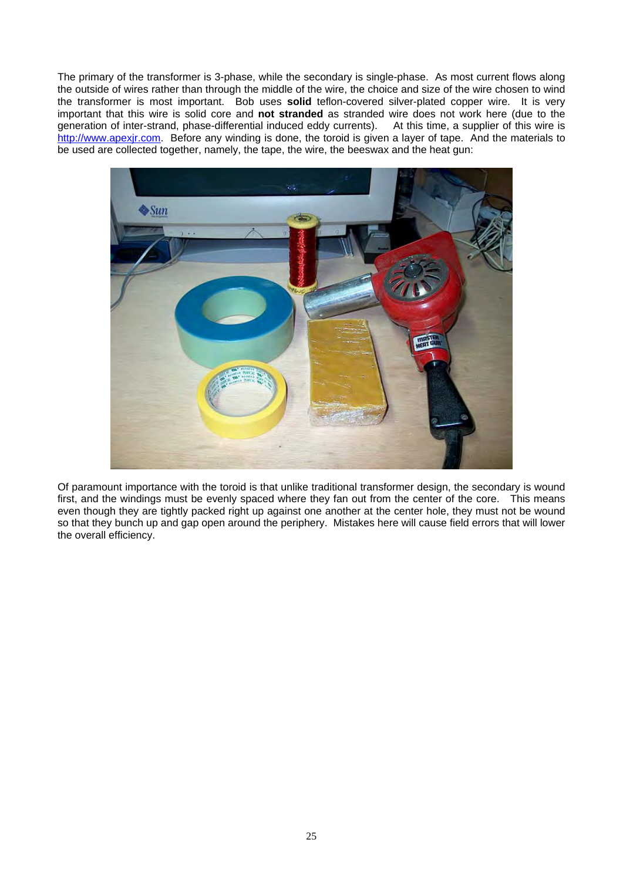The primary of the transformer is 3-phase, while the secondary is single-phase. As most current flows along the outside of wires rather than through the middle of the wire, the choice and size of the wire chosen to wind the transformer is most important. Bob uses **solid** teflon-covered silver-plated copper wire. It is very important that this wire is solid core and **not stranded** as stranded wire does not work here (due to the generation of inter-strand, phase-differential induced eddy currents). At this time, a supplier of this wire is http://www.apexjr.com. Before any winding is done, the toroid is given a layer of tape. And the materials to be used are collected together, namely, the tape, the wire, the beeswax and the heat gun:

Of paramount importance with the toroid is that unlike traditional transformer design, the secondary is wound first, and the windings must be evenly spaced where they fan out from the center of the core. This means even though they are tightly packed right up against one another at the center hole, they must not be wound so that they bunch up and gap open around the periphery. Mistakes here will cause field errors that will lower the overall efficiency.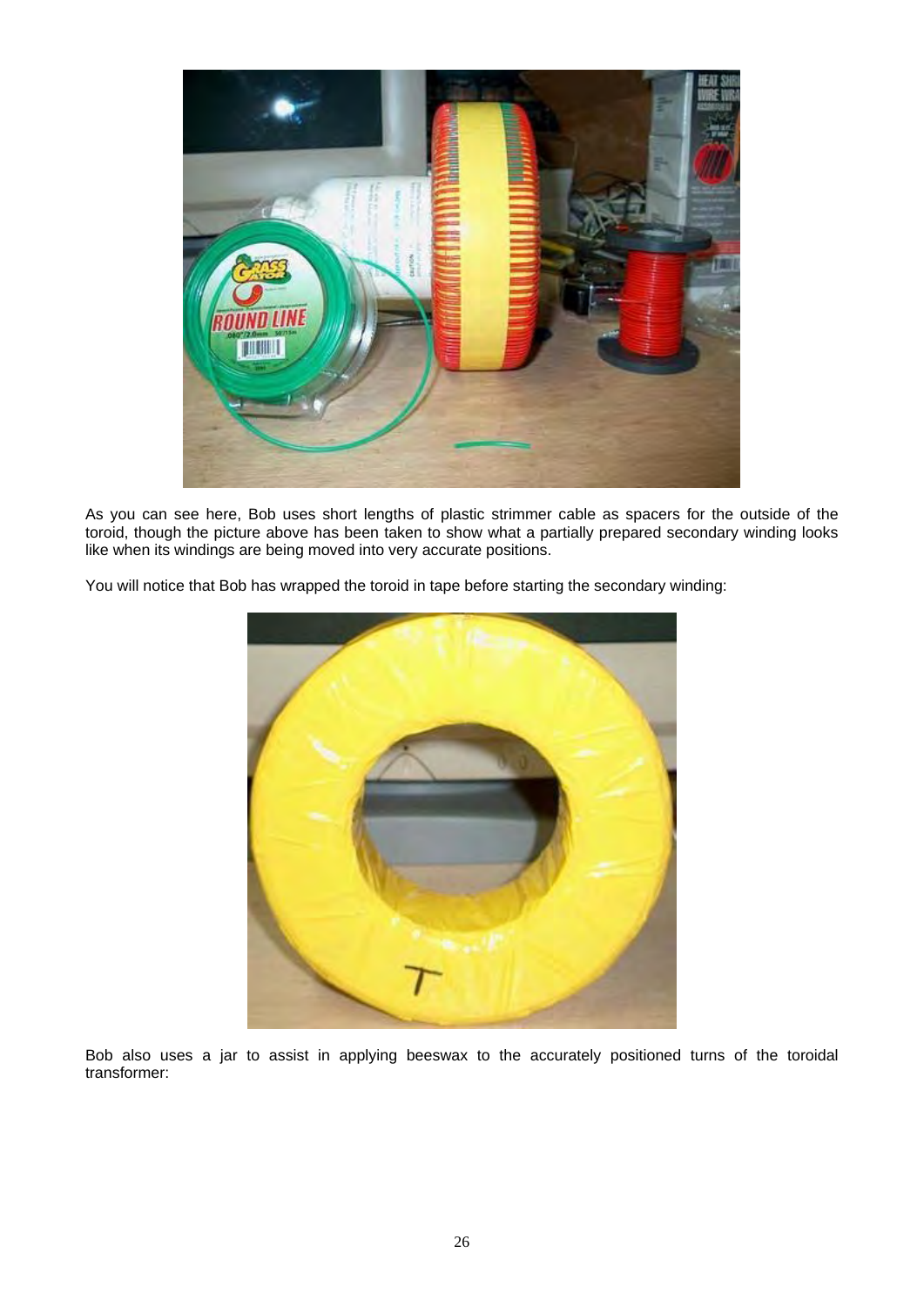As you can see here, Bob uses short lengths of plastic strimmer cable as spacers for the outside of the toroid, though the picture above has been taken to show what a partially prepared secondary winding looks like when its windings are being moved into very accurate positions.

You will notice that Bob has wrapped the toroid in tape before starting the secondary winding:

Bob also uses a jar to assist in applying beeswax to the accurately positioned turns of the toroidal transformer: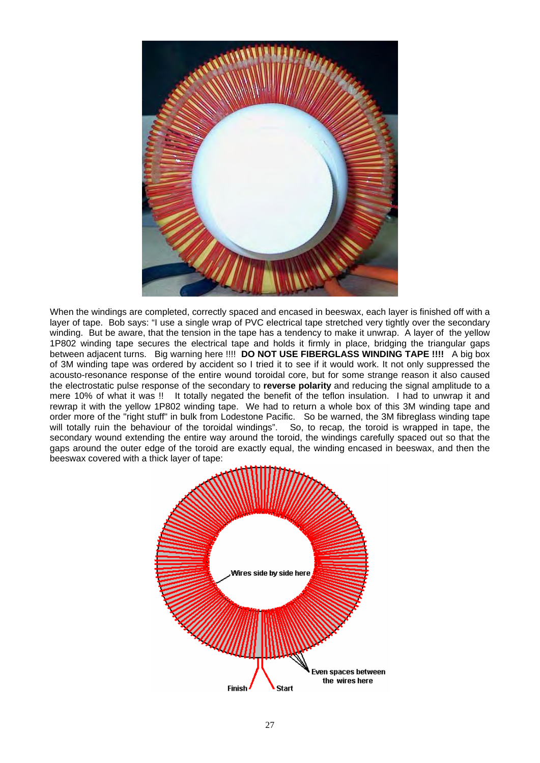When the windings are completed, correctly spaced and encased in beeswax, each layer is finished off with a layer of tape. Bob says: "I use a single wrap of PVC electrical tape stretched very tightly over the secondary winding. But be aware, that the tension in the tape has a tendency to make it unwrap. A layer of the yellow 1P802 winding tape secures the electrical tape and holds it firmly in place, bridging the triangular gaps between adjacent turns. Big warning here !!!! **DO NOT USE FIBERGLASS WINDING TAPE !!!!** A big box of 3M winding tape was ordered by accident so I tried it to see if it would work. It not only suppressed the acousto-resonance response of the entire wound toroidal core, but for some strange reason it also caused the electrostatic pulse response of the secondary to **reverse polarity** and reducing the signal amplitude to a mere 10% of what it was !! It totally negated the benefit of the teflon insulation. I had to unwrap it and rewrap it with the yellow 1P802 winding tape. We had to return a whole box of this 3M winding tape and order more of the "right stuff" in bulk from Lodestone Pacific. So be warned, the 3M fibreglass winding tape will totally ruin the behaviour of the toroidal windings". So, to recap, the toroid is wrapped in tape, the secondary wound extending the entire way around the toroid, the windings carefully spaced out so that the gaps around the outer edge of the toroid are exactly equal, the winding encased in beeswax, and then the beeswax covered with a thick layer of tape:

Wires side by side here

Even spaces between the wires here

Finish

Start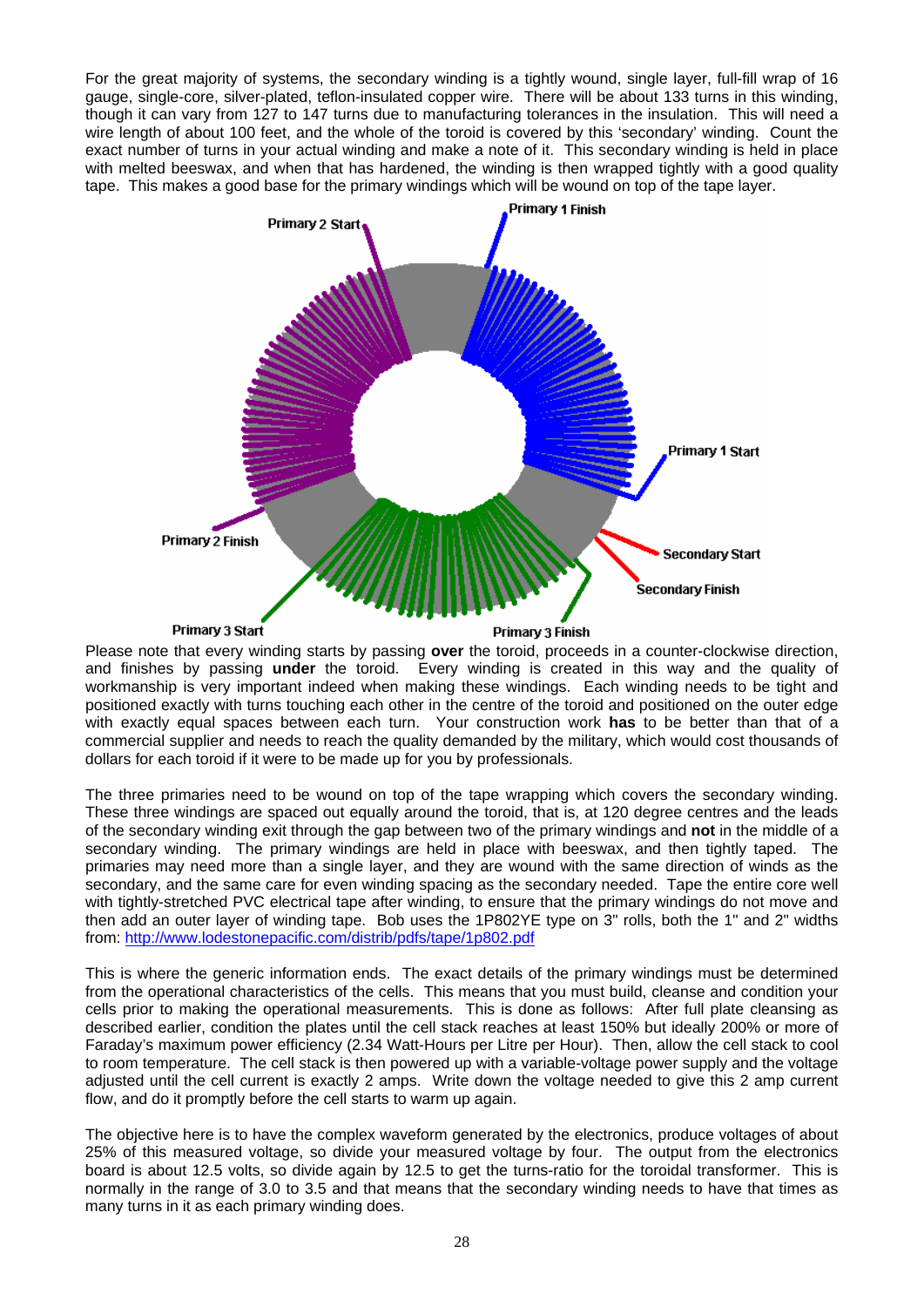For the great majority of systems, the secondary winding is a tightly wound, single layer, full-fill wrap of 16 gauge, single-core, silver-plated, teflon-insulated copper wire. There will be about 133 turns in this winding, though it can vary from 127 to 147 turns due to manufacturing tolerances in the insulation. This will need a wire length of about 100 feet, and the whole of the toroid is covered by this 'secondary' winding. Count the exact number of turns in your actual winding and make a note of it. This secondary winding is held in place with melted beeswax, and when that has hardened, the winding is then wrapped tightly with a good quality tape. This makes a good base for the primary windings which will be wound on top of the tape layer.

Primary 1 Finish
Primary 2 Start
Primary 1 Start
Primary 2 Finish
Secondary Start
Secondary Finish
Primary 3 Start
Primary 3 Finish

Please note that every winding starts by passing **over** the toroid, proceeds in a counter-clockwise direction, and finishes by passing **under** the toroid. Every winding is created in this way and the quality of workmanship is very important indeed when making these windings. Each winding needs to be tight and positioned exactly with turns touching each other in the centre of the toroid and positioned on the outer edge with exactly equal spaces between each turn. Your construction work **has** to be better than that of a commercial supplier and needs to reach the quality demanded by the military, which would cost thousands of dollars for each toroid if it were to be made up for you by professionals.

The three primaries need to be wound on top of the tape wrapping which covers the secondary winding. These three windings are spaced out equally around the toroid, that is, at 120 degree centres and the leads of the secondary winding exit through the gap between two of the primary windings and **not** in the middle of a secondary winding. The primary windings are held in place with beeswax, and then tightly taped. The primaries may need more than a single layer, and they are wound with the same direction of winds as the secondary, and the same care for even winding spacing as the secondary needed. Tape the entire core well with tightly-stretched PVC electrical tape after winding, to ensure that the primary windings do not move and then add an outer layer of winding tape. Bob uses the 1P802YE type on 3" rolls, both the 1" and 2" widths from: http://www.lodestonepacific.com/distrib/pdfs/tape/1p802.pdf

This is where the generic information ends. The exact details of the primary windings must be determined from the operational characteristics of the cells. This means that you must build, cleanse and condition your cells prior to making the operational measurements. This is done as follows: After full plate cleansing as described earlier, condition the plates until the cell stack reaches at least 150% but ideally 200% or more of Faraday's maximum power efficiency (2.34 Watt-Hours per Litre per Hour). Then, allow the cell stack to cool to room temperature. The cell stack is then powered up with a variable-voltage power supply and the voltage adjusted until the cell current is exactly 2 amps. Write down the voltage needed to give this 2 amp current flow, and do it promptly before the cell starts to warm up again.

The objective here is to have the complex waveform generated by the electronics, produce voltages of about 25% of this measured voltage, so divide your measured voltage by four. The output from the electronics board is about 12.5 volts, so divide again by 12.5 to get the turns-ratio for the toroidal transformer. This is normally in the range of 3.0 to 3.5 and that means that the secondary winding needs to have that times as many turns in it as each primary winding does.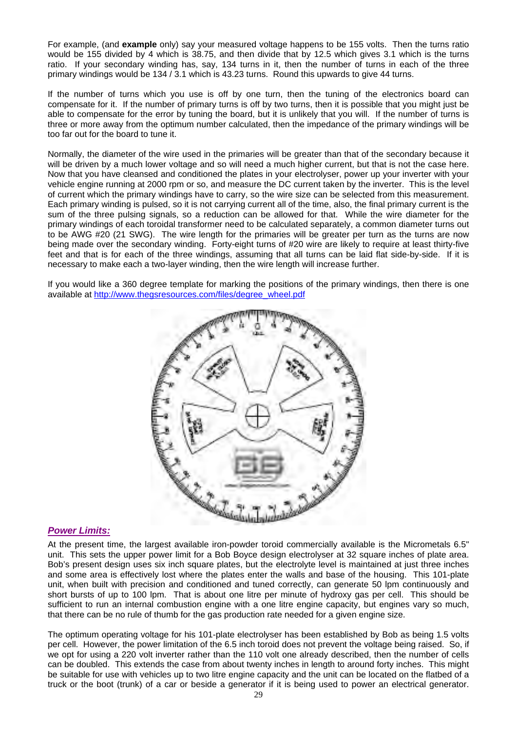For example, (and **example** only) say your measured voltage happens to be 155 volts. Then the turns ratio would be 155 divided by 4 which is 38.75, and then divide that by 12.5 which gives 3.1 which is the turns ratio. If your secondary winding has, say, 134 turns in it, then the number of turns in each of the three primary windings would be 134 / 3.1 which is 43.23 turns. Round this upwards to give 44 turns.

If the number of turns which you use is off by one turn, then the tuning of the electronics board can compensate for it. If the number of primary turns is off by two turns, then it is possible that you might just be able to compensate for the error by tuning the board, but it is unlikely that you will. If the number of turns is three or more away from the optimum number calculated, then the impedance of the primary windings will be too far out for the board to tune it.

Normally, the diameter of the wire used in the primaries will be greater than that of the secondary because it will be driven by a much lower voltage and so will need a much higher current, but that is not the case here. Now that you have cleansed and conditioned the plates in your electrolyser, power up your inverter with your vehicle engine running at 2000 rpm or so, and measure the DC current taken by the inverter. This is the level of current which the primary windings have to carry, so the wire size can be selected from this measurement. Each primary winding is pulsed, so it is not carrying current all of the time, also, the final primary current is the sum of the three pulsing signals, so a reduction can be allowed for that. While the wire diameter for the primary windings of each toroidal transformer need to be calculated separately, a common diameter turns out to be AWG #20 (21 SWG). The wire length for the primaries will be greater per turn as the turns are now being made over the secondary winding. Forty-eight turns of #20 wire are likely to require at least thirty-five feet and that is for each of the three windings, assuming that all turns can be laid flat side-by-side. If it is necessary to make each a two-layer winding, then the wire length will increase further.

If you would like a 360 degree template for marking the positions of the primary windings, then there is one available at http://www.thegsresources.com/files/degree_wheel.pdf

## *Power Limits:*

At the present time, the largest available iron-powder toroid commercially available is the Micrometals 6.5" unit. This sets the upper power limit for a Bob Boyce design electrolyser at 32 square inches of plate area. Bob's present design uses six inch square plates, but the electrolyte level is maintained at just three inches and some area is effectively lost where the plates enter the walls and base of the housing. This 101-plate unit, when built with precision and conditioned and tuned correctly, can generate 50 lpm continuously and short bursts of up to 100 lpm. That is about one litre per minute of hydroxy gas per cell. This should be sufficient to run an internal combustion engine with a one litre engine capacity, but engines vary so much, that there can be no rule of thumb for the gas production rate needed for a given engine size.

The optimum operating voltage for his 101-plate electrolyser has been established by Bob as being 1.5 volts per cell. However, the power limitation of the 6.5 inch toroid does not prevent the voltage being raised. So, if we opt for using a 220 volt inverter rather than the 110 volt one already described, then the number of cells can be doubled. This extends the case from about twenty inches in length to around forty inches. This might be suitable for use with vehicles up to two litre engine capacity and the unit can be located on the flatbed of a truck or the boot (trunk) of a car or beside a generator if it is being used to power an electrical generator.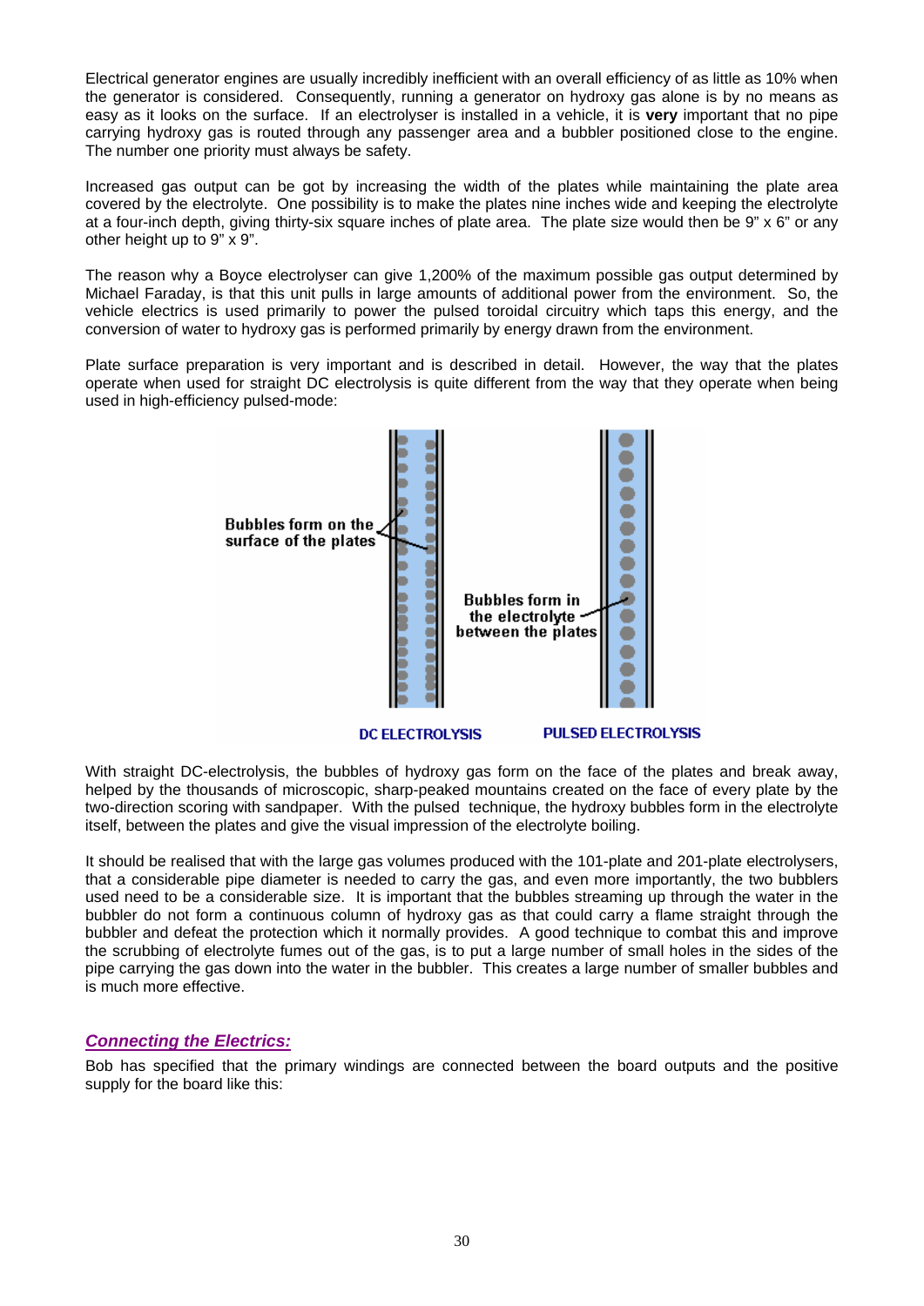Electrical generator engines are usually incredibly inefficient with an overall efficiency of as little as 10% when the generator is considered. Consequently, running a generator on hydroxy gas alone is by no means as easy as it looks on the surface. If an electrolyser is installed in a vehicle, it is **very** important that no pipe carrying hydroxy gas is routed through any passenger area and a bubbler positioned close to the engine. The number one priority must always be safety.

Increased gas output can be got by increasing the width of the plates while maintaining the plate area covered by the electrolyte. One possibility is to make the plates nine inches wide and keeping the electrolyte at a four-inch depth, giving thirty-six square inches of plate area. The plate size would then be 9" x 6" or any other height up to 9" x 9".

The reason why a Boyce electrolyser can give 1,200% of the maximum possible gas output determined by Michael Faraday, is that this unit pulls in large amounts of additional power from the environment. So, the vehicle electrics is used primarily to power the pulsed toroidal circuitry which taps this energy, and the conversion of water to hydroxy gas is performed primarily by energy drawn from the environment.

Plate surface preparation is very important and is described in detail. However, the way that the plates operate when used for straight DC electrolysis is quite different from the way that they operate when being used in high-efficiency pulsed-mode:

Bubbles form on the surface of the plates

Bubbles form in the electrolyte between the plates

DC ELECTROLYSIS PULSED ELECTROLYSIS

With straight DC-electrolysis, the bubbles of hydroxy gas form on the face of the plates and break away, helped by the thousands of microscopic, sharp-peaked mountains created on the face of every plate by the two-direction scoring with sandpaper. With the pulsed technique, the hydroxy bubbles form in the electrolyte itself, between the plates and give the visual impression of the electrolyte boiling.

It should be realised that with the large gas volumes produced with the 101-plate and 201-plate electrolysers, that a considerable pipe diameter is needed to carry the gas, and even more importantly, the two bubblers used need to be a considerable size. It is important that the bubbles streaming up through the water in the bubbler do not form a continuous column of hydroxy gas as that could carry a flame straight through the bubbler and defeat the protection which it normally provides. A good technique to combat this and improve the scrubbing of electrolyte fumes out of the gas, is to put a large number of small holes in the sides of the pipe carrying the gas down into the water in the bubbler. This creates a large number of smaller bubbles and is much more effective.

## *Connecting the Electrics:*

Bob has specified that the primary windings are connected between the board outputs and the positive supply for the board like this: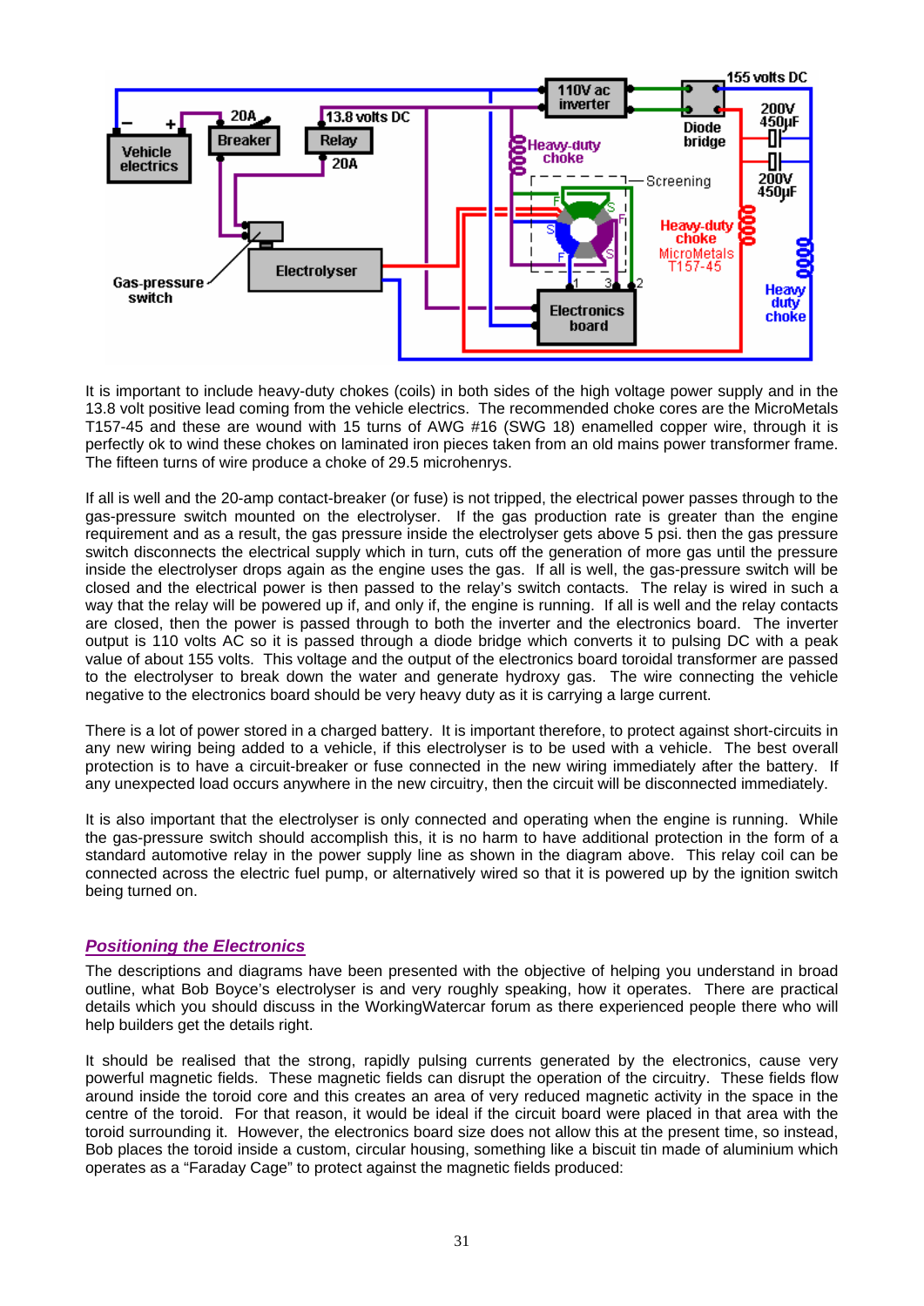It is important to include heavy-duty chokes (coils) in both sides of the high voltage power supply and in the 13.8 volt positive lead coming from the vehicle electrics. The recommended choke cores are the MicroMetals T157-45 and these are wound with 15 turns of AWG #16 (SWG 18) enamelled copper wire, through it is perfectly ok to wind these chokes on laminated iron pieces taken from an old mains power transformer frame. The fifteen turns of wire produce a choke of 29.5 microhenrys.

If all is well and the 20-amp contact-breaker (or fuse) is not tripped, the electrical power passes through to the gas-pressure switch mounted on the electrolyser. If the gas production rate is greater than the engine requirement and as a result, the gas pressure inside the electrolyser gets above 5 psi. then the gas pressure switch disconnects the electrical supply which in turn, cuts off the generation of more gas until the pressure inside the electrolyser drops again as the engine uses the gas. If all is well, the gas-pressure switch will be closed and the electrical power is then passed to the relay's switch contacts. The relay is wired in such a way that the relay will be powered up if, and only if, the engine is running. If all is well and the relay contacts are closed, then the power is passed through to both the inverter and the electronics board. The inverter output is 110 volts AC so it is passed through a diode bridge which converts it to pulsing DC with a peak value of about 155 volts. This voltage and the output of the electronics board toroidal transformer are passed to the electrolyser to break down the water and generate hydroxy gas. The wire connecting the vehicle negative to the electronics board should be very heavy duty as it is carrying a large current.

There is a lot of power stored in a charged battery. It is important therefore, to protect against short-circuits in any new wiring being added to a vehicle, if this electrolyser is to be used with a vehicle. The best overall protection is to have a circuit-breaker or fuse connected in the new wiring immediately after the battery. If any unexpected load occurs anywhere in the new circuitry, then the circuit will be disconnected immediately.

It is also important that the electrolyser is only connected and operating when the engine is running. While the gas-pressure switch should accomplish this, it is no harm to have additional protection in the form of a standard automotive relay in the power supply line as shown in the diagram above. This relay coil can be connected across the electric fuel pump, or alternatively wired so that it is powered up by the ignition switch being turned on.

## *Positioning the Electronics*

The descriptions and diagrams have been presented with the objective of helping you understand in broad outline, what Bob Boyce's electrolyser is and very roughly speaking, how it operates. There are practical details which you should discuss in the WorkingWatercar forum as there experienced people there who will help builders get the details right.

It should be realised that the strong, rapidly pulsing currents generated by the electronics, cause very powerful magnetic fields. These magnetic fields can disrupt the operation of the circuitry. These fields flow around inside the toroid core and this creates an area of very reduced magnetic activity in the space in the centre of the toroid. For that reason, it would be ideal if the circuit board were placed in that area with the toroid surrounding it. However, the electronics board size does not allow this at the present time, so instead, Bob places the toroid inside a custom, circular housing, something like a biscuit tin made of aluminium which operates as a "Faraday Cage" to protect against the magnetic fields produced: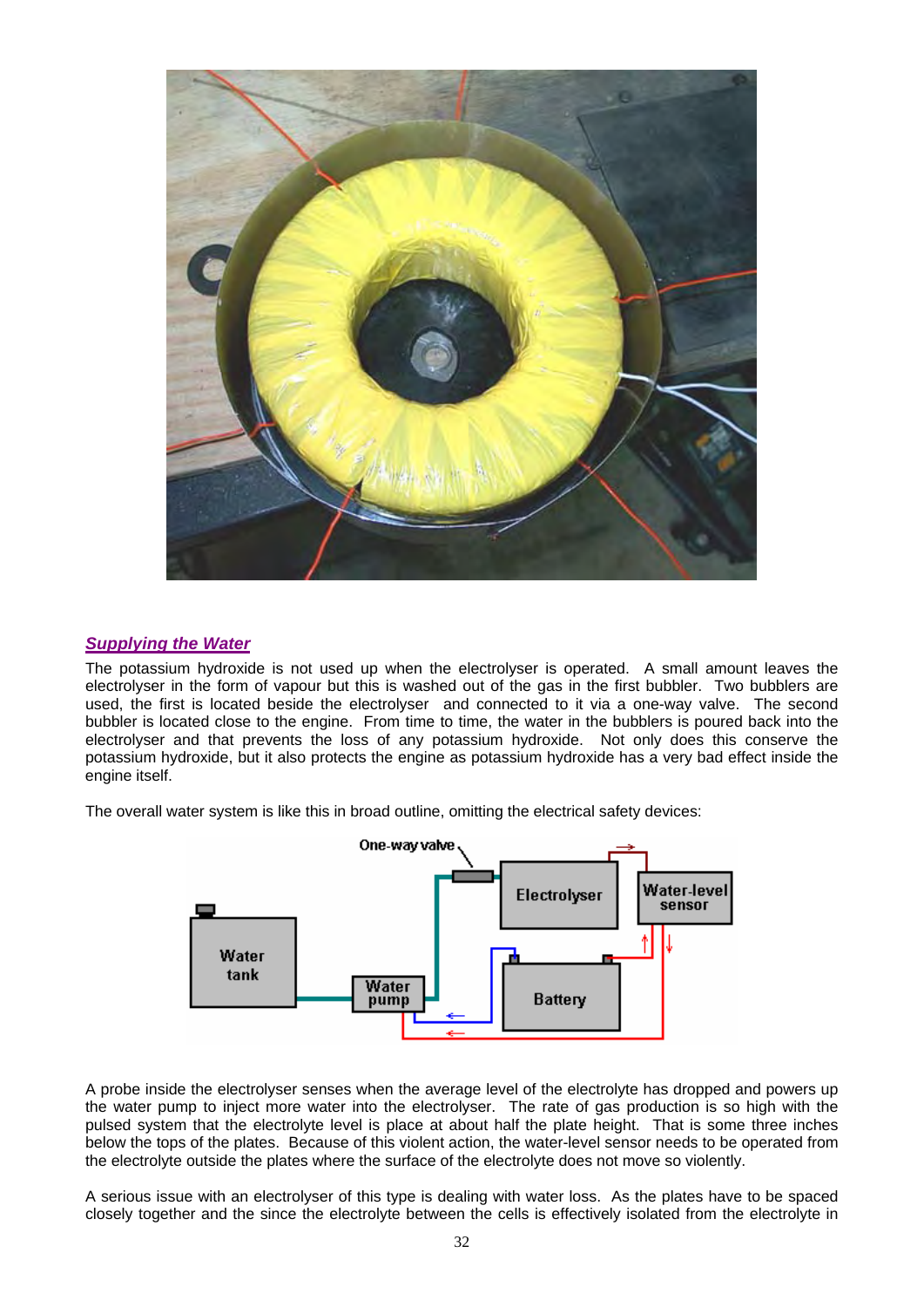## *Supplying the Water*

The potassium hydroxide is not used up when the electrolyser is operated. A small amount leaves the electrolyser in the form of vapour but this is washed out of the gas in the first bubbler. Two bubblers are used, the first is located beside the electrolyser and connected to it via a one-way valve. The second bubbler is located close to the engine. From time to time, the water in the bubblers is poured back into the electrolyser and that prevents the loss of any potassium hydroxide. Not only does this conserve the potassium hydroxide, but it also protects the engine as potassium hydroxide has a very bad effect inside the engine itself.

The overall water system is like this in broad outline, omitting the electrical safety devices:

A probe inside the electrolyser senses when the average level of the electrolyte has dropped and powers up the water pump to inject more water into the electrolyser. The rate of gas production is so high with the pulsed system that the electrolyte level is place at about half the plate height. That is some three inches below the tops of the plates. Because of this violent action, the water-level sensor needs to be operated from the electrolyte outside the plates where the surface of the electrolyte does not move so violently.

A serious issue with an electrolyser of this type is dealing with water loss. As the plates have to be spaced closely together and the since the electrolyte between the cells is effectively isolated from the electrolyte in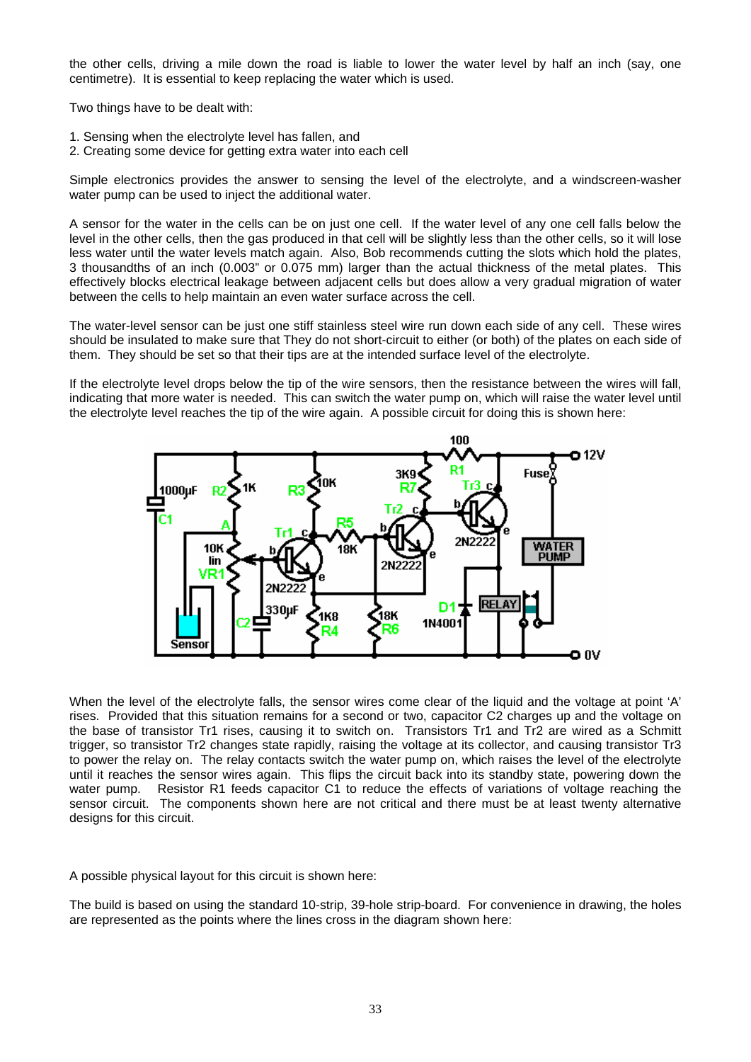the other cells, driving a mile down the road is liable to lower the water level by half an inch (say, one centimetre). It is essential to keep replacing the water which is used.

Two things have to be dealt with:

1. Sensing when the electrolyte level has fallen, and
2. Creating some device for getting extra water into each cell

Simple electronics provides the answer to sensing the level of the electrolyte, and a windscreen-washer water pump can be used to inject the additional water.

A sensor for the water in the cells can be on just one cell. If the water level of any one cell falls below the level in the other cells, then the gas produced in that cell will be slightly less than the other cells, so it will lose less water until the water levels match again. Also, Bob recommends cutting the slots which hold the plates, 3 thousandths of an inch (0.003" or 0.075 mm) larger than the actual thickness of the metal plates. This effectively blocks electrical leakage between adjacent cells but does allow a very gradual migration of water between the cells to help maintain an even water surface across the cell.

The water-level sensor can be just one stiff stainless steel wire run down each side of any cell. These wires should be insulated to make sure that They do not short-circuit to either (or both) of the plates on each side of them. They should be set so that their tips are at the intended surface level of the electrolyte.

If the electrolyte level drops below the tip of the wire sensors, then the resistance between the wires will fall, indicating that more water is needed. This can switch the water pump on, which will raise the water level until the electrolyte level reaches the tip of the wire again. A possible circuit for doing this is shown here:

When the level of the electrolyte falls, the sensor wires come clear of the liquid and the voltage at point 'A' rises. Provided that this situation remains for a second or two, capacitor C2 charges up and the voltage on the base of transistor Tr1 rises, causing it to switch on. Transistors Tr1 and Tr2 are wired as a Schmitt trigger, so transistor Tr2 changes state rapidly, raising the voltage at its collector, and causing transistor Tr3 to power the relay on. The relay contacts switch the water pump on, which raises the level of the electrolyte until it reaches the sensor wires again. This flips the circuit back into its standby state, powering down the water pump. Resistor R1 feeds capacitor C1 to reduce the effects of variations of voltage reaching the sensor circuit. The components shown here are not critical and there must be at least twenty alternative designs for this circuit.

A possible physical layout for this circuit is shown here:

The build is based on using the standard 10-strip, 39-hole strip-board. For convenience in drawing, the holes are represented as the points where the lines cross in the diagram shown here: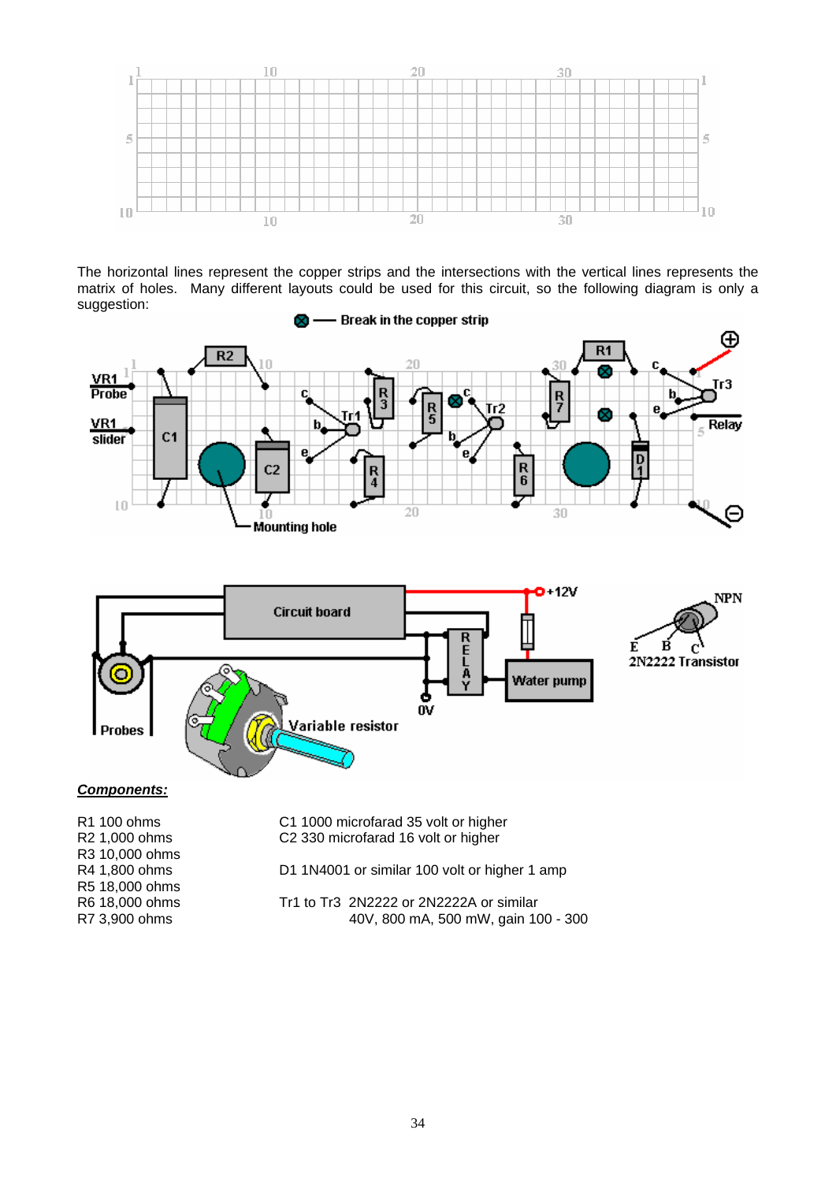The horizontal lines represent the copper strips and the intersections with the vertical lines represents the matrix of holes. Many different layouts could be used for this circuit, so the following diagram is only a suggestion:

***Components:***

| | |
|---|---|
| R1 100 ohms | C1 1000 microfarad 35 volt or higher |
| R2 1,000 ohms | C2 330 microfarad 16 volt or higher |
| R3 10,000 ohms | |
| R4 1,800 ohms | D1 1N4001 or similar 100 volt or higher 1 amp |
| R5 18,000 ohms | |
| R6 18,000 ohms | Tr1 to Tr3 2N2222 or 2N2222A or similar |
| R7 3,900 ohms | 40V, 800 mA, 500 mW, gain 100 - 300 |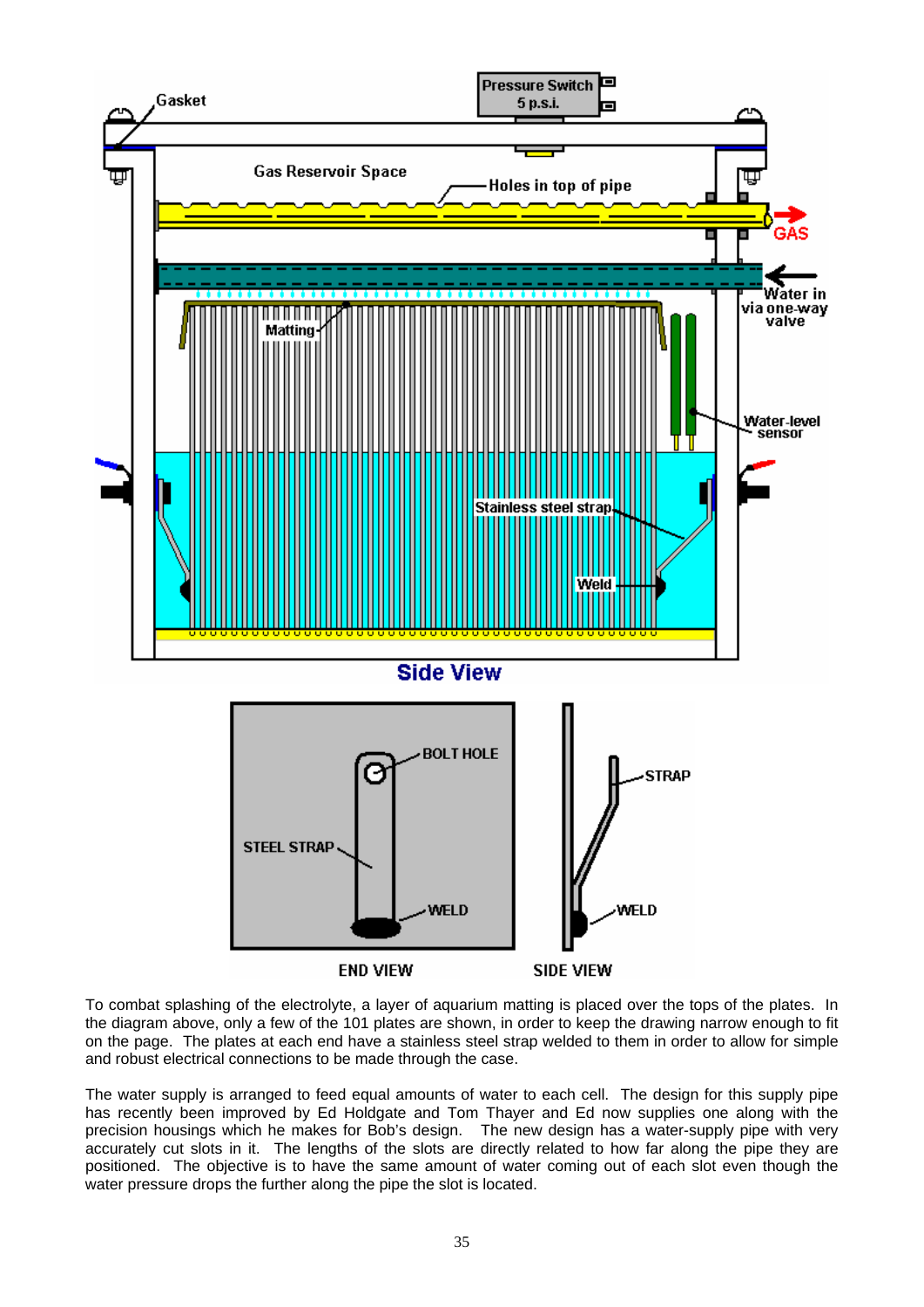To combat splashing of the electrolyte, a layer of aquarium matting is placed over the tops of the plates. In the diagram above, only a few of the 101 plates are shown, in order to keep the drawing narrow enough to fit on the page. The plates at each end have a stainless steel strap welded to them in order to allow for simple and robust electrical connections to be made through the case.

The water supply is arranged to feed equal amounts of water to each cell. The design for this supply pipe has recently been improved by Ed Holdgate and Tom Thayer and Ed now supplies one along with the precision housings which he makes for Bob's design. The new design has a water-supply pipe with very accurately cut slots in it. The lengths of the slots are directly related to how far along the pipe they are positioned. The objective is to have the same amount of water coming out of each slot even though the water pressure drops the further along the pipe the slot is located.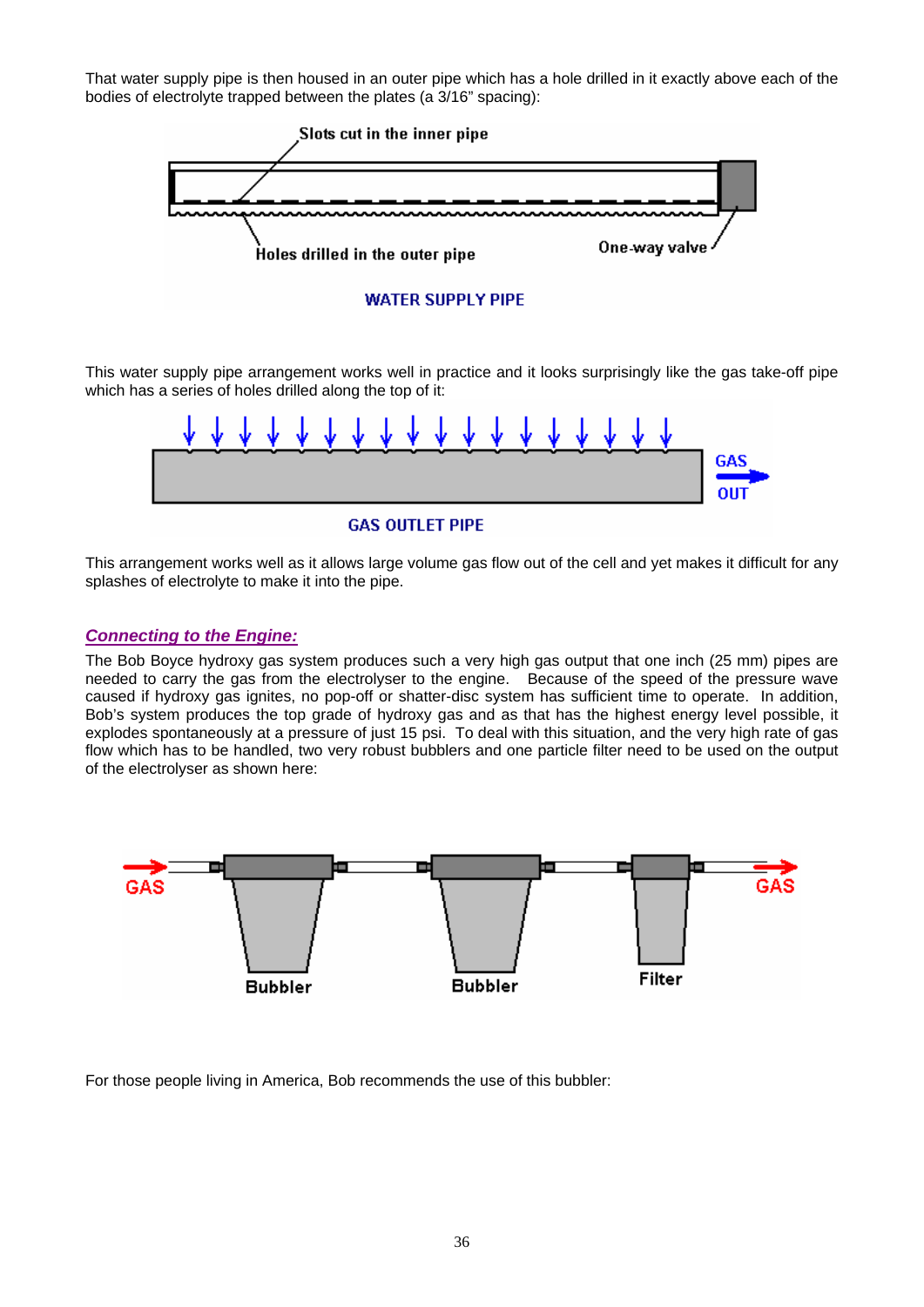That water supply pipe is then housed in an outer pipe which has a hole drilled in it exactly above each of the bodies of electrolyte trapped between the plates (a 3/16" spacing):

Slots cut in the inner pipe

Holes drilled in the outer pipe

One-way valve

WATER SUPPLY PIPE

This water supply pipe arrangement works well in practice and it looks surprisingly like the gas take-off pipe which has a series of holes drilled along the top of it:

GAS OUT

GAS OUTLET PIPE

This arrangement works well as it allows large volume gas flow out of the cell and yet makes it difficult for any splashes of electrolyte to make it into the pipe.

## *Connecting to the Engine:*

The Bob Boyce hydroxy gas system produces such a very high gas output that one inch (25 mm) pipes are needed to carry the gas from the electrolyser to the engine. Because of the speed of the pressure wave caused if hydroxy gas ignites, no pop-off or shatter-disc system has sufficient time to operate. In addition, Bob's system produces the top grade of hydroxy gas and as that has the highest energy level possible, it explodes spontaneously at a pressure of just 15 psi. To deal with this situation, and the very high rate of gas flow which has to be handled, two very robust bubblers and one particle filter need to be used on the output of the electrolyser as shown here:

GAS — Bubbler — Bubbler — Filter — GAS

For those people living in America, Bob recommends the use of this bubbler: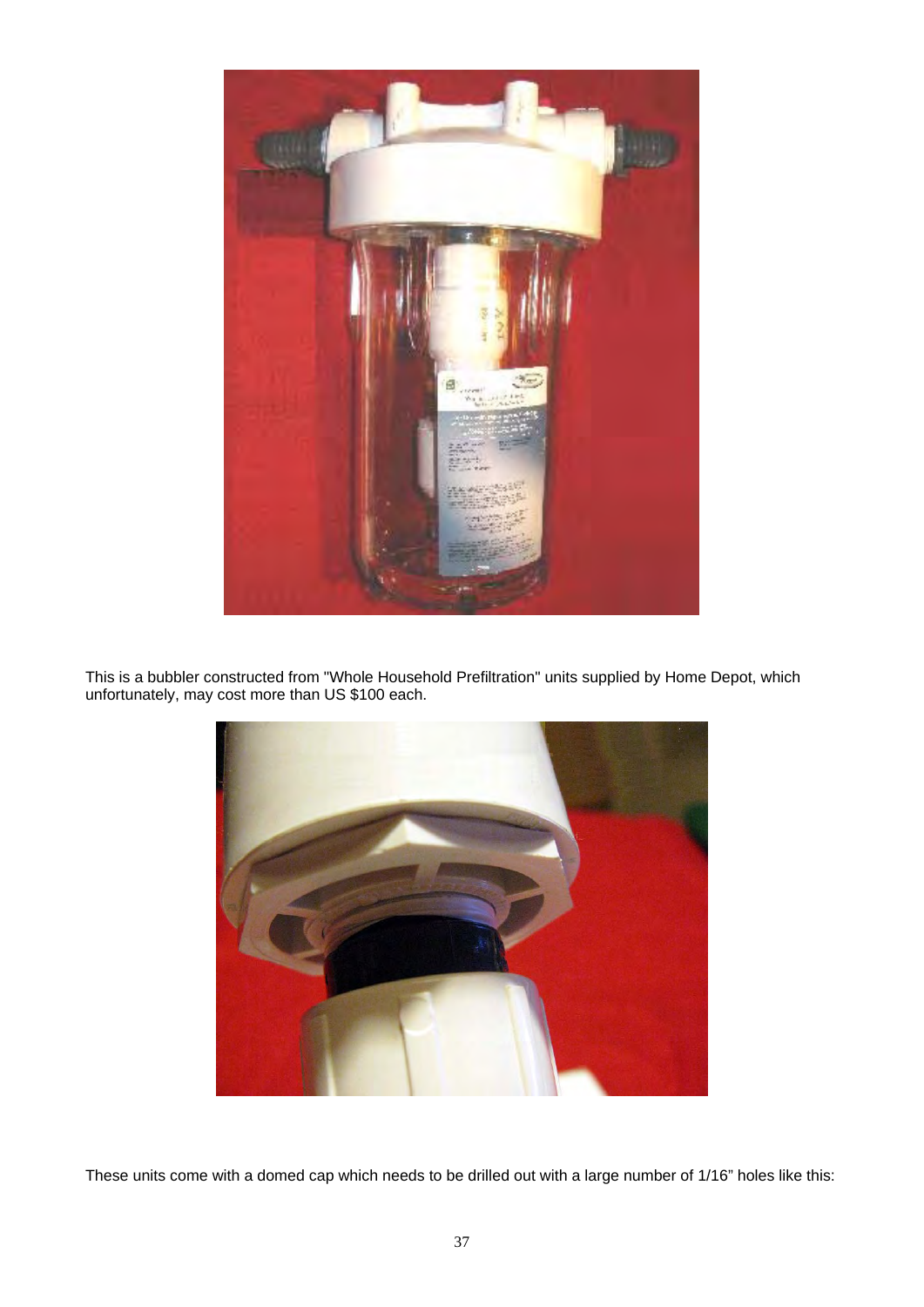This is a bubbler constructed from "Whole Household Prefiltration" units supplied by Home Depot, which unfortunately, may cost more than US $100 each.

These units come with a domed cap which needs to be drilled out with a large number of 1/16" holes like this: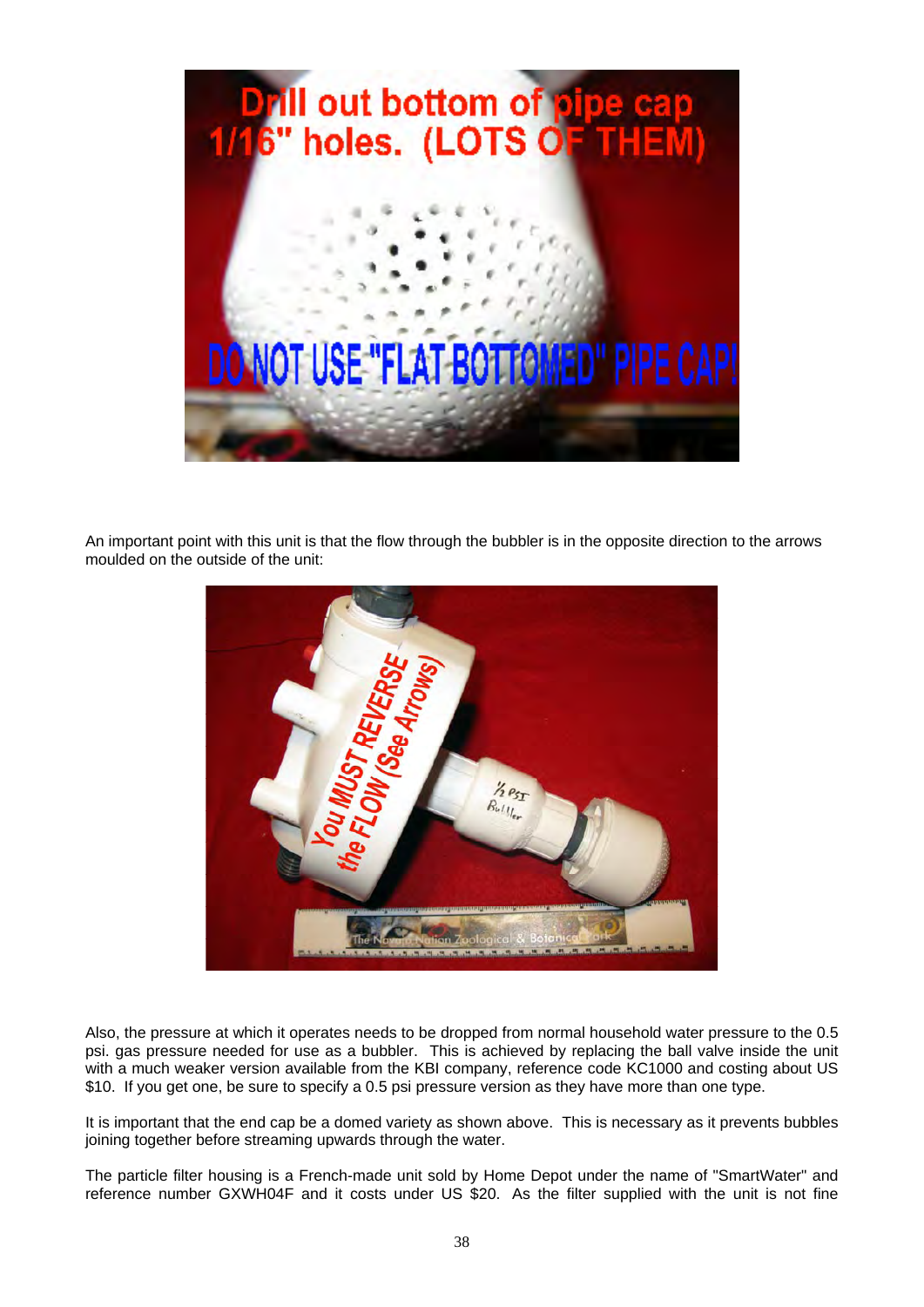An important point with this unit is that the flow through the bubbler is in the opposite direction to the arrows moulded on the outside of the unit:

Also, the pressure at which it operates needs to be dropped from normal household water pressure to the 0.5 psi. gas pressure needed for use as a bubbler. This is achieved by replacing the ball valve inside the unit with a much weaker version available from the KBI company, reference code KC1000 and costing about US $10. If you get one, be sure to specify a 0.5 psi pressure version as they have more than one type.

It is important that the end cap be a domed variety as shown above. This is necessary as it prevents bubbles joining together before streaming upwards through the water.

The particle filter housing is a French-made unit sold by Home Depot under the name of "SmartWater" and reference number GXWH04F and it costs under US $20. As the filter supplied with the unit is not fine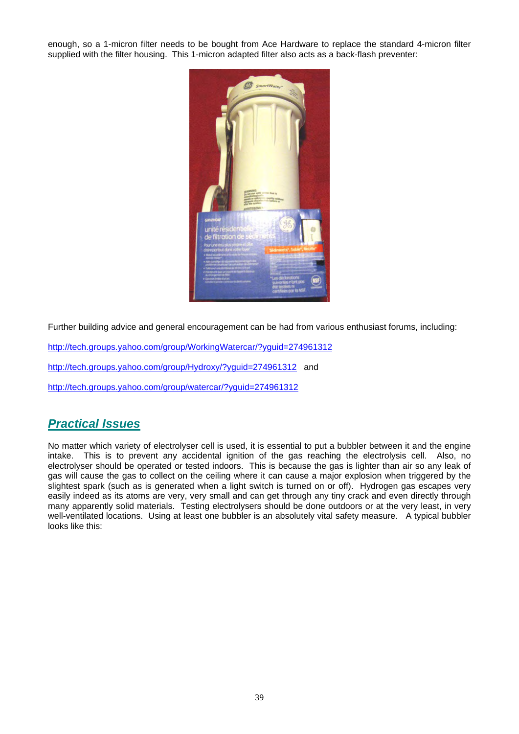enough, so a 1-micron filter needs to be bought from Ace Hardware to replace the standard 4-micron filter supplied with the filter housing. This 1-micron adapted filter also acts as a back-flash preventer:

Further building advice and general encouragement can be had from various enthusiast forums, including:

http://tech.groups.yahoo.com/group/WorkingWatercar/?yguid=274961312

http://tech.groups.yahoo.com/group/Hydroxy/?yguid=274961312 and

http://tech.groups.yahoo.com/group/watercar/?yguid=274961312

## ***Practical Issues***

No matter which variety of electrolyser cell is used, it is essential to put a bubbler between it and the engine intake. This is to prevent any accidental ignition of the gas reaching the electrolysis cell. Also, no electrolyser should be operated or tested indoors. This is because the gas is lighter than air so any leak of gas will cause the gas to collect on the ceiling where it can cause a major explosion when triggered by the slightest spark (such as is generated when a light switch is turned on or off). Hydrogen gas escapes very easily indeed as its atoms are very, very small and can get through any tiny crack and even directly through many apparently solid materials. Testing electrolysers should be done outdoors or at the very least, in very well-ventilated locations. Using at least one bubbler is an absolutely vital safety measure. A typical bubbler looks like this: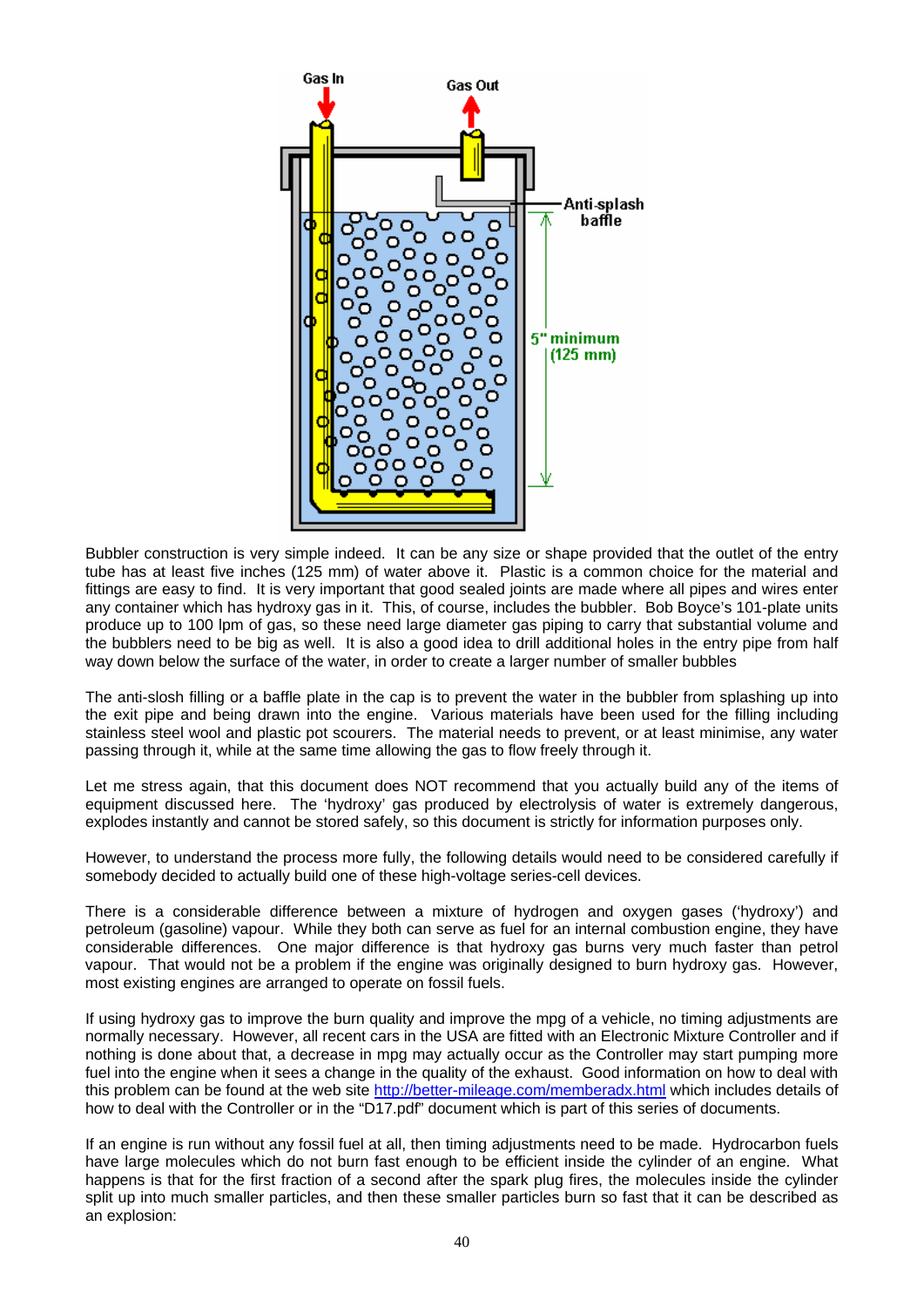Gas In

Gas Out

Anti-splash baffle

5" minimum (125 mm)

Bubbler construction is very simple indeed. It can be any size or shape provided that the outlet of the entry tube has at least five inches (125 mm) of water above it. Plastic is a common choice for the material and fittings are easy to find. It is very important that good sealed joints are made where all pipes and wires enter any container which has hydroxy gas in it. This, of course, includes the bubbler. Bob Boyce's 101-plate units produce up to 100 lpm of gas, so these need large diameter gas piping to carry that substantial volume and the bubblers need to be big as well. It is also a good idea to drill additional holes in the entry pipe from half way down below the surface of the water, in order to create a larger number of smaller bubbles

The anti-slosh filling or a baffle plate in the cap is to prevent the water in the bubbler from splashing up into the exit pipe and being drawn into the engine. Various materials have been used for the filling including stainless steel wool and plastic pot scourers. The material needs to prevent, or at least minimise, any water passing through it, while at the same time allowing the gas to flow freely through it.

Let me stress again, that this document does NOT recommend that you actually build any of the items of equipment discussed here. The 'hydroxy' gas produced by electrolysis of water is extremely dangerous, explodes instantly and cannot be stored safely, so this document is strictly for information purposes only.

However, to understand the process more fully, the following details would need to be considered carefully if somebody decided to actually build one of these high-voltage series-cell devices.

There is a considerable difference between a mixture of hydrogen and oxygen gases ('hydroxy') and petroleum (gasoline) vapour. While they both can serve as fuel for an internal combustion engine, they have considerable differences. One major difference is that hydroxy gas burns very much faster than petrol vapour. That would not be a problem if the engine was originally designed to burn hydroxy gas. However, most existing engines are arranged to operate on fossil fuels.

If using hydroxy gas to improve the burn quality and improve the mpg of a vehicle, no timing adjustments are normally necessary. However, all recent cars in the USA are fitted with an Electronic Mixture Controller and if nothing is done about that, a decrease in mpg may actually occur as the Controller may start pumping more fuel into the engine when it sees a change in the quality of the exhaust. Good information on how to deal with this problem can be found at the web site http://better-mileage.com/memberadx.html which includes details of how to deal with the Controller or in the "D17.pdf" document which is part of this series of documents.

If an engine is run without any fossil fuel at all, then timing adjustments need to be made. Hydrocarbon fuels have large molecules which do not burn fast enough to be efficient inside the cylinder of an engine. What happens is that for the first fraction of a second after the spark plug fires, the molecules inside the cylinder split up into much smaller particles, and then these smaller particles burn so fast that it can be described as an explosion: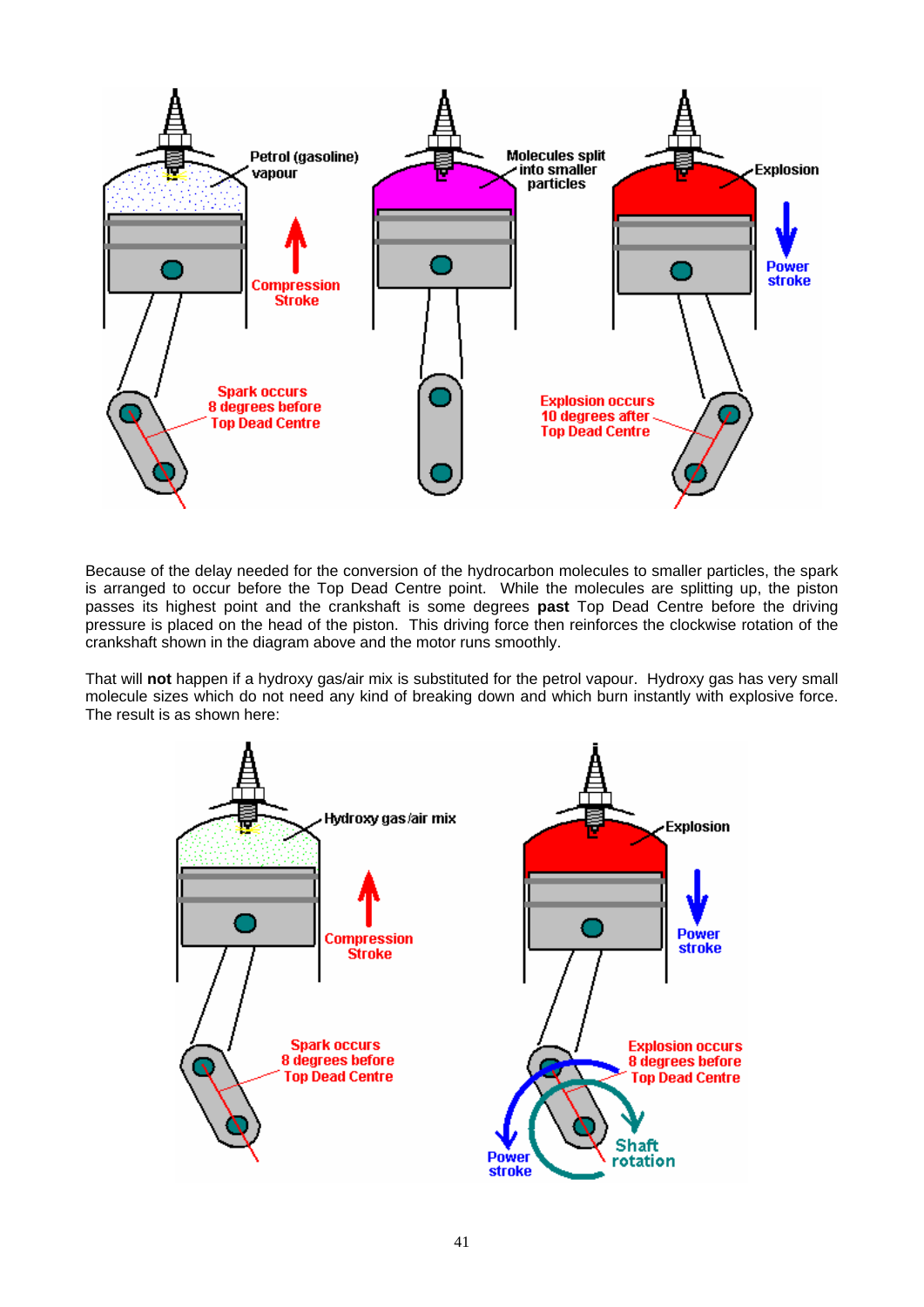Because of the delay needed for the conversion of the hydrocarbon molecules to smaller particles, the spark is arranged to occur before the Top Dead Centre point. While the molecules are splitting up, the piston passes its highest point and the crankshaft is some degrees **past** Top Dead Centre before the driving pressure is placed on the head of the piston. This driving force then reinforces the clockwise rotation of the crankshaft shown in the diagram above and the motor runs smoothly.

That will **not** happen if a hydroxy gas/air mix is substituted for the petrol vapour. Hydroxy gas has very small molecule sizes which do not need any kind of breaking down and which burn instantly with explosive force. The result is as shown here: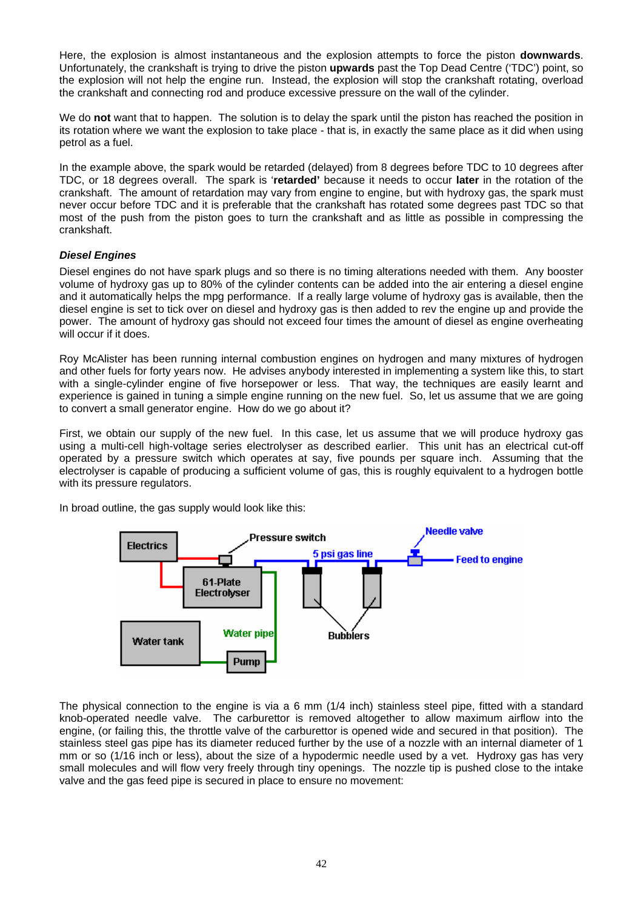Here, the explosion is almost instantaneous and the explosion attempts to force the piston **downwards**. Unfortunately, the crankshaft is trying to drive the piston **upwards** past the Top Dead Centre ('TDC') point, so the explosion will not help the engine run. Instead, the explosion will stop the crankshaft rotating, overload the crankshaft and connecting rod and produce excessive pressure on the wall of the cylinder.

We do **not** want that to happen. The solution is to delay the spark until the piston has reached the position in its rotation where we want the explosion to take place - that is, in exactly the same place as it did when using petrol as a fuel.

In the example above, the spark would be retarded (delayed) from 8 degrees before TDC to 10 degrees after TDC, or 18 degrees overall. The spark is '**retarded'** because it needs to occur **later** in the rotation of the crankshaft. The amount of retardation may vary from engine to engine, but with hydroxy gas, the spark must never occur before TDC and it is preferable that the crankshaft has rotated some degrees past TDC so that most of the push from the piston goes to turn the crankshaft and as little as possible in compressing the crankshaft.

### *Diesel Engines*

Diesel engines do not have spark plugs and so there is no timing alterations needed with them. Any booster volume of hydroxy gas up to 80% of the cylinder contents can be added into the air entering a diesel engine and it automatically helps the mpg performance. If a really large volume of hydroxy gas is available, then the diesel engine is set to tick over on diesel and hydroxy gas is then added to rev the engine up and provide the power. The amount of hydroxy gas should not exceed four times the amount of diesel as engine overheating will occur if it does.

Roy McAlister has been running internal combustion engines on hydrogen and many mixtures of hydrogen and other fuels for forty years now. He advises anybody interested in implementing a system like this, to start with a single-cylinder engine of five horsepower or less. That way, the techniques are easily learnt and experience is gained in tuning a simple engine running on the new fuel. So, let us assume that we are going to convert a small generator engine. How do we go about it?

First, we obtain our supply of the new fuel. In this case, let us assume that we will produce hydroxy gas using a multi-cell high-voltage series electrolyser as described earlier. This unit has an electrical cut-off operated by a pressure switch which operates at say, five pounds per square inch. Assuming that the electrolyser is capable of producing a sufficient volume of gas, this is roughly equivalent to a hydrogen bottle with its pressure regulators.

In broad outline, the gas supply would look like this:

Electrics — Pressure switch — 5 psi gas line — Needle valve — Feed to engine — 61-Plate Electrolyser — Bubblers — Water tank — Water pipe — Pump

The physical connection to the engine is via a 6 mm (1/4 inch) stainless steel pipe, fitted with a standard knob-operated needle valve. The carburettor is removed altogether to allow maximum airflow into the engine, (or failing this, the throttle valve of the carburettor is opened wide and secured in that position). The stainless steel gas pipe has its diameter reduced further by the use of a nozzle with an internal diameter of 1 mm or so (1/16 inch or less), about the size of a hypodermic needle used by a vet. Hydroxy gas has very small molecules and will flow very freely through tiny openings. The nozzle tip is pushed close to the intake valve and the gas feed pipe is secured in place to ensure no movement: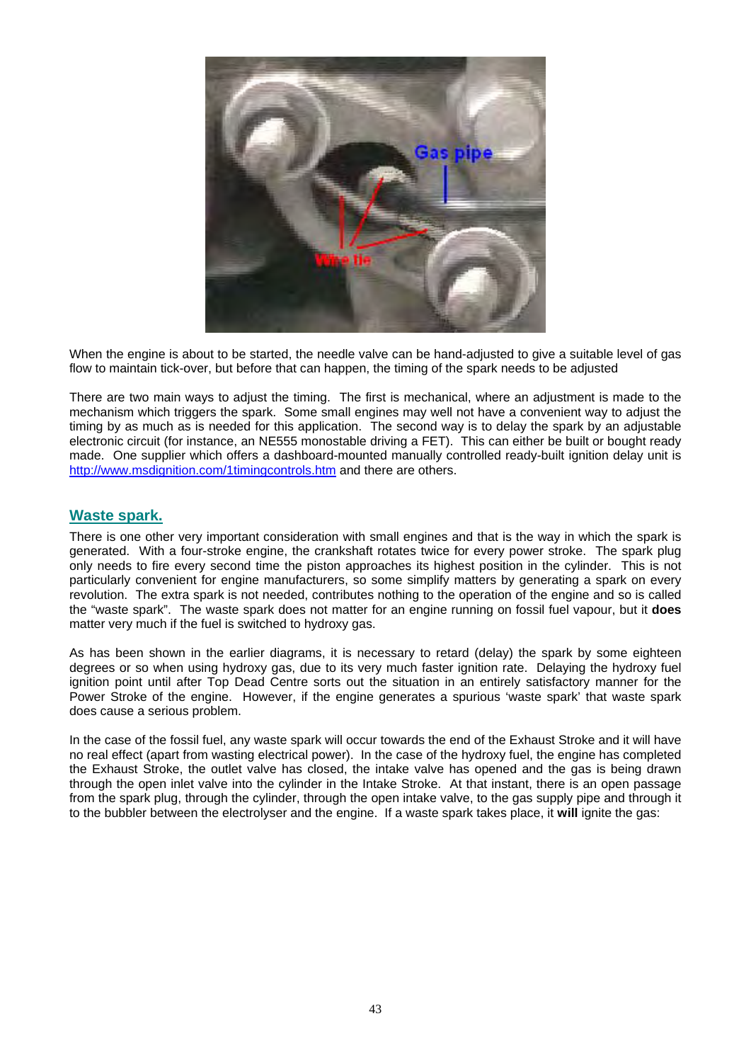When the engine is about to be started, the needle valve can be hand-adjusted to give a suitable level of gas flow to maintain tick-over, but before that can happen, the timing of the spark needs to be adjusted

There are two main ways to adjust the timing. The first is mechanical, where an adjustment is made to the mechanism which triggers the spark. Some small engines may well not have a convenient way to adjust the timing by as much as is needed for this application. The second way is to delay the spark by an adjustable electronic circuit (for instance, an NE555 monostable driving a FET). This can either be built or bought ready made. One supplier which offers a dashboard-mounted manually controlled ready-built ignition delay unit is http://www.msdignition.com/1timingcontrols.htm and there are others.

## Waste spark.

There is one other very important consideration with small engines and that is the way in which the spark is generated. With a four-stroke engine, the crankshaft rotates twice for every power stroke. The spark plug only needs to fire every second time the piston approaches its highest position in the cylinder. This is not particularly convenient for engine manufacturers, so some simplify matters by generating a spark on every revolution. The extra spark is not needed, contributes nothing to the operation of the engine and so is called the "waste spark". The waste spark does not matter for an engine running on fossil fuel vapour, but it **does** matter very much if the fuel is switched to hydroxy gas.

As has been shown in the earlier diagrams, it is necessary to retard (delay) the spark by some eighteen degrees or so when using hydroxy gas, due to its very much faster ignition rate. Delaying the hydroxy fuel ignition point until after Top Dead Centre sorts out the situation in an entirely satisfactory manner for the Power Stroke of the engine. However, if the engine generates a spurious 'waste spark' that waste spark does cause a serious problem.

In the case of the fossil fuel, any waste spark will occur towards the end of the Exhaust Stroke and it will have no real effect (apart from wasting electrical power). In the case of the hydroxy fuel, the engine has completed the Exhaust Stroke, the outlet valve has closed, the intake valve has opened and the gas is being drawn through the open inlet valve into the cylinder in the Intake Stroke. At that instant, there is an open passage from the spark plug, through the cylinder, through the open intake valve, to the gas supply pipe and through it to the bubbler between the electrolyser and the engine. If a waste spark takes place, it **will** ignite the gas: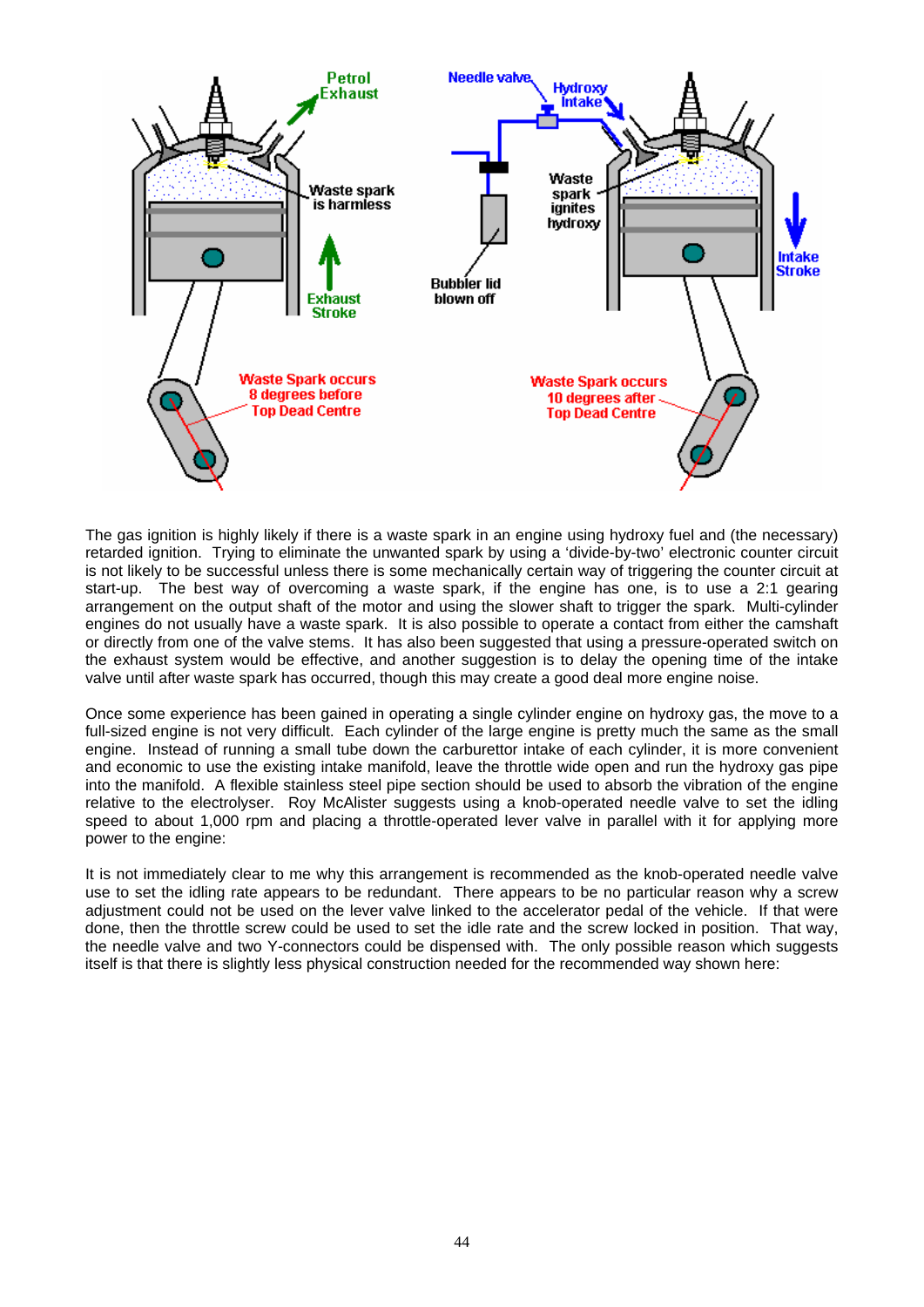The gas ignition is highly likely if there is a waste spark in an engine using hydroxy fuel and (the necessary) retarded ignition. Trying to eliminate the unwanted spark by using a 'divide-by-two' electronic counter circuit is not likely to be successful unless there is some mechanically certain way of triggering the counter circuit at start-up. The best way of overcoming a waste spark, if the engine has one, is to use a 2:1 gearing arrangement on the output shaft of the motor and using the slower shaft to trigger the spark. Multi-cylinder engines do not usually have a waste spark. It is also possible to operate a contact from either the camshaft or directly from one of the valve stems. It has also been suggested that using a pressure-operated switch on the exhaust system would be effective, and another suggestion is to delay the opening time of the intake valve until after waste spark has occurred, though this may create a good deal more engine noise.

Once some experience has been gained in operating a single cylinder engine on hydroxy gas, the move to a full-sized engine is not very difficult. Each cylinder of the large engine is pretty much the same as the small engine. Instead of running a small tube down the carburettor intake of each cylinder, it is more convenient and economic to use the existing intake manifold, leave the throttle wide open and run the hydroxy gas pipe into the manifold. A flexible stainless steel pipe section should be used to absorb the vibration of the engine relative to the electrolyser. Roy McAlister suggests using a knob-operated needle valve to set the idling speed to about 1,000 rpm and placing a throttle-operated lever valve in parallel with it for applying more power to the engine:

It is not immediately clear to me why this arrangement is recommended as the knob-operated needle valve use to set the idling rate appears to be redundant. There appears to be no particular reason why a screw adjustment could not be used on the lever valve linked to the accelerator pedal of the vehicle. If that were done, then the throttle screw could be used to set the idle rate and the screw locked in position. That way, the needle valve and two Y-connectors could be dispensed with. The only possible reason which suggests itself is that there is slightly less physical construction needed for the recommended way shown here: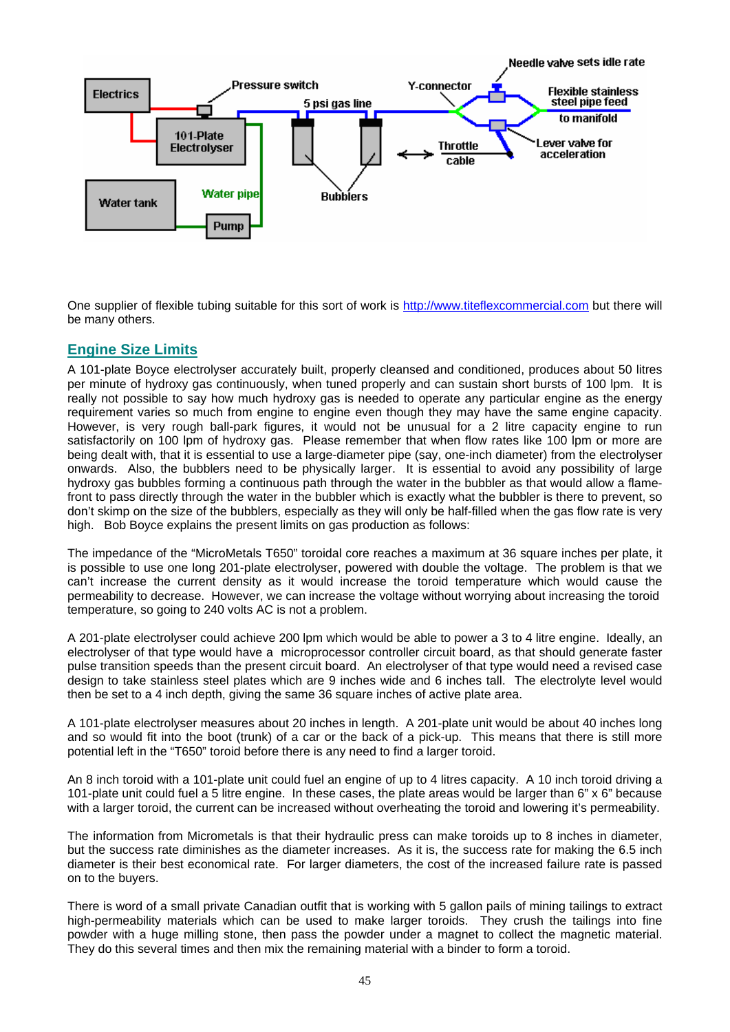One supplier of flexible tubing suitable for this sort of work is http://www.titeflexcommercial.com but there will be many others.

## Engine Size Limits

A 101-plate Boyce electrolyser accurately built, properly cleansed and conditioned, produces about 50 litres per minute of hydroxy gas continuously, when tuned properly and can sustain short bursts of 100 lpm. It is really not possible to say how much hydroxy gas is needed to operate any particular engine as the energy requirement varies so much from engine to engine even though they may have the same engine capacity. However, is very rough ball-park figures, it would not be unusual for a 2 litre capacity engine to run satisfactorily on 100 lpm of hydroxy gas. Please remember that when flow rates like 100 lpm or more are being dealt with, that it is essential to use a large-diameter pipe (say, one-inch diameter) from the electrolyser onwards. Also, the bubblers need to be physically larger. It is essential to avoid any possibility of large hydroxy gas bubbles forming a continuous path through the water in the bubbler as that would allow a flame-front to pass directly through the water in the bubbler which is exactly what the bubbler is there to prevent, so don't skimp on the size of the bubblers, especially as they will only be half-filled when the gas flow rate is very high. Bob Boyce explains the present limits on gas production as follows:

The impedance of the "MicroMetals T650" toroidal core reaches a maximum at 36 square inches per plate, it is possible to use one long 201-plate electrolyser, powered with double the voltage. The problem is that we can't increase the current density as it would increase the toroid temperature which would cause the permeability to decrease. However, we can increase the voltage without worrying about increasing the toroid temperature, so going to 240 volts AC is not a problem.

A 201-plate electrolyser could achieve 200 lpm which would be able to power a 3 to 4 litre engine. Ideally, an electrolyser of that type would have a microprocessor controller circuit board, as that should generate faster pulse transition speeds than the present circuit board. An electrolyser of that type would need a revised case design to take stainless steel plates which are 9 inches wide and 6 inches tall. The electrolyte level would then be set to a 4 inch depth, giving the same 36 square inches of active plate area.

A 101-plate electrolyser measures about 20 inches in length. A 201-plate unit would be about 40 inches long and so would fit into the boot (trunk) of a car or the back of a pick-up. This means that there is still more potential left in the "T650" toroid before there is any need to find a larger toroid.

An 8 inch toroid with a 101-plate unit could fuel an engine of up to 4 litres capacity. A 10 inch toroid driving a 101-plate unit could fuel a 5 litre engine. In these cases, the plate areas would be larger than 6" x 6" because with a larger toroid, the current can be increased without overheating the toroid and lowering it's permeability.

The information from Micrometals is that their hydraulic press can make toroids up to 8 inches in diameter, but the success rate diminishes as the diameter increases. As it is, the success rate for making the 6.5 inch diameter is their best economical rate. For larger diameters, the cost of the increased failure rate is passed on to the buyers.

There is word of a small private Canadian outfit that is working with 5 gallon pails of mining tailings to extract high-permeability materials which can be used to make larger toroids. They crush the tailings into fine powder with a huge milling stone, then pass the powder under a magnet to collect the magnetic material. They do this several times and then mix the remaining material with a binder to form a toroid.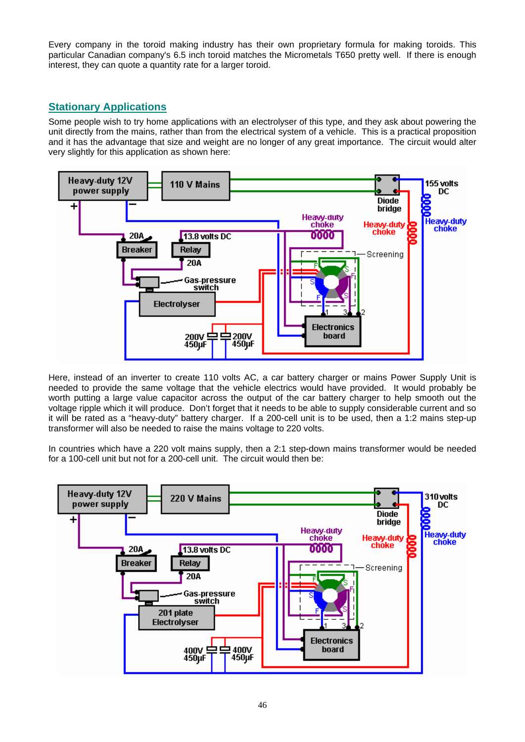Every company in the toroid making industry has their own proprietary formula for making toroids. This particular Canadian company's 6.5 inch toroid matches the Micrometals T650 pretty well. If there is enough interest, they can quote a quantity rate for a larger toroid.

## Stationary Applications

Some people wish to try home applications with an electrolyser of this type, and they ask about powering the unit directly from the mains, rather than from the electrical system of a vehicle. This is a practical proposition and it has the advantage that size and weight are no longer of any great importance. The circuit would alter very slightly for this application as shown here:

Here, instead of an inverter to create 110 volts AC, a car battery charger or mains Power Supply Unit is needed to provide the same voltage that the vehicle electrics would have provided. It would probably be worth putting a large value capacitor across the output of the car battery charger to help smooth out the voltage ripple which it will produce. Don't forget that it needs to be able to supply considerable current and so it will be rated as a "heavy-duty" battery charger. If a 200-cell unit is to be used, then a 1:2 mains step-up transformer will also be needed to raise the mains voltage to 220 volts.

In countries which have a 220 volt mains supply, then a 2:1 step-down mains transformer would be needed for a 100-cell unit but not for a 200-cell unit. The circuit would then be: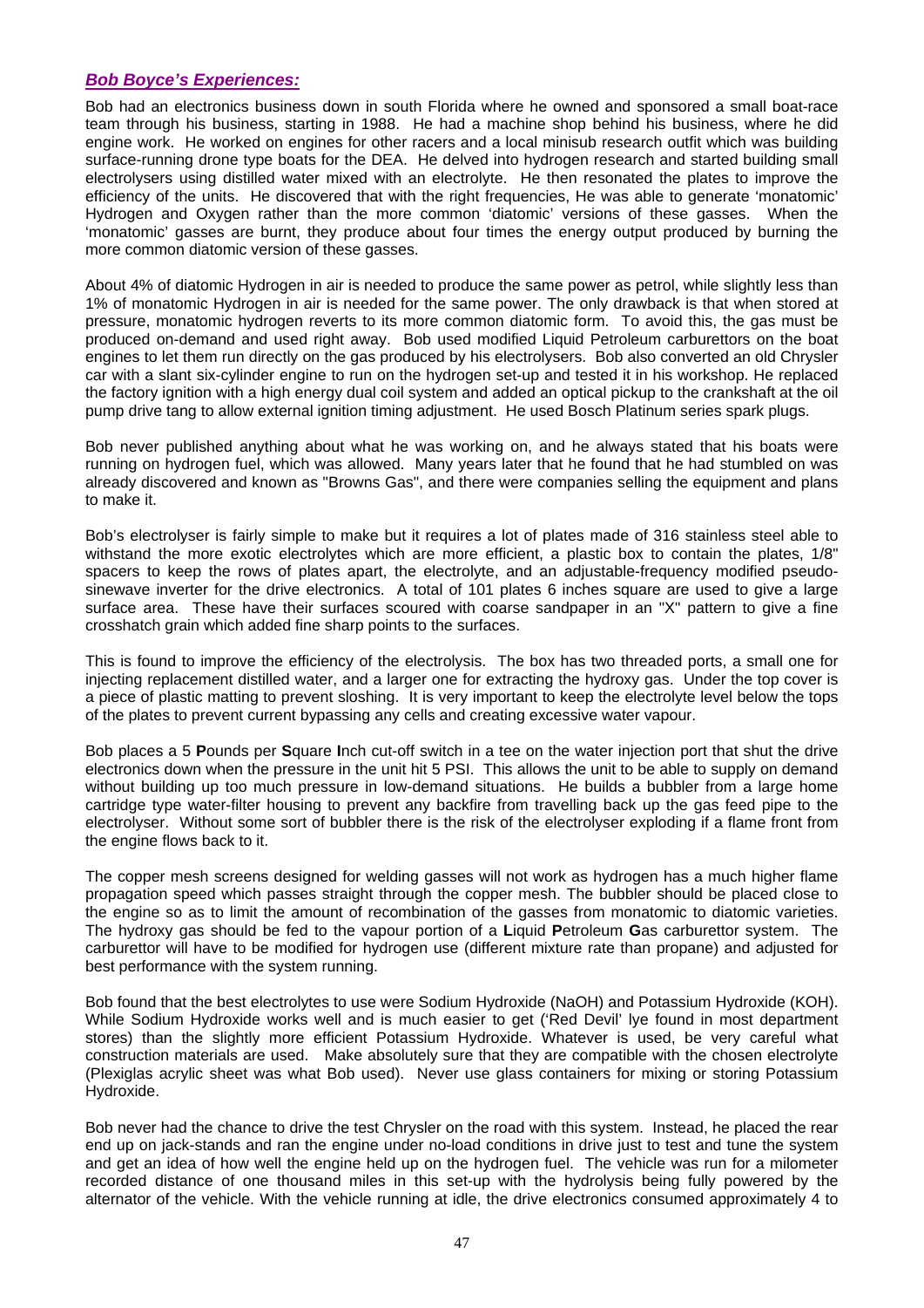## ***Bob Boyce's Experiences:***

Bob had an electronics business down in south Florida where he owned and sponsored a small boat-race team through his business, starting in 1988. He had a machine shop behind his business, where he did engine work. He worked on engines for other racers and a local minisub research outfit which was building surface-running drone type boats for the DEA. He delved into hydrogen research and started building small electrolysers using distilled water mixed with an electrolyte. He then resonated the plates to improve the efficiency of the units. He discovered that with the right frequencies, He was able to generate 'monatomic' Hydrogen and Oxygen rather than the more common 'diatomic' versions of these gasses. When the 'monatomic' gasses are burnt, they produce about four times the energy output produced by burning the more common diatomic version of these gasses.

About 4% of diatomic Hydrogen in air is needed to produce the same power as petrol, while slightly less than 1% of monatomic Hydrogen in air is needed for the same power. The only drawback is that when stored at pressure, monatomic hydrogen reverts to its more common diatomic form. To avoid this, the gas must be produced on-demand and used right away. Bob used modified Liquid Petroleum carburettors on the boat engines to let them run directly on the gas produced by his electrolysers. Bob also converted an old Chrysler car with a slant six-cylinder engine to run on the hydrogen set-up and tested it in his workshop. He replaced the factory ignition with a high energy dual coil system and added an optical pickup to the crankshaft at the oil pump drive tang to allow external ignition timing adjustment. He used Bosch Platinum series spark plugs.

Bob never published anything about what he was working on, and he always stated that his boats were running on hydrogen fuel, which was allowed. Many years later that he found that he had stumbled on was already discovered and known as "Browns Gas", and there were companies selling the equipment and plans to make it.

Bob's electrolyser is fairly simple to make but it requires a lot of plates made of 316 stainless steel able to withstand the more exotic electrolytes which are more efficient, a plastic box to contain the plates, 1/8" spacers to keep the rows of plates apart, the electrolyte, and an adjustable-frequency modified pseudo-sinewave inverter for the drive electronics. A total of 101 plates 6 inches square are used to give a large surface area. These have their surfaces scoured with coarse sandpaper in an "X" pattern to give a fine crosshatch grain which added fine sharp points to the surfaces.

This is found to improve the efficiency of the electrolysis. The box has two threaded ports, a small one for injecting replacement distilled water, and a larger one for extracting the hydroxy gas. Under the top cover is a piece of plastic matting to prevent sloshing. It is very important to keep the electrolyte level below the tops of the plates to prevent current bypassing any cells and creating excessive water vapour.

Bob places a 5 **P**ounds per **S**quare **I**nch cut-off switch in a tee on the water injection port that shut the drive electronics down when the pressure in the unit hit 5 PSI. This allows the unit to be able to supply on demand without building up too much pressure in low-demand situations. He builds a bubbler from a large home cartridge type water-filter housing to prevent any backfire from travelling back up the gas feed pipe to the electrolyser. Without some sort of bubbler there is the risk of the electrolyser exploding if a flame front from the engine flows back to it.

The copper mesh screens designed for welding gasses will not work as hydrogen has a much higher flame propagation speed which passes straight through the copper mesh. The bubbler should be placed close to the engine so as to limit the amount of recombination of the gasses from monatomic to diatomic varieties. The hydroxy gas should be fed to the vapour portion of a **L**iquid **P**etroleum **G**as carburettor system. The carburettor will have to be modified for hydrogen use (different mixture rate than propane) and adjusted for best performance with the system running.

Bob found that the best electrolytes to use were Sodium Hydroxide (NaOH) and Potassium Hydroxide (KOH). While Sodium Hydroxide works well and is much easier to get ('Red Devil' lye found in most department stores) than the slightly more efficient Potassium Hydroxide. Whatever is used, be very careful what construction materials are used. Make absolutely sure that they are compatible with the chosen electrolyte (Plexiglas acrylic sheet was what Bob used). Never use glass containers for mixing or storing Potassium Hydroxide.

Bob never had the chance to drive the test Chrysler on the road with this system. Instead, he placed the rear end up on jack-stands and ran the engine under no-load conditions in drive just to test and tune the system and get an idea of how well the engine held up on the hydrogen fuel. The vehicle was run for a milometer recorded distance of one thousand miles in this set-up with the hydrolysis being fully powered by the alternator of the vehicle. With the vehicle running at idle, the drive electronics consumed approximately 4 to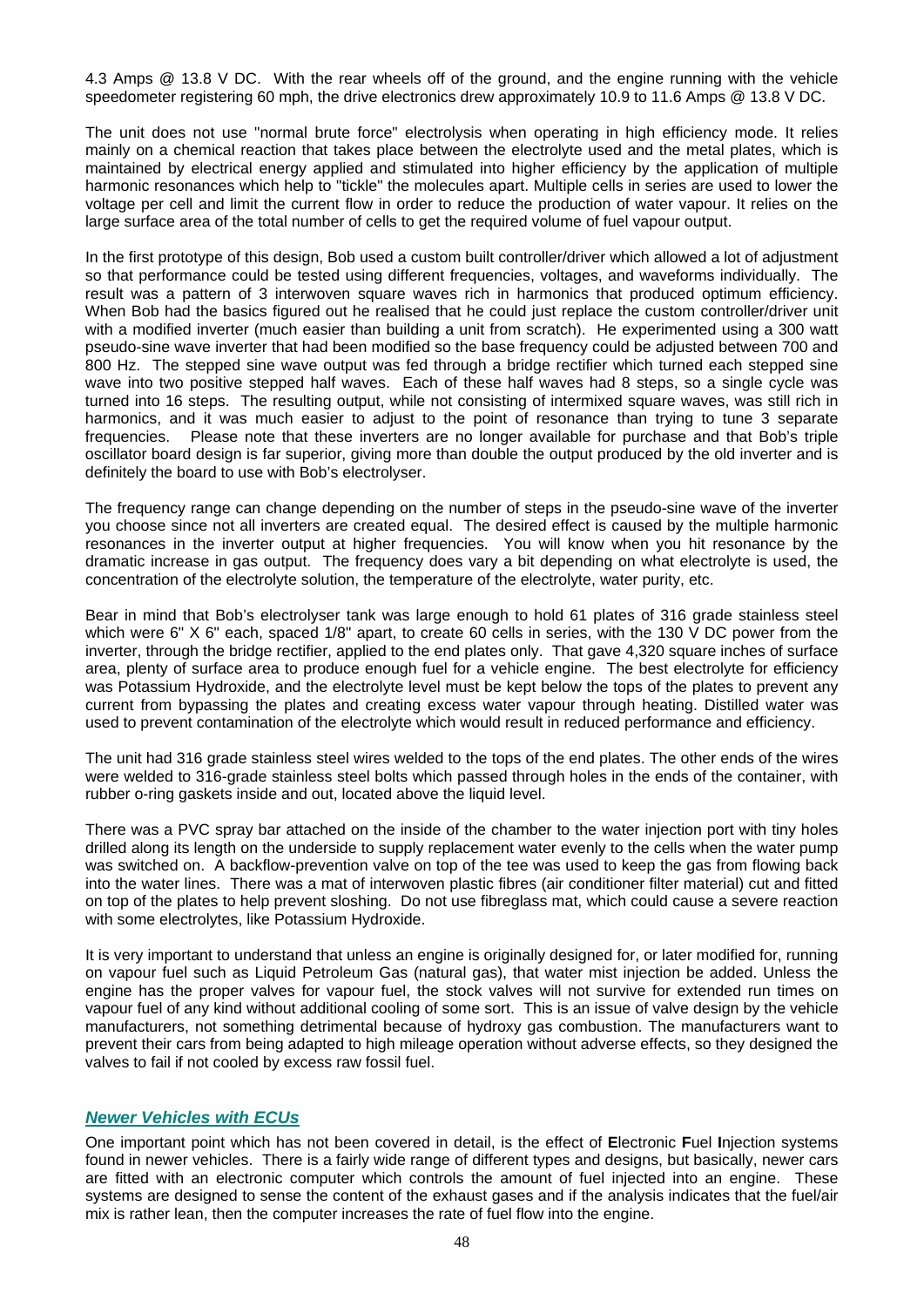4.3 Amps @ 13.8 V DC. With the rear wheels off of the ground, and the engine running with the vehicle speedometer registering 60 mph, the drive electronics drew approximately 10.9 to 11.6 Amps @ 13.8 V DC.

The unit does not use "normal brute force" electrolysis when operating in high efficiency mode. It relies mainly on a chemical reaction that takes place between the electrolyte used and the metal plates, which is maintained by electrical energy applied and stimulated into higher efficiency by the application of multiple harmonic resonances which help to "tickle" the molecules apart. Multiple cells in series are used to lower the voltage per cell and limit the current flow in order to reduce the production of water vapour. It relies on the large surface area of the total number of cells to get the required volume of fuel vapour output.

In the first prototype of this design, Bob used a custom built controller/driver which allowed a lot of adjustment so that performance could be tested using different frequencies, voltages, and waveforms individually. The result was a pattern of 3 interwoven square waves rich in harmonics that produced optimum efficiency. When Bob had the basics figured out he realised that he could just replace the custom controller/driver unit with a modified inverter (much easier than building a unit from scratch). He experimented using a 300 watt pseudo-sine wave inverter that had been modified so the base frequency could be adjusted between 700 and 800 Hz. The stepped sine wave output was fed through a bridge rectifier which turned each stepped sine wave into two positive stepped half waves. Each of these half waves had 8 steps, so a single cycle was turned into 16 steps. The resulting output, while not consisting of intermixed square waves, was still rich in harmonics, and it was much easier to adjust to the point of resonance than trying to tune 3 separate frequencies. Please note that these inverters are no longer available for purchase and that Bob's triple oscillator board design is far superior, giving more than double the output produced by the old inverter and is definitely the board to use with Bob's electrolyser.

The frequency range can change depending on the number of steps in the pseudo-sine wave of the inverter you choose since not all inverters are created equal. The desired effect is caused by the multiple harmonic resonances in the inverter output at higher frequencies. You will know when you hit resonance by the dramatic increase in gas output. The frequency does vary a bit depending on what electrolyte is used, the concentration of the electrolyte solution, the temperature of the electrolyte, water purity, etc.

Bear in mind that Bob's electrolyser tank was large enough to hold 61 plates of 316 grade stainless steel which were 6" X 6" each, spaced 1/8" apart, to create 60 cells in series, with the 130 V DC power from the inverter, through the bridge rectifier, applied to the end plates only. That gave 4,320 square inches of surface area, plenty of surface area to produce enough fuel for a vehicle engine. The best electrolyte for efficiency was Potassium Hydroxide, and the electrolyte level must be kept below the tops of the plates to prevent any current from bypassing the plates and creating excess water vapour through heating. Distilled water was used to prevent contamination of the electrolyte which would result in reduced performance and efficiency.

The unit had 316 grade stainless steel wires welded to the tops of the end plates. The other ends of the wires were welded to 316-grade stainless steel bolts which passed through holes in the ends of the container, with rubber o-ring gaskets inside and out, located above the liquid level.

There was a PVC spray bar attached on the inside of the chamber to the water injection port with tiny holes drilled along its length on the underside to supply replacement water evenly to the cells when the water pump was switched on. A backflow-prevention valve on top of the tee was used to keep the gas from flowing back into the water lines. There was a mat of interwoven plastic fibres (air conditioner filter material) cut and fitted on top of the plates to help prevent sloshing. Do not use fibreglass mat, which could cause a severe reaction with some electrolytes, like Potassium Hydroxide.

It is very important to understand that unless an engine is originally designed for, or later modified for, running on vapour fuel such as Liquid Petroleum Gas (natural gas), that water mist injection be added. Unless the engine has the proper valves for vapour fuel, the stock valves will not survive for extended run times on vapour fuel of any kind without additional cooling of some sort. This is an issue of valve design by the vehicle manufacturers, not something detrimental because of hydroxy gas combustion. The manufacturers want to prevent their cars from being adapted to high mileage operation without adverse effects, so they designed the valves to fail if not cooled by excess raw fossil fuel.

## *Newer Vehicles with ECUs*

One important point which has not been covered in detail, is the effect of **E**lectronic **F**uel **I**njection systems found in newer vehicles. There is a fairly wide range of different types and designs, but basically, newer cars are fitted with an electronic computer which controls the amount of fuel injected into an engine. These systems are designed to sense the content of the exhaust gases and if the analysis indicates that the fuel/air mix is rather lean, then the computer increases the rate of fuel flow into the engine.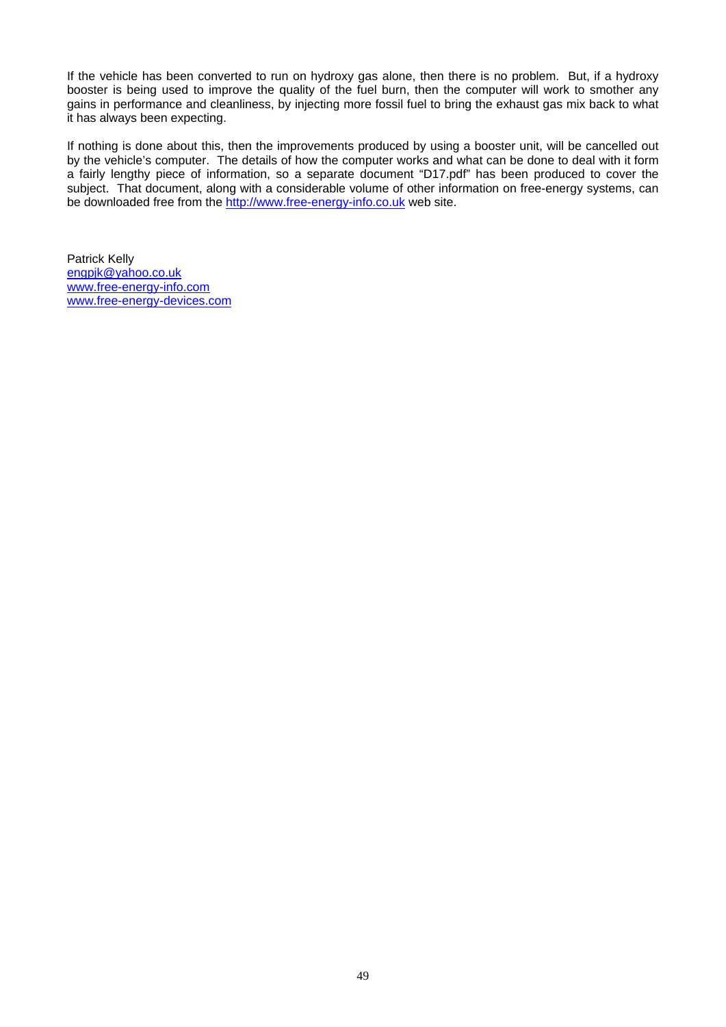If the vehicle has been converted to run on hydroxy gas alone, then there is no problem. But, if a hydroxy booster is being used to improve the quality of the fuel burn, then the computer will work to smother any gains in performance and cleanliness, by injecting more fossil fuel to bring the exhaust gas mix back to what it has always been expecting.

If nothing is done about this, then the improvements produced by using a booster unit, will be cancelled out by the vehicle's computer. The details of how the computer works and what can be done to deal with it form a fairly lengthy piece of information, so a separate document "D17.pdf" has been produced to cover the subject. That document, along with a considerable volume of other information on free-energy systems, can be downloaded free from the http://www.free-energy-info.co.uk web site.

Patrick Kelly
engpjk@yahoo.co.uk
www.free-energy-info.com
www.free-energy-devices.com